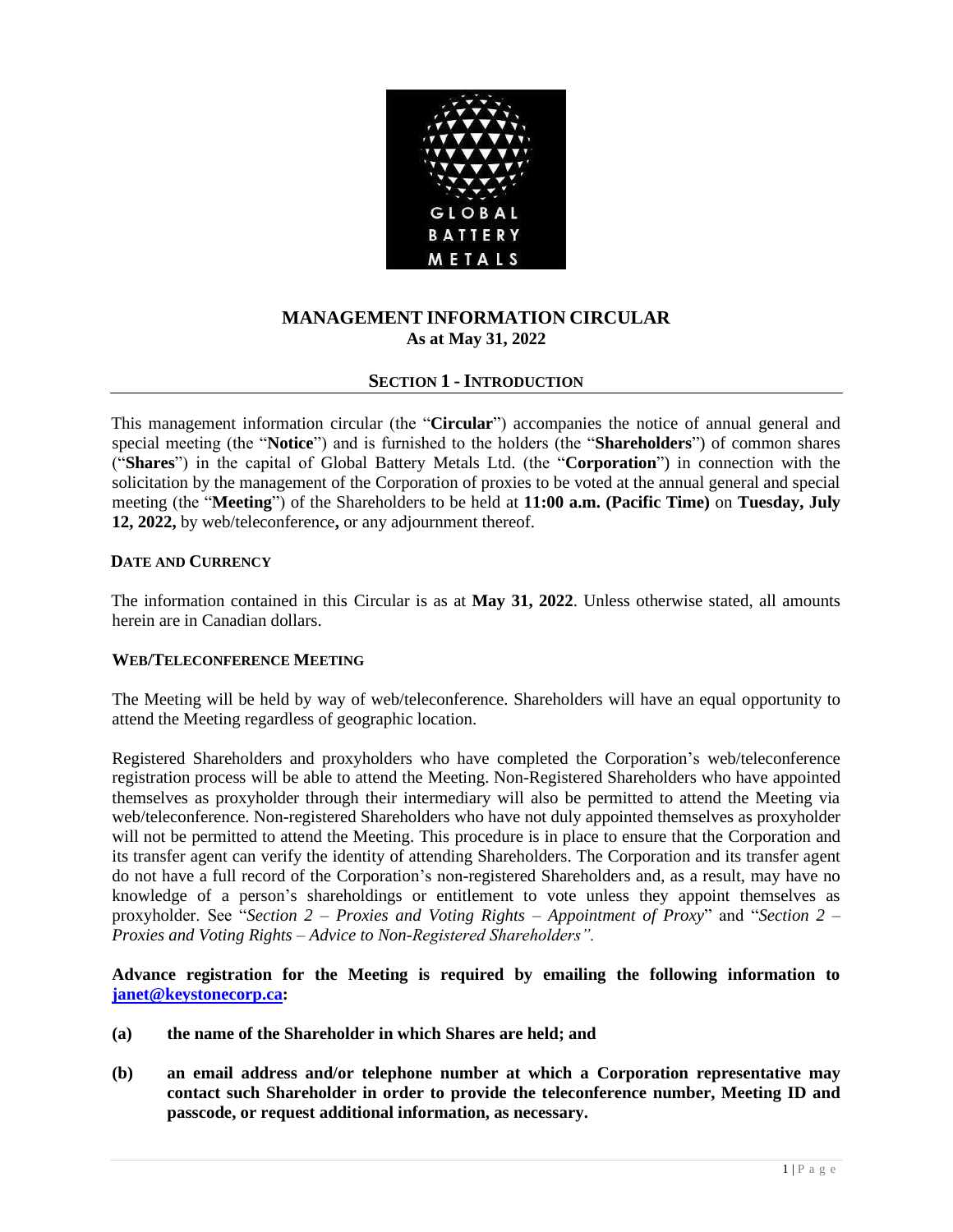# MANAGEMENT INFORMATION CIRCULAR
**As at May 31, 2022**

## SECTION 1 - INTRODUCTION

This management information circular (the "**Circular**") accompanies the notice of annual general and special meeting (the "**Notice**") and is furnished to the holders (the "**Shareholders**") of common shares ("**Shares**") in the capital of Global Battery Metals Ltd. (the "**Corporation**") in connection with the solicitation by the management of the Corporation of proxies to be voted at the annual general and special meeting (the "**Meeting**") of the Shareholders to be held at **11:00 a.m. (Pacific Time)** on **Tuesday, July 12, 2022,** by web/teleconference**,** or any adjournment thereof.

### DATE AND CURRENCY

The information contained in this Circular is as at **May 31, 2022**. Unless otherwise stated, all amounts herein are in Canadian dollars.

### WEB/TELECONFERENCE MEETING

The Meeting will be held by way of web/teleconference. Shareholders will have an equal opportunity to attend the Meeting regardless of geographic location.

Registered Shareholders and proxyholders who have completed the Corporation's web/teleconference registration process will be able to attend the Meeting. Non-Registered Shareholders who have appointed themselves as proxyholder through their intermediary will also be permitted to attend the Meeting via web/teleconference. Non-registered Shareholders who have not duly appointed themselves as proxyholder will not be permitted to attend the Meeting. This procedure is in place to ensure that the Corporation and its transfer agent can verify the identity of attending Shareholders. The Corporation and its transfer agent do not have a full record of the Corporation's non-registered Shareholders and, as a result, may have no knowledge of a person's shareholdings or entitlement to vote unless they appoint themselves as proxyholder. See "*Section 2 – Proxies and Voting Rights – Appointment of Proxy*" and "*Section 2 – Proxies and Voting Rights – Advice to Non-Registered Shareholders".*

**Advance registration for the Meeting is required by emailing the following information to [janet@keystonecorp.ca](mailto:janet@keystonecorp.ca):**

**(a) the name of the Shareholder in which Shares are held; and**

**(b) an email address and/or telephone number at which a Corporation representative may contact such Shareholder in order to provide the teleconference number, Meeting ID and passcode, or request additional information, as necessary.**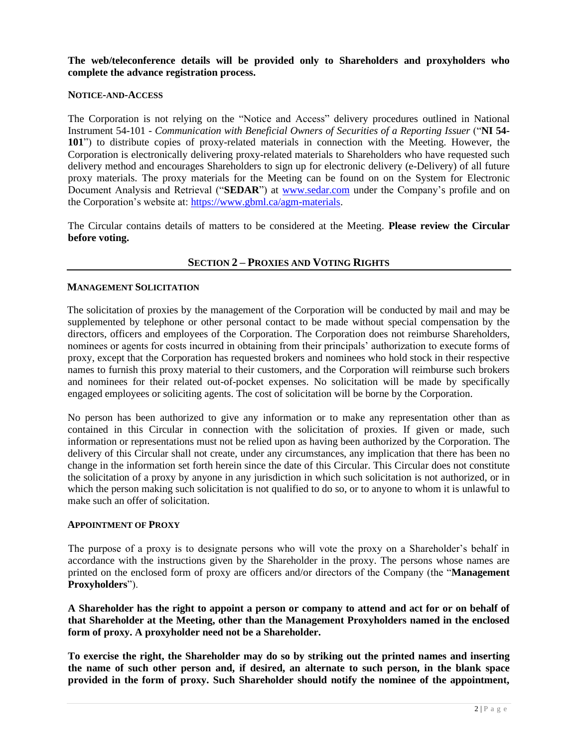**The web/teleconference details will be provided only to Shareholders and proxyholders who complete the advance registration process.**

#### NOTICE-AND-ACCESS

The Corporation is not relying on the "Notice and Access" delivery procedures outlined in National Instrument 54-101 - *Communication with Beneficial Owners of Securities of a Reporting Issuer* ("**NI 54-101**") to distribute copies of proxy-related materials in connection with the Meeting. However, the Corporation is electronically delivering proxy-related materials to Shareholders who have requested such delivery method and encourages Shareholders to sign up for electronic delivery (e-Delivery) of all future proxy materials. The proxy materials for the Meeting can be found on on the System for Electronic Document Analysis and Retrieval ("**SEDAR**") at www.sedar.com under the Company's profile and on the Corporation's website at: https://www.gbml.ca/agm-materials.

The Circular contains details of matters to be considered at the Meeting. **Please review the Circular before voting.**

## SECTION 2 – PROXIES AND VOTING RIGHTS

#### MANAGEMENT SOLICITATION

The solicitation of proxies by the management of the Corporation will be conducted by mail and may be supplemented by telephone or other personal contact to be made without special compensation by the directors, officers and employees of the Corporation. The Corporation does not reimburse Shareholders, nominees or agents for costs incurred in obtaining from their principals' authorization to execute forms of proxy, except that the Corporation has requested brokers and nominees who hold stock in their respective names to furnish this proxy material to their customers, and the Corporation will reimburse such brokers and nominees for their related out-of-pocket expenses. No solicitation will be made by specifically engaged employees or soliciting agents. The cost of solicitation will be borne by the Corporation.

No person has been authorized to give any information or to make any representation other than as contained in this Circular in connection with the solicitation of proxies. If given or made, such information or representations must not be relied upon as having been authorized by the Corporation. The delivery of this Circular shall not create, under any circumstances, any implication that there has been no change in the information set forth herein since the date of this Circular. This Circular does not constitute the solicitation of a proxy by anyone in any jurisdiction in which such solicitation is not authorized, or in which the person making such solicitation is not qualified to do so, or to anyone to whom it is unlawful to make such an offer of solicitation.

#### APPOINTMENT OF PROXY

The purpose of a proxy is to designate persons who will vote the proxy on a Shareholder's behalf in accordance with the instructions given by the Shareholder in the proxy. The persons whose names are printed on the enclosed form of proxy are officers and/or directors of the Company (the "**Management Proxyholders**").

**A Shareholder has the right to appoint a person or company to attend and act for or on behalf of that Shareholder at the Meeting, other than the Management Proxyholders named in the enclosed form of proxy. A proxyholder need not be a Shareholder.**

**To exercise the right, the Shareholder may do so by striking out the printed names and inserting the name of such other person and, if desired, an alternate to such person, in the blank space provided in the form of proxy. Such Shareholder should notify the nominee of the appointment,**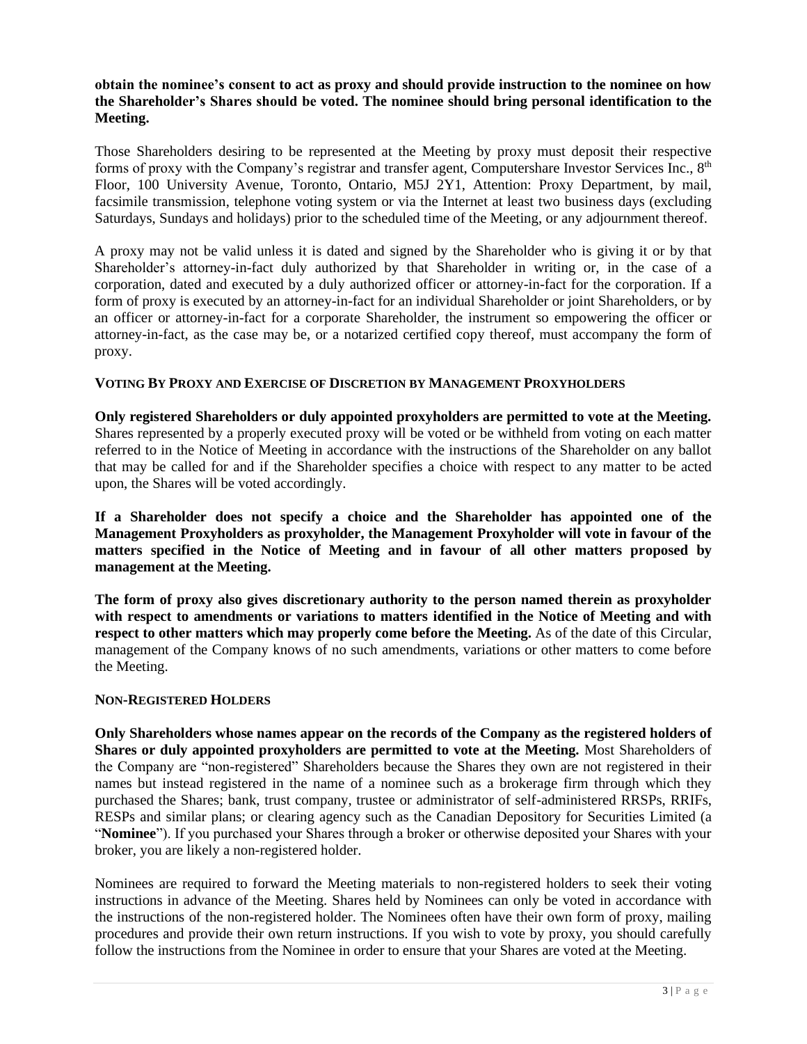**obtain the nominee's consent to act as proxy and should provide instruction to the nominee on how the Shareholder's Shares should be voted. The nominee should bring personal identification to the Meeting.**

Those Shareholders desiring to be represented at the Meeting by proxy must deposit their respective forms of proxy with the Company's registrar and transfer agent, Computershare Investor Services Inc., 8th Floor, 100 University Avenue, Toronto, Ontario, M5J 2Y1, Attention: Proxy Department, by mail, facsimile transmission, telephone voting system or via the Internet at least two business days (excluding Saturdays, Sundays and holidays) prior to the scheduled time of the Meeting, or any adjournment thereof.

A proxy may not be valid unless it is dated and signed by the Shareholder who is giving it or by that Shareholder's attorney-in-fact duly authorized by that Shareholder in writing or, in the case of a corporation, dated and executed by a duly authorized officer or attorney-in-fact for the corporation. If a form of proxy is executed by an attorney-in-fact for an individual Shareholder or joint Shareholders, or by an officer or attorney-in-fact for a corporate Shareholder, the instrument so empowering the officer or attorney-in-fact, as the case may be, or a notarized certified copy thereof, must accompany the form of proxy.

### VOTING BY PROXY AND EXERCISE OF DISCRETION BY MANAGEMENT PROXYHOLDERS

**Only registered Shareholders or duly appointed proxyholders are permitted to vote at the Meeting.** Shares represented by a properly executed proxy will be voted or be withheld from voting on each matter referred to in the Notice of Meeting in accordance with the instructions of the Shareholder on any ballot that may be called for and if the Shareholder specifies a choice with respect to any matter to be acted upon, the Shares will be voted accordingly.

**If a Shareholder does not specify a choice and the Shareholder has appointed one of the Management Proxyholders as proxyholder, the Management Proxyholder will vote in favour of the matters specified in the Notice of Meeting and in favour of all other matters proposed by management at the Meeting.**

**The form of proxy also gives discretionary authority to the person named therein as proxyholder with respect to amendments or variations to matters identified in the Notice of Meeting and with respect to other matters which may properly come before the Meeting.** As of the date of this Circular, management of the Company knows of no such amendments, variations or other matters to come before the Meeting.

### NON-REGISTERED HOLDERS

**Only Shareholders whose names appear on the records of the Company as the registered holders of Shares or duly appointed proxyholders are permitted to vote at the Meeting.** Most Shareholders of the Company are "non-registered" Shareholders because the Shares they own are not registered in their names but instead registered in the name of a nominee such as a brokerage firm through which they purchased the Shares; bank, trust company, trustee or administrator of self-administered RRSPs, RRIFs, RESPs and similar plans; or clearing agency such as the Canadian Depository for Securities Limited (a "**Nominee**"). If you purchased your Shares through a broker or otherwise deposited your Shares with your broker, you are likely a non-registered holder.

Nominees are required to forward the Meeting materials to non-registered holders to seek their voting instructions in advance of the Meeting. Shares held by Nominees can only be voted in accordance with the instructions of the non-registered holder. The Nominees often have their own form of proxy, mailing procedures and provide their own return instructions. If you wish to vote by proxy, you should carefully follow the instructions from the Nominee in order to ensure that your Shares are voted at the Meeting.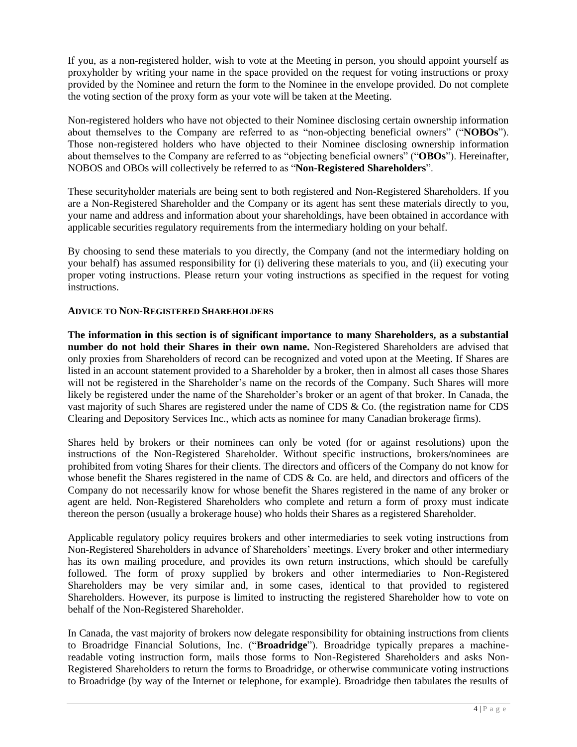If you, as a non-registered holder, wish to vote at the Meeting in person, you should appoint yourself as proxyholder by writing your name in the space provided on the request for voting instructions or proxy provided by the Nominee and return the form to the Nominee in the envelope provided. Do not complete the voting section of the proxy form as your vote will be taken at the Meeting.

Non-registered holders who have not objected to their Nominee disclosing certain ownership information about themselves to the Company are referred to as "non-objecting beneficial owners" ("**NOBOs**"). Those non-registered holders who have objected to their Nominee disclosing ownership information about themselves to the Company are referred to as "objecting beneficial owners" ("**OBOs**"). Hereinafter, NOBOS and OBOs will collectively be referred to as "**Non-Registered Shareholders**".

These securityholder materials are being sent to both registered and Non-Registered Shareholders. If you are a Non-Registered Shareholder and the Company or its agent has sent these materials directly to you, your name and address and information about your shareholdings, have been obtained in accordance with applicable securities regulatory requirements from the intermediary holding on your behalf.

By choosing to send these materials to you directly, the Company (and not the intermediary holding on your behalf) has assumed responsibility for (i) delivering these materials to you, and (ii) executing your proper voting instructions. Please return your voting instructions as specified in the request for voting instructions.

**ADVICE TO NON-REGISTERED SHAREHOLDERS**

**The information in this section is of significant importance to many Shareholders, as a substantial number do not hold their Shares in their own name.** Non-Registered Shareholders are advised that only proxies from Shareholders of record can be recognized and voted upon at the Meeting. If Shares are listed in an account statement provided to a Shareholder by a broker, then in almost all cases those Shares will not be registered in the Shareholder's name on the records of the Company. Such Shares will more likely be registered under the name of the Shareholder's broker or an agent of that broker. In Canada, the vast majority of such Shares are registered under the name of CDS & Co. (the registration name for CDS Clearing and Depository Services Inc., which acts as nominee for many Canadian brokerage firms).

Shares held by brokers or their nominees can only be voted (for or against resolutions) upon the instructions of the Non-Registered Shareholder. Without specific instructions, brokers/nominees are prohibited from voting Shares for their clients. The directors and officers of the Company do not know for whose benefit the Shares registered in the name of CDS & Co. are held, and directors and officers of the Company do not necessarily know for whose benefit the Shares registered in the name of any broker or agent are held. Non-Registered Shareholders who complete and return a form of proxy must indicate thereon the person (usually a brokerage house) who holds their Shares as a registered Shareholder.

Applicable regulatory policy requires brokers and other intermediaries to seek voting instructions from Non-Registered Shareholders in advance of Shareholders' meetings. Every broker and other intermediary has its own mailing procedure, and provides its own return instructions, which should be carefully followed. The form of proxy supplied by brokers and other intermediaries to Non-Registered Shareholders may be very similar and, in some cases, identical to that provided to registered Shareholders. However, its purpose is limited to instructing the registered Shareholder how to vote on behalf of the Non-Registered Shareholder.

In Canada, the vast majority of brokers now delegate responsibility for obtaining instructions from clients to Broadridge Financial Solutions, Inc. ("**Broadridge**"). Broadridge typically prepares a machine-readable voting instruction form, mails those forms to Non-Registered Shareholders and asks Non-Registered Shareholders to return the forms to Broadridge, or otherwise communicate voting instructions to Broadridge (by way of the Internet or telephone, for example). Broadridge then tabulates the results of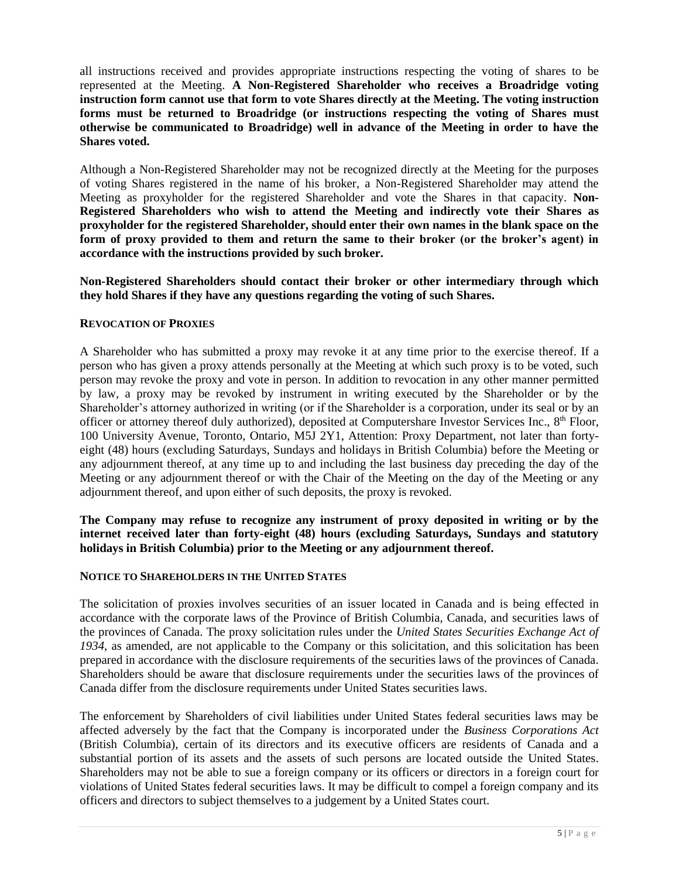all instructions received and provides appropriate instructions respecting the voting of shares to be represented at the Meeting. **A Non-Registered Shareholder who receives a Broadridge voting instruction form cannot use that form to vote Shares directly at the Meeting. The voting instruction forms must be returned to Broadridge (or instructions respecting the voting of Shares must otherwise be communicated to Broadridge) well in advance of the Meeting in order to have the Shares voted.**

Although a Non-Registered Shareholder may not be recognized directly at the Meeting for the purposes of voting Shares registered in the name of his broker, a Non-Registered Shareholder may attend the Meeting as proxyholder for the registered Shareholder and vote the Shares in that capacity. **Non-Registered Shareholders who wish to attend the Meeting and indirectly vote their Shares as proxyholder for the registered Shareholder, should enter their own names in the blank space on the form of proxy provided to them and return the same to their broker (or the broker's agent) in accordance with the instructions provided by such broker.**

**Non-Registered Shareholders should contact their broker or other intermediary through which they hold Shares if they have any questions regarding the voting of such Shares.**

### REVOCATION OF PROXIES

A Shareholder who has submitted a proxy may revoke it at any time prior to the exercise thereof. If a person who has given a proxy attends personally at the Meeting at which such proxy is to be voted, such person may revoke the proxy and vote in person. In addition to revocation in any other manner permitted by law, a proxy may be revoked by instrument in writing executed by the Shareholder or by the Shareholder's attorney authorized in writing (or if the Shareholder is a corporation, under its seal or by an officer or attorney thereof duly authorized), deposited at Computershare Investor Services Inc., 8th Floor, 100 University Avenue, Toronto, Ontario, M5J 2Y1, Attention: Proxy Department, not later than forty-eight (48) hours (excluding Saturdays, Sundays and holidays in British Columbia) before the Meeting or any adjournment thereof, at any time up to and including the last business day preceding the day of the Meeting or any adjournment thereof or with the Chair of the Meeting on the day of the Meeting or any adjournment thereof, and upon either of such deposits, the proxy is revoked.

**The Company may refuse to recognize any instrument of proxy deposited in writing or by the internet received later than forty-eight (48) hours (excluding Saturdays, Sundays and statutory holidays in British Columbia) prior to the Meeting or any adjournment thereof.**

### NOTICE TO SHAREHOLDERS IN THE UNITED STATES

The solicitation of proxies involves securities of an issuer located in Canada and is being effected in accordance with the corporate laws of the Province of British Columbia, Canada, and securities laws of the provinces of Canada. The proxy solicitation rules under the *United States Securities Exchange Act of 1934*, as amended, are not applicable to the Company or this solicitation, and this solicitation has been prepared in accordance with the disclosure requirements of the securities laws of the provinces of Canada. Shareholders should be aware that disclosure requirements under the securities laws of the provinces of Canada differ from the disclosure requirements under United States securities laws.

The enforcement by Shareholders of civil liabilities under United States federal securities laws may be affected adversely by the fact that the Company is incorporated under the *Business Corporations Act* (British Columbia), certain of its directors and its executive officers are residents of Canada and a substantial portion of its assets and the assets of such persons are located outside the United States. Shareholders may not be able to sue a foreign company or its officers or directors in a foreign court for violations of United States federal securities laws. It may be difficult to compel a foreign company and its officers and directors to subject themselves to a judgement by a United States court.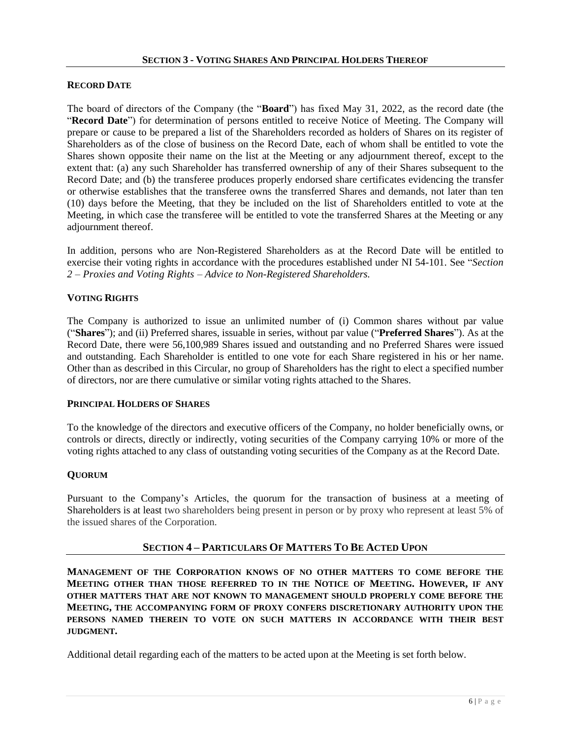## SECTION 3 - VOTING SHARES AND PRINCIPAL HOLDERS THEREOF

### RECORD DATE

The board of directors of the Company (the "**Board**") has fixed May 31, 2022, as the record date (the "**Record Date**") for determination of persons entitled to receive Notice of Meeting. The Company will prepare or cause to be prepared a list of the Shareholders recorded as holders of Shares on its register of Shareholders as of the close of business on the Record Date, each of whom shall be entitled to vote the Shares shown opposite their name on the list at the Meeting or any adjournment thereof, except to the extent that: (a) any such Shareholder has transferred ownership of any of their Shares subsequent to the Record Date; and (b) the transferee produces properly endorsed share certificates evidencing the transfer or otherwise establishes that the transferee owns the transferred Shares and demands, not later than ten (10) days before the Meeting, that they be included on the list of Shareholders entitled to vote at the Meeting, in which case the transferee will be entitled to vote the transferred Shares at the Meeting or any adjournment thereof.

In addition, persons who are Non-Registered Shareholders as at the Record Date will be entitled to exercise their voting rights in accordance with the procedures established under NI 54-101. See "*Section 2 – Proxies and Voting Rights – Advice to Non-Registered Shareholders.*

### VOTING RIGHTS

The Company is authorized to issue an unlimited number of (i) Common shares without par value ("**Shares**"); and (ii) Preferred shares, issuable in series, without par value ("**Preferred Shares**"). As at the Record Date, there were 56,100,989 Shares issued and outstanding and no Preferred Shares were issued and outstanding. Each Shareholder is entitled to one vote for each Share registered in his or her name. Other than as described in this Circular, no group of Shareholders has the right to elect a specified number of directors, nor are there cumulative or similar voting rights attached to the Shares.

### PRINCIPAL HOLDERS OF SHARES

To the knowledge of the directors and executive officers of the Company, no holder beneficially owns, or controls or directs, directly or indirectly, voting securities of the Company carrying 10% or more of the voting rights attached to any class of outstanding voting securities of the Company as at the Record Date.

### QUORUM

Pursuant to the Company's Articles, the quorum for the transaction of business at a meeting of Shareholders is at least two shareholders being present in person or by proxy who represent at least 5% of the issued shares of the Corporation.

## SECTION 4 – PARTICULARS OF MATTERS TO BE ACTED UPON

**MANAGEMENT OF THE CORPORATION KNOWS OF NO OTHER MATTERS TO COME BEFORE THE MEETING OTHER THAN THOSE REFERRED TO IN THE NOTICE OF MEETING. HOWEVER, IF ANY OTHER MATTERS THAT ARE NOT KNOWN TO MANAGEMENT SHOULD PROPERLY COME BEFORE THE MEETING, THE ACCOMPANYING FORM OF PROXY CONFERS DISCRETIONARY AUTHORITY UPON THE PERSONS NAMED THEREIN TO VOTE ON SUCH MATTERS IN ACCORDANCE WITH THEIR BEST JUDGMENT.**

Additional detail regarding each of the matters to be acted upon at the Meeting is set forth below.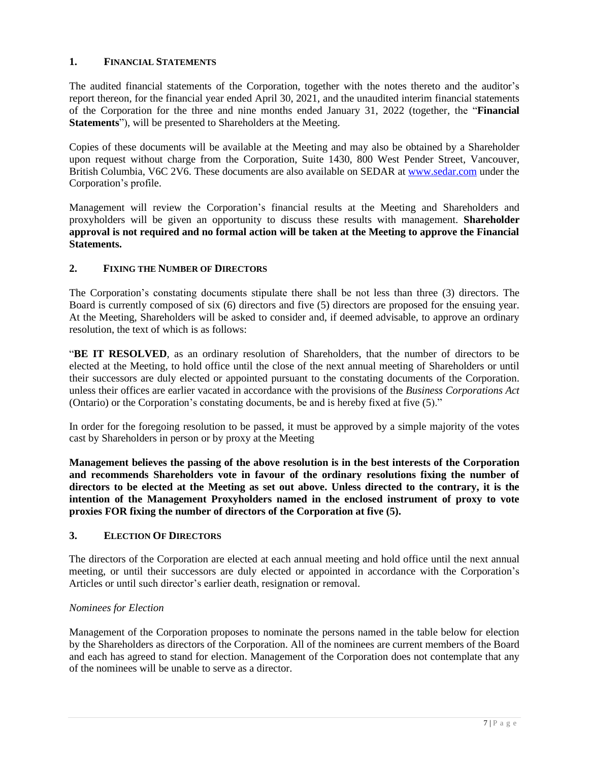## 1. FINANCIAL STATEMENTS

The audited financial statements of the Corporation, together with the notes thereto and the auditor's report thereon, for the financial year ended April 30, 2021, and the unaudited interim financial statements of the Corporation for the three and nine months ended January 31, 2022 (together, the "**Financial Statements**"), will be presented to Shareholders at the Meeting.

Copies of these documents will be available at the Meeting and may also be obtained by a Shareholder upon request without charge from the Corporation, Suite 1430, 800 West Pender Street, Vancouver, British Columbia, V6C 2V6. These documents are also available on SEDAR at www.sedar.com under the Corporation's profile.

Management will review the Corporation's financial results at the Meeting and Shareholders and proxyholders will be given an opportunity to discuss these results with management. **Shareholder approval is not required and no formal action will be taken at the Meeting to approve the Financial Statements.**

## 2. FIXING THE NUMBER OF DIRECTORS

The Corporation's constating documents stipulate there shall be not less than three (3) directors. The Board is currently composed of six (6) directors and five (5) directors are proposed for the ensuing year. At the Meeting, Shareholders will be asked to consider and, if deemed advisable, to approve an ordinary resolution, the text of which is as follows:

"**BE IT RESOLVED**, as an ordinary resolution of Shareholders, that the number of directors to be elected at the Meeting, to hold office until the close of the next annual meeting of Shareholders or until their successors are duly elected or appointed pursuant to the constating documents of the Corporation. unless their offices are earlier vacated in accordance with the provisions of the *Business Corporations Act* (Ontario) or the Corporation's constating documents, be and is hereby fixed at five (5)."

In order for the foregoing resolution to be passed, it must be approved by a simple majority of the votes cast by Shareholders in person or by proxy at the Meeting

**Management believes the passing of the above resolution is in the best interests of the Corporation and recommends Shareholders vote in favour of the ordinary resolutions fixing the number of directors to be elected at the Meeting as set out above. Unless directed to the contrary, it is the intention of the Management Proxyholders named in the enclosed instrument of proxy to vote proxies FOR fixing the number of directors of the Corporation at five (5).**

## 3. ELECTION OF DIRECTORS

The directors of the Corporation are elected at each annual meeting and hold office until the next annual meeting, or until their successors are duly elected or appointed in accordance with the Corporation's Articles or until such director's earlier death, resignation or removal.

*Nominees for Election*

Management of the Corporation proposes to nominate the persons named in the table below for election by the Shareholders as directors of the Corporation. All of the nominees are current members of the Board and each has agreed to stand for election. Management of the Corporation does not contemplate that any of the nominees will be unable to serve as a director.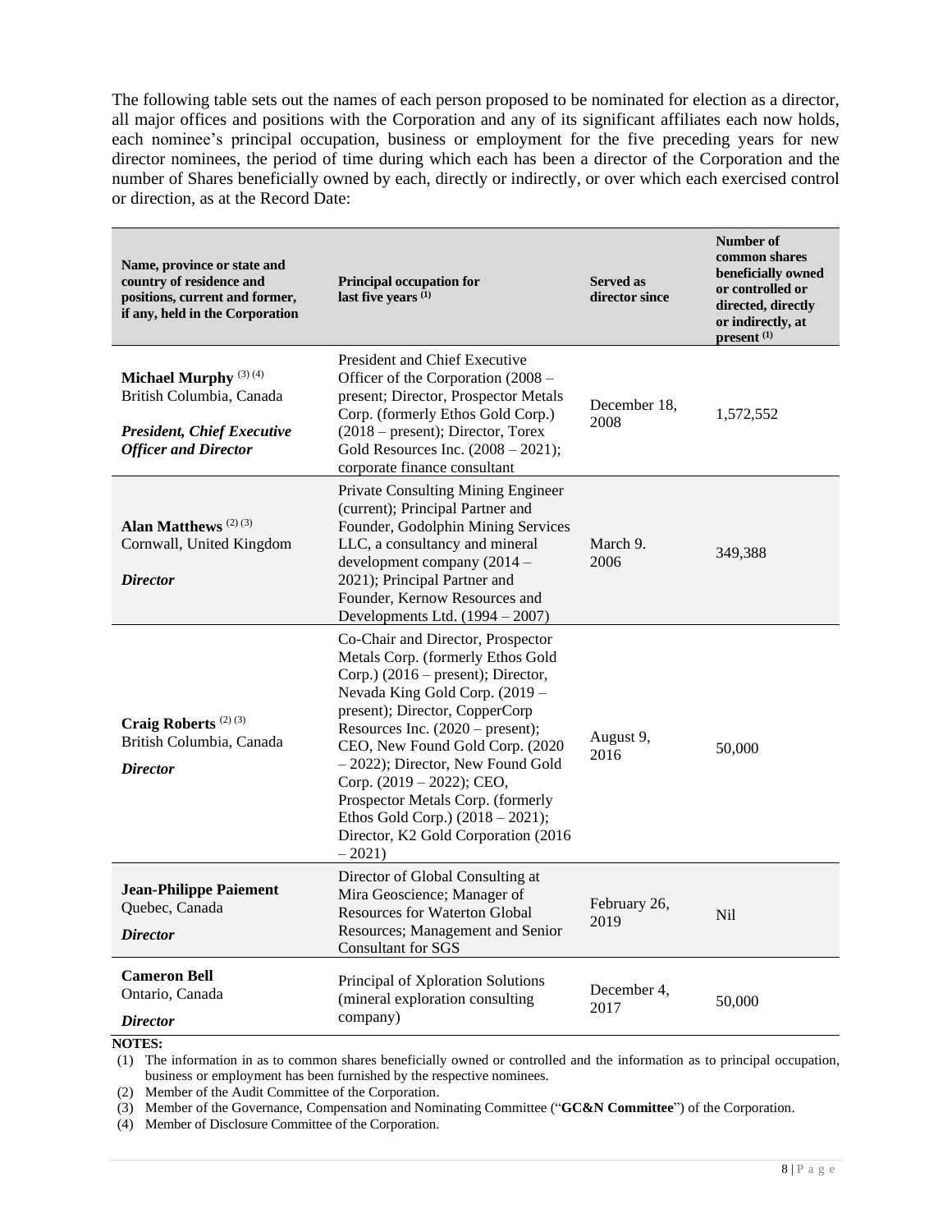The following table sets out the names of each person proposed to be nominated for election as a director, all major offices and positions with the Corporation and any of its significant affiliates each now holds, each nominee's principal occupation, business or employment for the five preceding years for new director nominees, the period of time during which each has been a director of the Corporation and the number of Shares beneficially owned by each, directly or indirectly, or over which each exercised control or direction, as at the Record Date:

| Name, province or state and country of residence and positions, current and former, if any, held in the Corporation | Principal occupation for last five years (1) | Served as director since | Number of common shares beneficially owned or controlled or directed, directly or indirectly, at present (1) |
|---|---|---|---|
| **Michael Murphy** (3) (4)<br>British Columbia, Canada<br>***President, Chief Executive Officer and Director*** | President and Chief Executive Officer of the Corporation (2008 – present; Director, Prospector Metals Corp. (formerly Ethos Gold Corp.) (2018 – present); Director, Torex Gold Resources Inc. (2008 – 2021); corporate finance consultant | December 18, 2008 | 1,572,552 |
| **Alan Matthews** (2) (3)<br>Cornwall, United Kingdom<br>***Director*** | Private Consulting Mining Engineer (current); Principal Partner and Founder, Godolphin Mining Services LLC, a consultancy and mineral development company (2014 – 2021); Principal Partner and Founder, Kernow Resources and Developments Ltd. (1994 – 2007) | March 9. 2006 | 349,388 |
| **Craig Roberts** (2) (3)<br>British Columbia, Canada<br>***Director*** | Co-Chair and Director, Prospector Metals Corp. (formerly Ethos Gold Corp.) (2016 – present); Director, Nevada King Gold Corp. (2019 – present); Director, CopperCorp Resources Inc. (2020 – present); CEO, New Found Gold Corp. (2020 – 2022); Director, New Found Gold Corp. (2019 – 2022); CEO, Prospector Metals Corp. (formerly Ethos Gold Corp.) (2018 – 2021); Director, K2 Gold Corporation (2016 – 2021) | August 9, 2016 | 50,000 |
| **Jean-Philippe Paiement**<br>Quebec, Canada<br>***Director*** | Director of Global Consulting at Mira Geoscience; Manager of Resources for Waterton Global Resources; Management and Senior Consultant for SGS | February 26, 2019 | Nil |
| **Cameron Bell**<br>Ontario, Canada<br>***Director*** | Principal of Xploration Solutions (mineral exploration consulting company) | December 4, 2017 | 50,000 |

**NOTES:**

(1) The information in as to common shares beneficially owned or controlled and the information as to principal occupation, business or employment has been furnished by the respective nominees.

(2) Member of the Audit Committee of the Corporation.

(3) Member of the Governance, Compensation and Nominating Committee ("**GC&N Committee**") of the Corporation.

(4) Member of Disclosure Committee of the Corporation.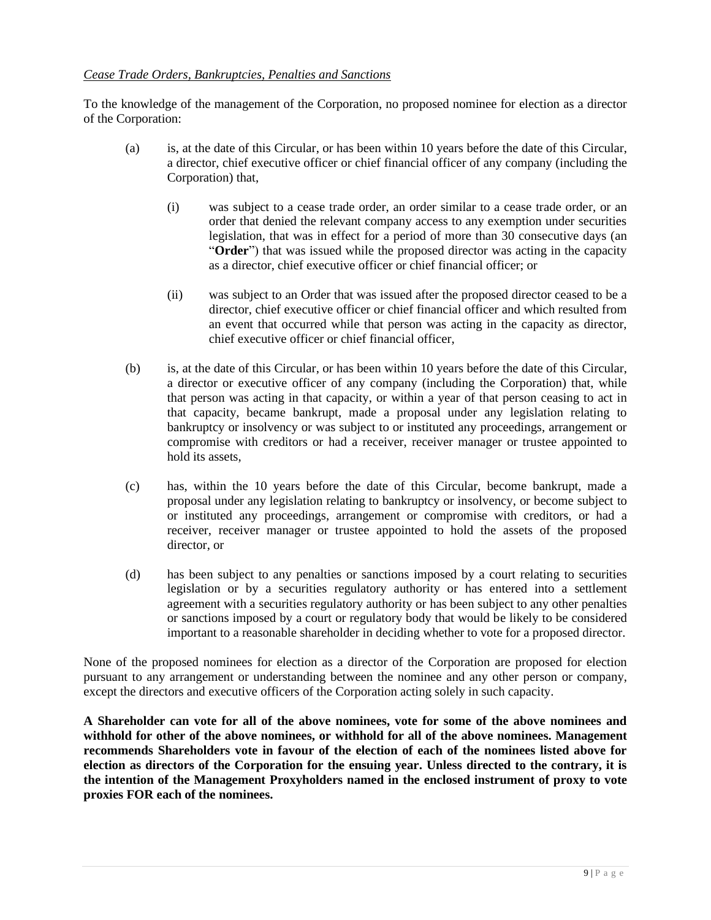*Cease Trade Orders, Bankruptcies, Penalties and Sanctions*

To the knowledge of the management of the Corporation, no proposed nominee for election as a director of the Corporation:

(a) is, at the date of this Circular, or has been within 10 years before the date of this Circular, a director, chief executive officer or chief financial officer of any company (including the Corporation) that,

  (i) was subject to a cease trade order, an order similar to a cease trade order, or an order that denied the relevant company access to any exemption under securities legislation, that was in effect for a period of more than 30 consecutive days (an "**Order**") that was issued while the proposed director was acting in the capacity as a director, chief executive officer or chief financial officer; or

  (ii) was subject to an Order that was issued after the proposed director ceased to be a director, chief executive officer or chief financial officer and which resulted from an event that occurred while that person was acting in the capacity as director, chief executive officer or chief financial officer,

(b) is, at the date of this Circular, or has been within 10 years before the date of this Circular, a director or executive officer of any company (including the Corporation) that, while that person was acting in that capacity, or within a year of that person ceasing to act in that capacity, became bankrupt, made a proposal under any legislation relating to bankruptcy or insolvency or was subject to or instituted any proceedings, arrangement or compromise with creditors or had a receiver, receiver manager or trustee appointed to hold its assets,

(c) has, within the 10 years before the date of this Circular, become bankrupt, made a proposal under any legislation relating to bankruptcy or insolvency, or become subject to or instituted any proceedings, arrangement or compromise with creditors, or had a receiver, receiver manager or trustee appointed to hold the assets of the proposed director, or

(d) has been subject to any penalties or sanctions imposed by a court relating to securities legislation or by a securities regulatory authority or has entered into a settlement agreement with a securities regulatory authority or has been subject to any other penalties or sanctions imposed by a court or regulatory body that would be likely to be considered important to a reasonable shareholder in deciding whether to vote for a proposed director.

None of the proposed nominees for election as a director of the Corporation are proposed for election pursuant to any arrangement or understanding between the nominee and any other person or company, except the directors and executive officers of the Corporation acting solely in such capacity.

**A Shareholder can vote for all of the above nominees, vote for some of the above nominees and withhold for other of the above nominees, or withhold for all of the above nominees. Management recommends Shareholders vote in favour of the election of each of the nominees listed above for election as directors of the Corporation for the ensuing year. Unless directed to the contrary, it is the intention of the Management Proxyholders named in the enclosed instrument of proxy to vote proxies FOR each of the nominees.**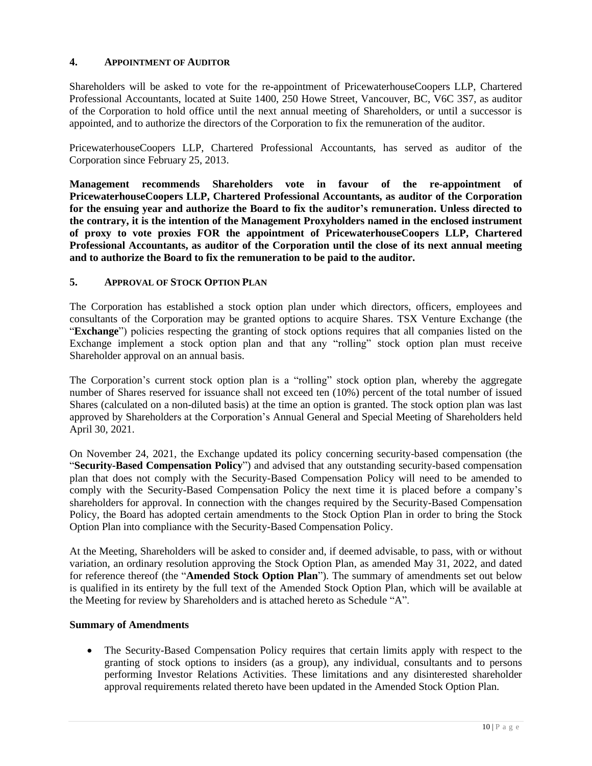## 4. APPOINTMENT OF AUDITOR

Shareholders will be asked to vote for the re-appointment of PricewaterhouseCoopers LLP, Chartered Professional Accountants, located at Suite 1400, 250 Howe Street, Vancouver, BC, V6C 3S7, as auditor of the Corporation to hold office until the next annual meeting of Shareholders, or until a successor is appointed, and to authorize the directors of the Corporation to fix the remuneration of the auditor.

PricewaterhouseCoopers LLP, Chartered Professional Accountants, has served as auditor of the Corporation since February 25, 2013.

**Management recommends Shareholders vote in favour of the re-appointment of PricewaterhouseCoopers LLP, Chartered Professional Accountants, as auditor of the Corporation for the ensuing year and authorize the Board to fix the auditor's remuneration. Unless directed to the contrary, it is the intention of the Management Proxyholders named in the enclosed instrument of proxy to vote proxies FOR the appointment of PricewaterhouseCoopers LLP, Chartered Professional Accountants, as auditor of the Corporation until the close of its next annual meeting and to authorize the Board to fix the remuneration to be paid to the auditor.**

## 5. APPROVAL OF STOCK OPTION PLAN

The Corporation has established a stock option plan under which directors, officers, employees and consultants of the Corporation may be granted options to acquire Shares. TSX Venture Exchange (the "**Exchange**") policies respecting the granting of stock options requires that all companies listed on the Exchange implement a stock option plan and that any "rolling" stock option plan must receive Shareholder approval on an annual basis.

The Corporation's current stock option plan is a "rolling" stock option plan, whereby the aggregate number of Shares reserved for issuance shall not exceed ten (10%) percent of the total number of issued Shares (calculated on a non-diluted basis) at the time an option is granted. The stock option plan was last approved by Shareholders at the Corporation's Annual General and Special Meeting of Shareholders held April 30, 2021.

On November 24, 2021, the Exchange updated its policy concerning security-based compensation (the "**Security-Based Compensation Policy**") and advised that any outstanding security-based compensation plan that does not comply with the Security-Based Compensation Policy will need to be amended to comply with the Security-Based Compensation Policy the next time it is placed before a company's shareholders for approval. In connection with the changes required by the Security-Based Compensation Policy, the Board has adopted certain amendments to the Stock Option Plan in order to bring the Stock Option Plan into compliance with the Security-Based Compensation Policy.

At the Meeting, Shareholders will be asked to consider and, if deemed advisable, to pass, with or without variation, an ordinary resolution approving the Stock Option Plan, as amended May 31, 2022, and dated for reference thereof (the "**Amended Stock Option Plan**"). The summary of amendments set out below is qualified in its entirety by the full text of the Amended Stock Option Plan, which will be available at the Meeting for review by Shareholders and is attached hereto as Schedule "A".

**Summary of Amendments**

- The Security-Based Compensation Policy requires that certain limits apply with respect to the granting of stock options to insiders (as a group), any individual, consultants and to persons performing Investor Relations Activities. These limitations and any disinterested shareholder approval requirements related thereto have been updated in the Amended Stock Option Plan.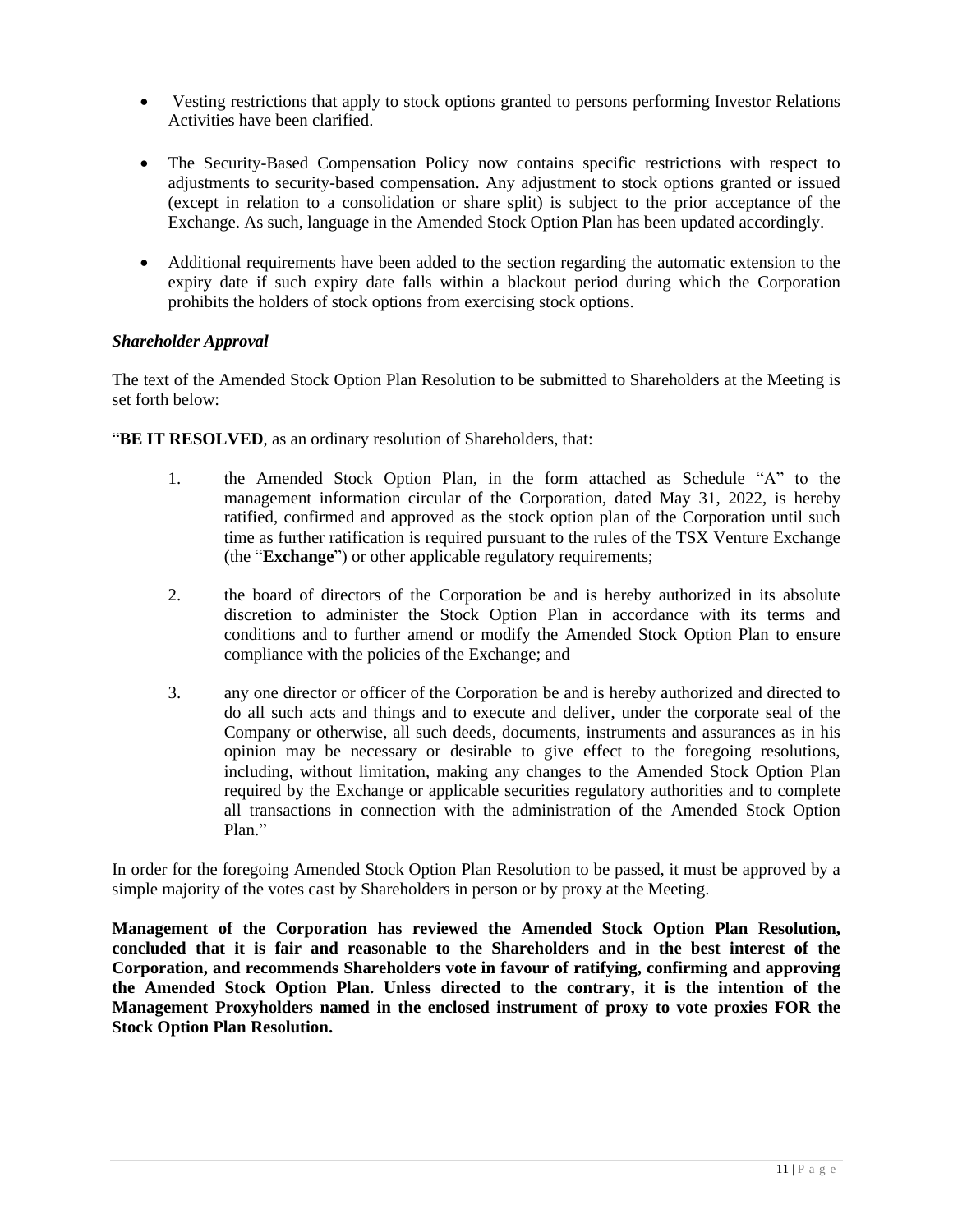- Vesting restrictions that apply to stock options granted to persons performing Investor Relations Activities have been clarified.
- The Security-Based Compensation Policy now contains specific restrictions with respect to adjustments to security-based compensation. Any adjustment to stock options granted or issued (except in relation to a consolidation or share split) is subject to the prior acceptance of the Exchange. As such, language in the Amended Stock Option Plan has been updated accordingly.
- Additional requirements have been added to the section regarding the automatic extension to the expiry date if such expiry date falls within a blackout period during which the Corporation prohibits the holders of stock options from exercising stock options.

*Shareholder Approval*

The text of the Amended Stock Option Plan Resolution to be submitted to Shareholders at the Meeting is set forth below:

"**BE IT RESOLVED**, as an ordinary resolution of Shareholders, that:

1. the Amended Stock Option Plan, in the form attached as Schedule "A" to the management information circular of the Corporation, dated May 31, 2022, is hereby ratified, confirmed and approved as the stock option plan of the Corporation until such time as further ratification is required pursuant to the rules of the TSX Venture Exchange (the "**Exchange**") or other applicable regulatory requirements;
2. the board of directors of the Corporation be and is hereby authorized in its absolute discretion to administer the Stock Option Plan in accordance with its terms and conditions and to further amend or modify the Amended Stock Option Plan to ensure compliance with the policies of the Exchange; and
3. any one director or officer of the Corporation be and is hereby authorized and directed to do all such acts and things and to execute and deliver, under the corporate seal of the Company or otherwise, all such deeds, documents, instruments and assurances as in his opinion may be necessary or desirable to give effect to the foregoing resolutions, including, without limitation, making any changes to the Amended Stock Option Plan required by the Exchange or applicable securities regulatory authorities and to complete all transactions in connection with the administration of the Amended Stock Option Plan."

In order for the foregoing Amended Stock Option Plan Resolution to be passed, it must be approved by a simple majority of the votes cast by Shareholders in person or by proxy at the Meeting.

**Management of the Corporation has reviewed the Amended Stock Option Plan Resolution, concluded that it is fair and reasonable to the Shareholders and in the best interest of the Corporation, and recommends Shareholders vote in favour of ratifying, confirming and approving the Amended Stock Option Plan. Unless directed to the contrary, it is the intention of the Management Proxyholders named in the enclosed instrument of proxy to vote proxies FOR the Stock Option Plan Resolution.**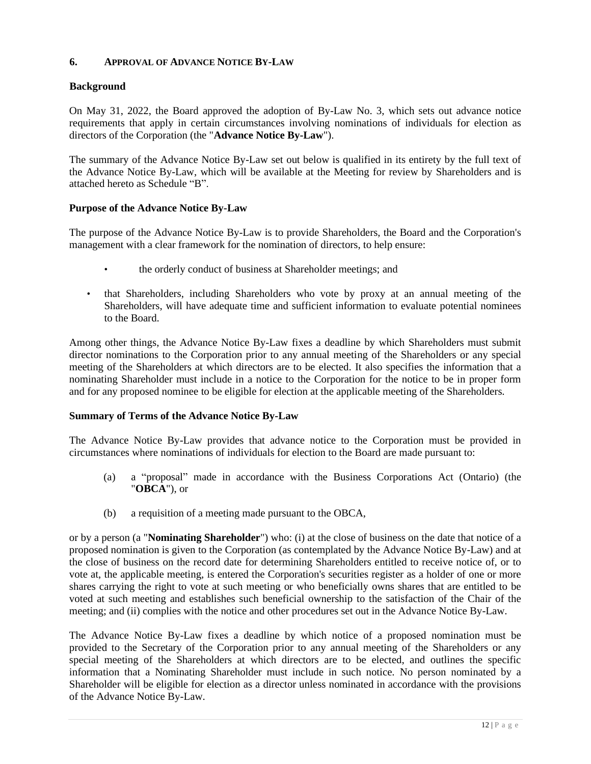## 6. APPROVAL OF ADVANCE NOTICE BY-LAW

### Background

On May 31, 2022, the Board approved the adoption of By-Law No. 3, which sets out advance notice requirements that apply in certain circumstances involving nominations of individuals for election as directors of the Corporation (the "**Advance Notice By-Law**").

The summary of the Advance Notice By-Law set out below is qualified in its entirety by the full text of the Advance Notice By-Law, which will be available at the Meeting for review by Shareholders and is attached hereto as Schedule "B".

### Purpose of the Advance Notice By-Law

The purpose of the Advance Notice By-Law is to provide Shareholders, the Board and the Corporation's management with a clear framework for the nomination of directors, to help ensure:

- the orderly conduct of business at Shareholder meetings; and
- that Shareholders, including Shareholders who vote by proxy at an annual meeting of the Shareholders, will have adequate time and sufficient information to evaluate potential nominees to the Board.

Among other things, the Advance Notice By-Law fixes a deadline by which Shareholders must submit director nominations to the Corporation prior to any annual meeting of the Shareholders or any special meeting of the Shareholders at which directors are to be elected. It also specifies the information that a nominating Shareholder must include in a notice to the Corporation for the notice to be in proper form and for any proposed nominee to be eligible for election at the applicable meeting of the Shareholders.

### Summary of Terms of the Advance Notice By-Law

The Advance Notice By-Law provides that advance notice to the Corporation must be provided in circumstances where nominations of individuals for election to the Board are made pursuant to:

(a) a "proposal" made in accordance with the Business Corporations Act (Ontario) (the "**OBCA**"), or

(b) a requisition of a meeting made pursuant to the OBCA,

or by a person (a "**Nominating Shareholder**") who: (i) at the close of business on the date that notice of a proposed nomination is given to the Corporation (as contemplated by the Advance Notice By-Law) and at the close of business on the record date for determining Shareholders entitled to receive notice of, or to vote at, the applicable meeting, is entered the Corporation's securities register as a holder of one or more shares carrying the right to vote at such meeting or who beneficially owns shares that are entitled to be voted at such meeting and establishes such beneficial ownership to the satisfaction of the Chair of the meeting; and (ii) complies with the notice and other procedures set out in the Advance Notice By-Law.

The Advance Notice By-Law fixes a deadline by which notice of a proposed nomination must be provided to the Secretary of the Corporation prior to any annual meeting of the Shareholders or any special meeting of the Shareholders at which directors are to be elected, and outlines the specific information that a Nominating Shareholder must include in such notice. No person nominated by a Shareholder will be eligible for election as a director unless nominated in accordance with the provisions of the Advance Notice By-Law.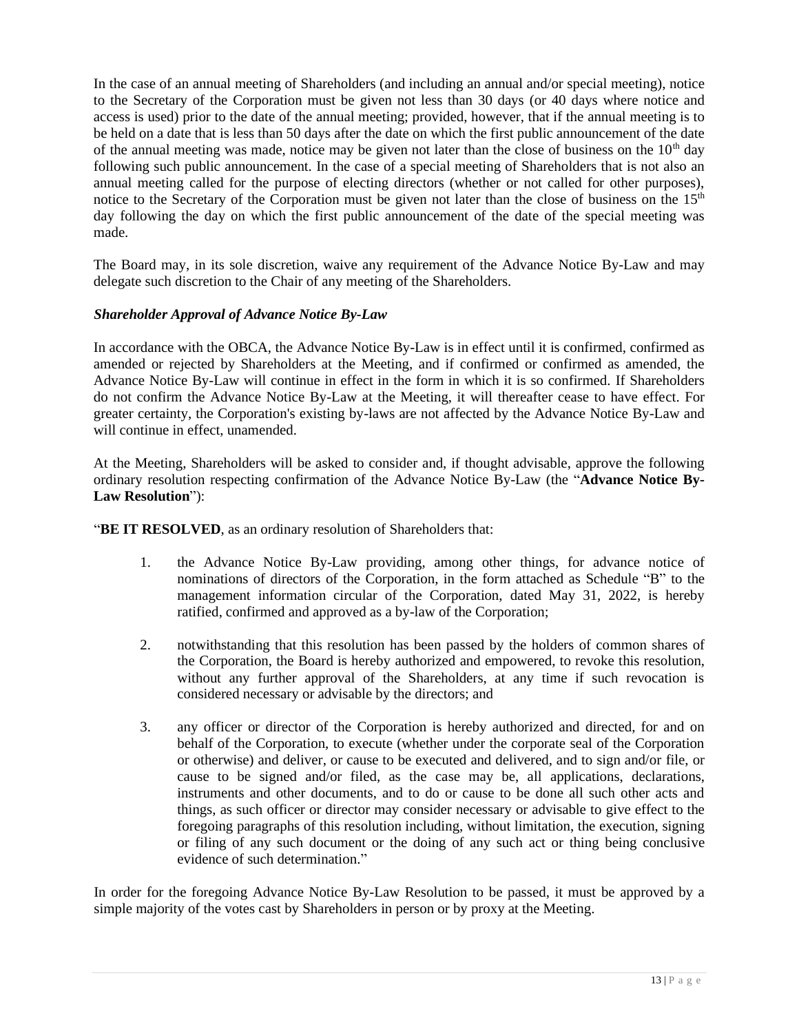In the case of an annual meeting of Shareholders (and including an annual and/or special meeting), notice to the Secretary of the Corporation must be given not less than 30 days (or 40 days where notice and access is used) prior to the date of the annual meeting; provided, however, that if the annual meeting is to be held on a date that is less than 50 days after the date on which the first public announcement of the date of the annual meeting was made, notice may be given not later than the close of business on the 10th day following such public announcement. In the case of a special meeting of Shareholders that is not also an annual meeting called for the purpose of electing directors (whether or not called for other purposes), notice to the Secretary of the Corporation must be given not later than the close of business on the 15th day following the day on which the first public announcement of the date of the special meeting was made.

The Board may, in its sole discretion, waive any requirement of the Advance Notice By-Law and may delegate such discretion to the Chair of any meeting of the Shareholders.

***Shareholder Approval of Advance Notice By-Law***

In accordance with the OBCA, the Advance Notice By-Law is in effect until it is confirmed, confirmed as amended or rejected by Shareholders at the Meeting, and if confirmed or confirmed as amended, the Advance Notice By-Law will continue in effect in the form in which it is so confirmed. If Shareholders do not confirm the Advance Notice By-Law at the Meeting, it will thereafter cease to have effect. For greater certainty, the Corporation's existing by-laws are not affected by the Advance Notice By-Law and will continue in effect, unamended.

At the Meeting, Shareholders will be asked to consider and, if thought advisable, approve the following ordinary resolution respecting confirmation of the Advance Notice By-Law (the "**Advance Notice By-Law Resolution**"):

"**BE IT RESOLVED**, as an ordinary resolution of Shareholders that:

1. the Advance Notice By-Law providing, among other things, for advance notice of nominations of directors of the Corporation, in the form attached as Schedule "B" to the management information circular of the Corporation, dated May 31, 2022, is hereby ratified, confirmed and approved as a by-law of the Corporation;

2. notwithstanding that this resolution has been passed by the holders of common shares of the Corporation, the Board is hereby authorized and empowered, to revoke this resolution, without any further approval of the Shareholders, at any time if such revocation is considered necessary or advisable by the directors; and

3. any officer or director of the Corporation is hereby authorized and directed, for and on behalf of the Corporation, to execute (whether under the corporate seal of the Corporation or otherwise) and deliver, or cause to be executed and delivered, and to sign and/or file, or cause to be signed and/or filed, as the case may be, all applications, declarations, instruments and other documents, and to do or cause to be done all such other acts and things, as such officer or director may consider necessary or advisable to give effect to the foregoing paragraphs of this resolution including, without limitation, the execution, signing or filing of any such document or the doing of any such act or thing being conclusive evidence of such determination."

In order for the foregoing Advance Notice By-Law Resolution to be passed, it must be approved by a simple majority of the votes cast by Shareholders in person or by proxy at the Meeting.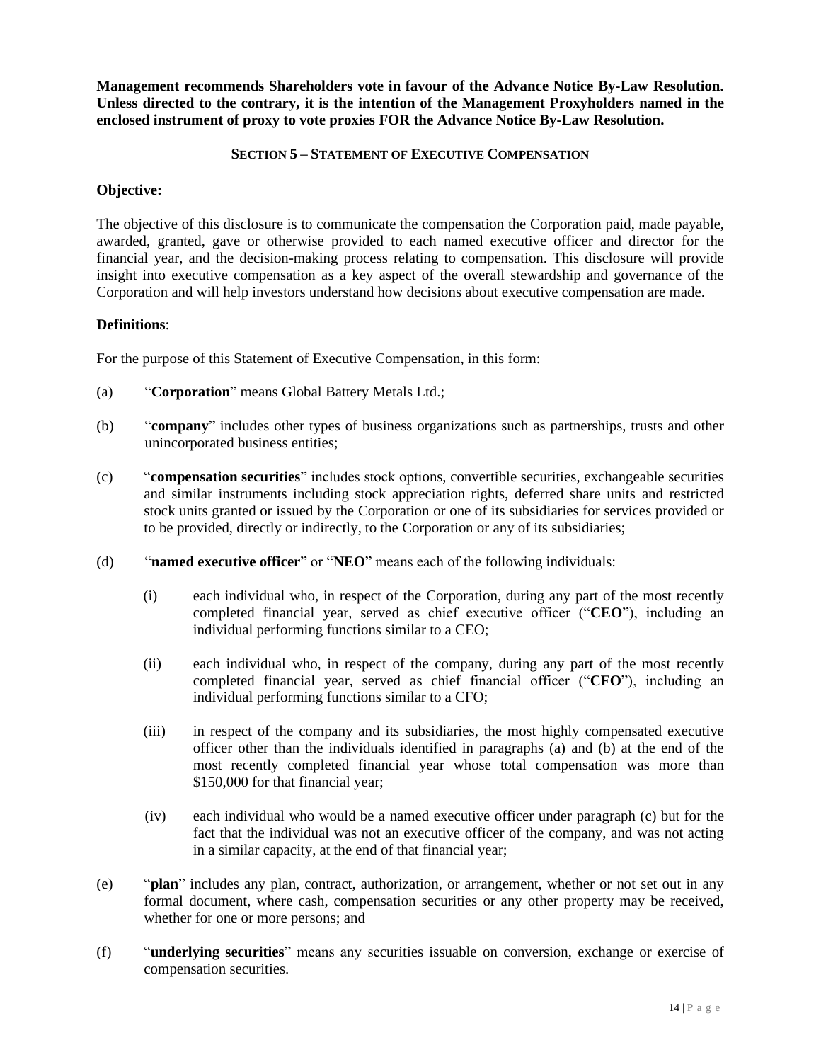**Management recommends Shareholders vote in favour of the Advance Notice By-Law Resolution. Unless directed to the contrary, it is the intention of the Management Proxyholders named in the enclosed instrument of proxy to vote proxies FOR the Advance Notice By-Law Resolution.**

## SECTION 5 – STATEMENT OF EXECUTIVE COMPENSATION

**Objective:**

The objective of this disclosure is to communicate the compensation the Corporation paid, made payable, awarded, granted, gave or otherwise provided to each named executive officer and director for the financial year, and the decision-making process relating to compensation. This disclosure will provide insight into executive compensation as a key aspect of the overall stewardship and governance of the Corporation and will help investors understand how decisions about executive compensation are made.

**Definitions**:

For the purpose of this Statement of Executive Compensation, in this form:

(a) "**Corporation**" means Global Battery Metals Ltd.;

(b) "**company**" includes other types of business organizations such as partnerships, trusts and other unincorporated business entities;

(c) "**compensation securities**" includes stock options, convertible securities, exchangeable securities and similar instruments including stock appreciation rights, deferred share units and restricted stock units granted or issued by the Corporation or one of its subsidiaries for services provided or to be provided, directly or indirectly, to the Corporation or any of its subsidiaries;

(d) "**named executive officer**" or "**NEO**" means each of the following individuals:

(i) each individual who, in respect of the Corporation, during any part of the most recently completed financial year, served as chief executive officer ("**CEO**"), including an individual performing functions similar to a CEO;

(ii) each individual who, in respect of the company, during any part of the most recently completed financial year, served as chief financial officer ("**CFO**"), including an individual performing functions similar to a CFO;

(iii) in respect of the company and its subsidiaries, the most highly compensated executive officer other than the individuals identified in paragraphs (a) and (b) at the end of the most recently completed financial year whose total compensation was more than $150,000 for that financial year;

(iv) each individual who would be a named executive officer under paragraph (c) but for the fact that the individual was not an executive officer of the company, and was not acting in a similar capacity, at the end of that financial year;

(e) "**plan**" includes any plan, contract, authorization, or arrangement, whether or not set out in any formal document, where cash, compensation securities or any other property may be received, whether for one or more persons; and

(f) "**underlying securities**" means any securities issuable on conversion, exchange or exercise of compensation securities.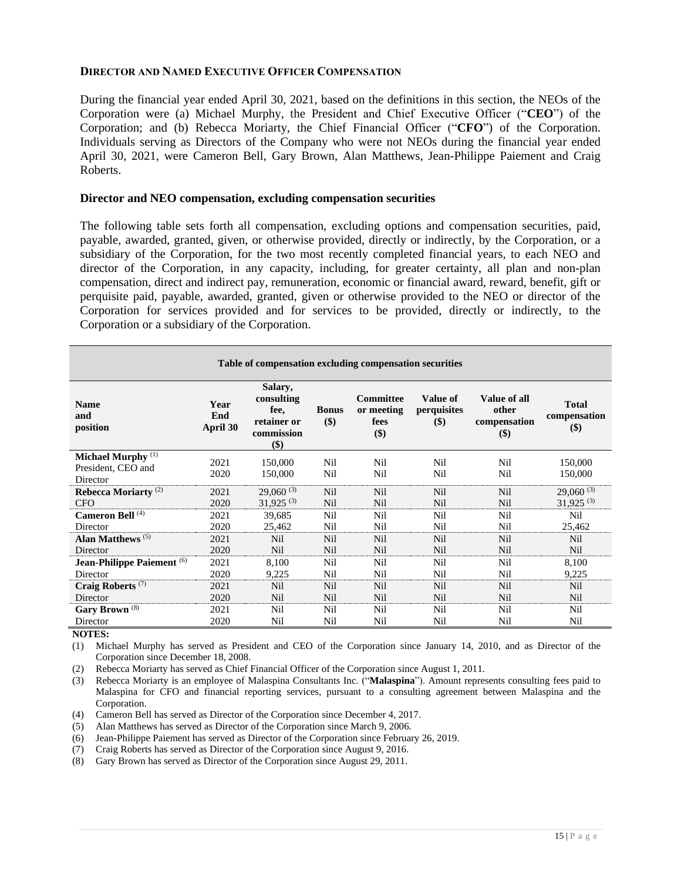## DIRECTOR AND NAMED EXECUTIVE OFFICER COMPENSATION

During the financial year ended April 30, 2021, based on the definitions in this section, the NEOs of the Corporation were (a) Michael Murphy, the President and Chief Executive Officer ("**CEO**") of the Corporation; and (b) Rebecca Moriarty, the Chief Financial Officer ("**CFO**") of the Corporation. Individuals serving as Directors of the Company who were not NEOs during the financial year ended April 30, 2021, were Cameron Bell, Gary Brown, Alan Matthews, Jean-Philippe Paiement and Craig Roberts.

### Director and NEO compensation, excluding compensation securities

The following table sets forth all compensation, excluding options and compensation securities, paid, payable, awarded, granted, given, or otherwise provided, directly or indirectly, by the Corporation, or a subsidiary of the Corporation, for the two most recently completed financial years, to each NEO and director of the Corporation, in any capacity, including, for greater certainty, all plan and non-plan compensation, direct and indirect pay, remuneration, economic or financial award, reward, benefit, gift or perquisite paid, payable, awarded, granted, given or otherwise provided to the NEO or director of the Corporation for services provided and for services to be provided, directly or indirectly, to the Corporation or a subsidiary of the Corporation.

**Table of compensation excluding compensation securities**

| Name and position | Year End April 30 | Salary, consulting fee, retainer or commission ($) | Bonus ($) | Committee or meeting fees ($) | Value of perquisites ($) | Value of all other compensation ($) | Total compensation ($) |
|---|---|---|---|---|---|---|---|
| **Michael Murphy** [1] President, CEO and Director | 2021 | 150,000 | Nil | Nil | Nil | Nil | 150,000 |
| | 2020 | 150,000 | Nil | Nil | Nil | Nil | 150,000 |
| **Rebecca Moriarty** [2] CFO | 2021 | 29,060 [3] | Nil | Nil | Nil | Nil | 29,060 [3] |
| | 2020 | 31,925 [3] | Nil | Nil | Nil | Nil | 31,925 [3] |
| **Cameron Bell** [4] Director | 2021 | 39,685 | Nil | Nil | Nil | Nil | Nil |
| | 2020 | 25,462 | Nil | Nil | Nil | Nil | 25,462 |
| **Alan Matthews** [5] Director | 2021 | Nil | Nil | Nil | Nil | Nil | Nil |
| | 2020 | Nil | Nil | Nil | Nil | Nil | Nil |
| **Jean-Philippe Paiement** [6] Director | 2021 | 8,100 | Nil | Nil | Nil | Nil | 8,100 |
| | 2020 | 9,225 | Nil | Nil | Nil | Nil | 9,225 |
| **Craig Roberts** [7] Director | 2021 | Nil | Nil | Nil | Nil | Nil | Nil |
| | 2020 | Nil | Nil | Nil | Nil | Nil | Nil |
| **Gary Brown** [8] Director | 2021 | Nil | Nil | Nil | Nil | Nil | Nil |
| | 2020 | Nil | Nil | Nil | Nil | Nil | Nil |

**NOTES:**

(1) Michael Murphy has served as President and CEO of the Corporation since January 14, 2010, and as Director of the Corporation since December 18, 2008.

(2) Rebecca Moriarty has served as Chief Financial Officer of the Corporation since August 1, 2011.

(3) Rebecca Moriarty is an employee of Malaspina Consultants Inc. ("**Malaspina**"). Amount represents consulting fees paid to Malaspina for CFO and financial reporting services, pursuant to a consulting agreement between Malaspina and the Corporation.

(4) Cameron Bell has served as Director of the Corporation since December 4, 2017.

(5) Alan Matthews has served as Director of the Corporation since March 9, 2006.

(6) Jean-Philippe Paiement has served as Director of the Corporation since February 26, 2019.

(7) Craig Roberts has served as Director of the Corporation since August 9, 2016.

(8) Gary Brown has served as Director of the Corporation since August 29, 2011.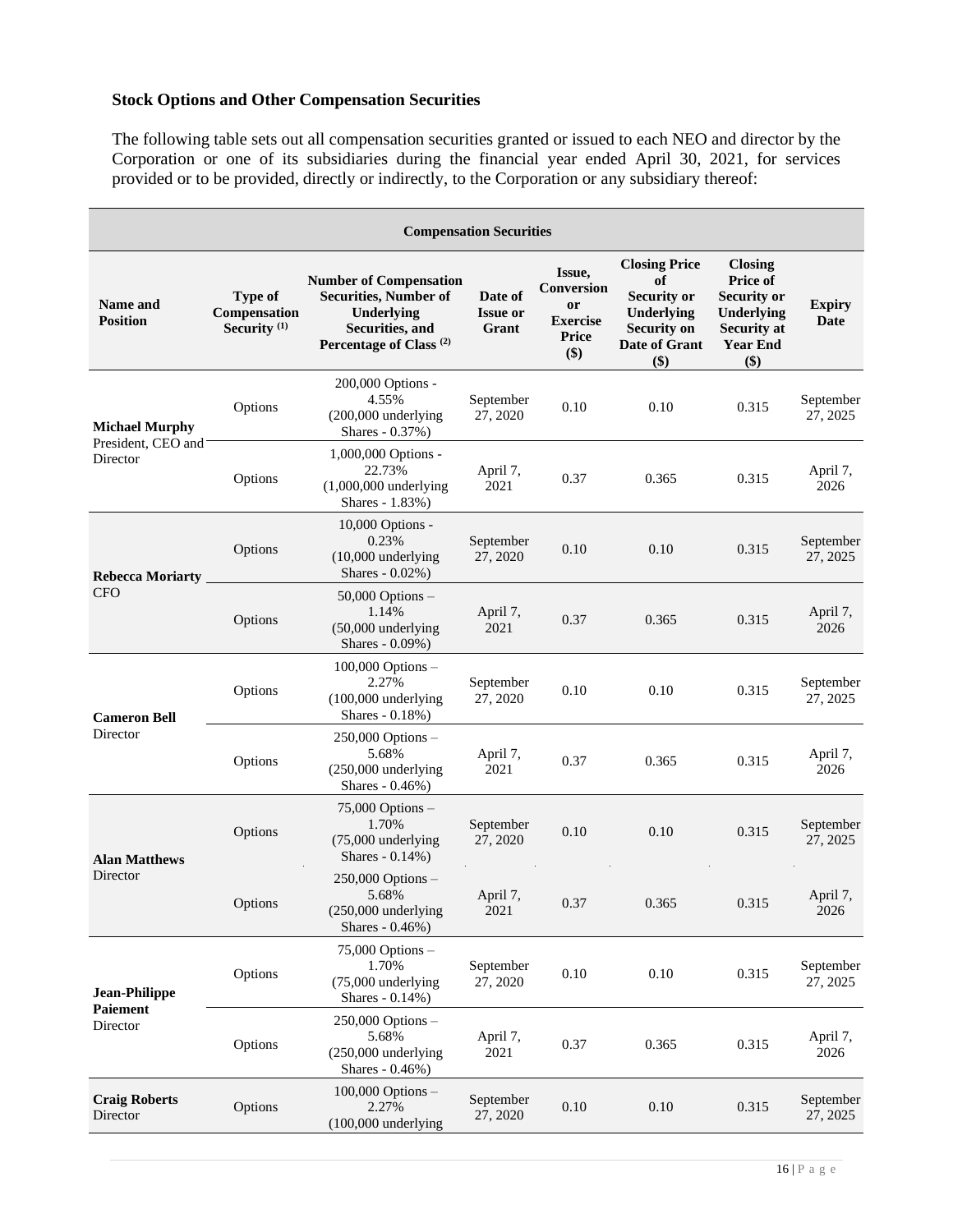### Stock Options and Other Compensation Securities

The following table sets out all compensation securities granted or issued to each NEO and director by the Corporation or one of its subsidiaries during the financial year ended April 30, 2021, for services provided or to be provided, directly or indirectly, to the Corporation or any subsidiary thereof:

| Compensation Securities | | | | | | | |
|---|---|---|---|---|---|---|---|
| **Name and Position** | **Type of Compensation Security [(1)]** | **Number of Compensation Securities, Number of Underlying Securities, and Percentage of Class [(2)]** | **Date of Issue or Grant** | **Issue, Conversion or Exercise Price ($)** | **Closing Price of Security or Underlying Security on Date of Grant ($)** | **Closing Price of Security or Underlying Security at Year End ($)** | **Expiry Date** |
| **Michael Murphy** President, CEO and Director | Options | 200,000 Options - 4.55% (200,000 underlying Shares - 0.37%) | September 27, 2020 | 0.10 | 0.10 | 0.315 | September 27, 2025 |
| | Options | 1,000,000 Options - 22.73% (1,000,000 underlying Shares - 1.83%) | April 7, 2021 | 0.37 | 0.365 | 0.315 | April 7, 2026 |
| **Rebecca Moriarty** CFO | Options | 10,000 Options - 0.23% (10,000 underlying Shares - 0.02%) | September 27, 2020 | 0.10 | 0.10 | 0.315 | September 27, 2025 |
| | Options | 50,000 Options – 1.14% (50,000 underlying Shares - 0.09%) | April 7, 2021 | 0.37 | 0.365 | 0.315 | April 7, 2026 |
| **Cameron Bell** Director | Options | 100,000 Options – 2.27% (100,000 underlying Shares - 0.18%) | September 27, 2020 | 0.10 | 0.10 | 0.315 | September 27, 2025 |
| | Options | 250,000 Options – 5.68% (250,000 underlying Shares - 0.46%) | April 7, 2021 | 0.37 | 0.365 | 0.315 | April 7, 2026 |
| **Alan Matthews** Director | Options | 75,000 Options – 1.70% (75,000 underlying Shares - 0.14%) | September 27, 2020 | 0.10 | 0.10 | 0.315 | September 27, 2025 |
| | Options | 250,000 Options – 5.68% (250,000 underlying Shares - 0.46%) | April 7, 2021 | 0.37 | 0.365 | 0.315 | April 7, 2026 |
| **Jean-Philippe Paiement** Director | Options | 75,000 Options – 1.70% (75,000 underlying Shares - 0.14%) | September 27, 2020 | 0.10 | 0.10 | 0.315 | September 27, 2025 |
| | Options | 250,000 Options – 5.68% (250,000 underlying Shares - 0.46%) | April 7, 2021 | 0.37 | 0.365 | 0.315 | April 7, 2026 |
| **Craig Roberts** Director | Options | 100,000 Options – 2.27% (100,000 underlying | September 27, 2020 | 0.10 | 0.10 | 0.315 | September 27, 2025 |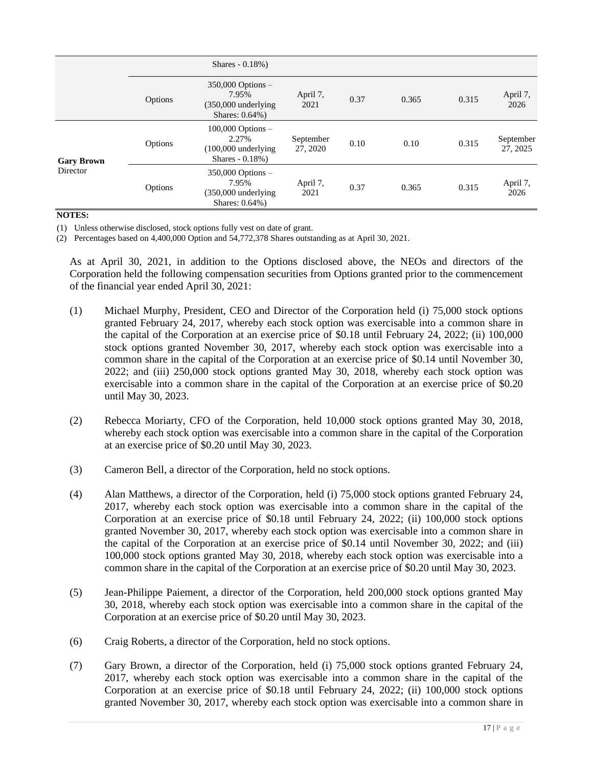| | | | | | | | |
|---|---|---|---|---|---|---|---|
| | | Shares - 0.18%) | | | | | |
| | Options | 350,000 Options – 7.95% (350,000 underlying Shares: 0.64%) | April 7, 2021 | 0.37 | 0.365 | 0.315 | April 7, 2026 |
| **Gary Brown** Director | Options | 100,000 Options – 2.27% (100,000 underlying Shares - 0.18%) | September 27, 2020 | 0.10 | 0.10 | 0.315 | September 27, 2025 |
| | Options | 350,000 Options – 7.95% (350,000 underlying Shares: 0.64%) | April 7, 2021 | 0.37 | 0.365 | 0.315 | April 7, 2026 |

**NOTES:**

(1) Unless otherwise disclosed, stock options fully vest on date of grant.

(2) Percentages based on 4,400,000 Option and 54,772,378 Shares outstanding as at April 30, 2021.

As at April 30, 2021, in addition to the Options disclosed above, the NEOs and directors of the Corporation held the following compensation securities from Options granted prior to the commencement of the financial year ended April 30, 2021:

(1) Michael Murphy, President, CEO and Director of the Corporation held (i) 75,000 stock options granted February 24, 2017, whereby each stock option was exercisable into a common share in the capital of the Corporation at an exercise price of $0.18 until February 24, 2022; (ii) 100,000 stock options granted November 30, 2017, whereby each stock option was exercisable into a common share in the capital of the Corporation at an exercise price of $0.14 until November 30, 2022; and (iii) 250,000 stock options granted May 30, 2018, whereby each stock option was exercisable into a common share in the capital of the Corporation at an exercise price of $0.20 until May 30, 2023.

(2) Rebecca Moriarty, CFO of the Corporation, held 10,000 stock options granted May 30, 2018, whereby each stock option was exercisable into a common share in the capital of the Corporation at an exercise price of $0.20 until May 30, 2023.

(3) Cameron Bell, a director of the Corporation, held no stock options.

(4) Alan Matthews, a director of the Corporation, held (i) 75,000 stock options granted February 24, 2017, whereby each stock option was exercisable into a common share in the capital of the Corporation at an exercise price of $0.18 until February 24, 2022; (ii) 100,000 stock options granted November 30, 2017, whereby each stock option was exercisable into a common share in the capital of the Corporation at an exercise price of $0.14 until November 30, 2022; and (iii) 100,000 stock options granted May 30, 2018, whereby each stock option was exercisable into a common share in the capital of the Corporation at an exercise price of $0.20 until May 30, 2023.

(5) Jean-Philippe Paiement, a director of the Corporation, held 200,000 stock options granted May 30, 2018, whereby each stock option was exercisable into a common share in the capital of the Corporation at an exercise price of $0.20 until May 30, 2023.

(6) Craig Roberts, a director of the Corporation, held no stock options.

(7) Gary Brown, a director of the Corporation, held (i) 75,000 stock options granted February 24, 2017, whereby each stock option was exercisable into a common share in the capital of the Corporation at an exercise price of $0.18 until February 24, 2022; (ii) 100,000 stock options granted November 30, 2017, whereby each stock option was exercisable into a common share in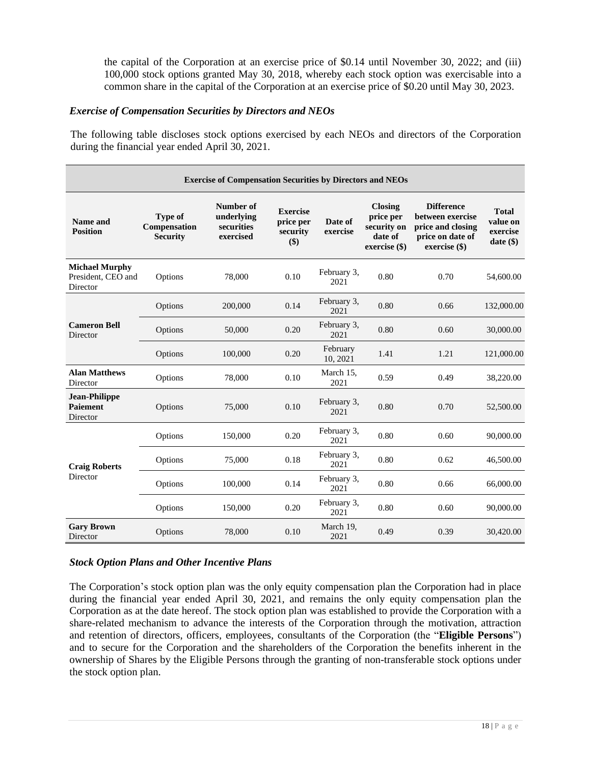the capital of the Corporation at an exercise price of $0.14 until November 30, 2022; and (iii) 100,000 stock options granted May 30, 2018, whereby each stock option was exercisable into a common share in the capital of the Corporation at an exercise price of $0.20 until May 30, 2023.

### *Exercise of Compensation Securities by Directors and NEOs*

The following table discloses stock options exercised by each NEOs and directors of the Corporation during the financial year ended April 30, 2021.

| Exercise of Compensation Securities by Directors and NEOs | | | | | | | |
|---|---|---|---|---|---|---|---|
| **Name and Position** | **Type of Compensation Security** | **Number of underlying securities exercised** | **Exercise price per security ($)** | **Date of exercise** | **Closing price per security on date of exercise ($)** | **Difference between exercise price and closing price on date of exercise ($)** | **Total value on exercise date ($)** |
| **Michael Murphy** President, CEO and Director | Options | 78,000 | 0.10 | February 3, 2021 | 0.80 | 0.70 | 54,600.00 |
| **Cameron Bell** Director | Options | 200,000 | 0.14 | February 3, 2021 | 0.80 | 0.66 | 132,000.00 |
| | Options | 50,000 | 0.20 | February 3, 2021 | 0.80 | 0.60 | 30,000.00 |
| | Options | 100,000 | 0.20 | February 10, 2021 | 1.41 | 1.21 | 121,000.00 |
| **Alan Matthews** Director | Options | 78,000 | 0.10 | March 15, 2021 | 0.59 | 0.49 | 38,220.00 |
| **Jean-Philippe Paiement** Director | Options | 75,000 | 0.10 | February 3, 2021 | 0.80 | 0.70 | 52,500.00 |
| **Craig Roberts** Director | Options | 150,000 | 0.20 | February 3, 2021 | 0.80 | 0.60 | 90,000.00 |
| | Options | 75,000 | 0.18 | February 3, 2021 | 0.80 | 0.62 | 46,500.00 |
| | Options | 100,000 | 0.14 | February 3, 2021 | 0.80 | 0.66 | 66,000.00 |
| | Options | 150,000 | 0.20 | February 3, 2021 | 0.80 | 0.60 | 90,000.00 |
| **Gary Brown** Director | Options | 78,000 | 0.10 | March 19, 2021 | 0.49 | 0.39 | 30,420.00 |

### *Stock Option Plans and Other Incentive Plans*

The Corporation's stock option plan was the only equity compensation plan the Corporation had in place during the financial year ended April 30, 2021, and remains the only equity compensation plan the Corporation as at the date hereof. The stock option plan was established to provide the Corporation with a share-related mechanism to advance the interests of the Corporation through the motivation, attraction and retention of directors, officers, employees, consultants of the Corporation (the "**Eligible Persons**") and to secure for the Corporation and the shareholders of the Corporation the benefits inherent in the ownership of Shares by the Eligible Persons through the granting of non-transferable stock options under the stock option plan.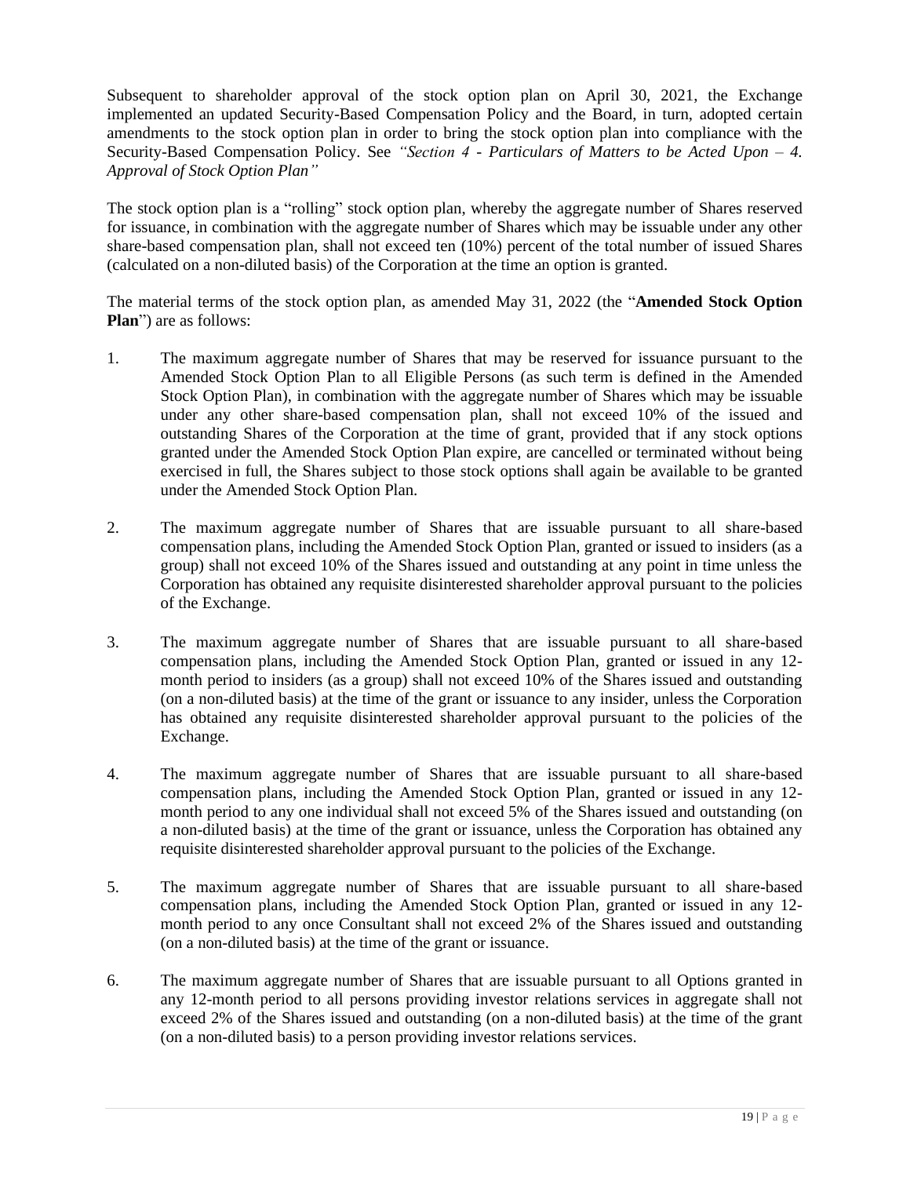Subsequent to shareholder approval of the stock option plan on April 30, 2021, the Exchange implemented an updated Security-Based Compensation Policy and the Board, in turn, adopted certain amendments to the stock option plan in order to bring the stock option plan into compliance with the Security-Based Compensation Policy. See *"Section 4 - Particulars of Matters to be Acted Upon – 4. Approval of Stock Option Plan"*

The stock option plan is a "rolling" stock option plan, whereby the aggregate number of Shares reserved for issuance, in combination with the aggregate number of Shares which may be issuable under any other share-based compensation plan, shall not exceed ten (10%) percent of the total number of issued Shares (calculated on a non-diluted basis) of the Corporation at the time an option is granted.

The material terms of the stock option plan, as amended May 31, 2022 (the "**Amended Stock Option Plan**") are as follows:

1. The maximum aggregate number of Shares that may be reserved for issuance pursuant to the Amended Stock Option Plan to all Eligible Persons (as such term is defined in the Amended Stock Option Plan), in combination with the aggregate number of Shares which may be issuable under any other share-based compensation plan, shall not exceed 10% of the issued and outstanding Shares of the Corporation at the time of grant, provided that if any stock options granted under the Amended Stock Option Plan expire, are cancelled or terminated without being exercised in full, the Shares subject to those stock options shall again be available to be granted under the Amended Stock Option Plan.

2. The maximum aggregate number of Shares that are issuable pursuant to all share-based compensation plans, including the Amended Stock Option Plan, granted or issued to insiders (as a group) shall not exceed 10% of the Shares issued and outstanding at any point in time unless the Corporation has obtained any requisite disinterested shareholder approval pursuant to the policies of the Exchange.

3. The maximum aggregate number of Shares that are issuable pursuant to all share-based compensation plans, including the Amended Stock Option Plan, granted or issued in any 12-month period to insiders (as a group) shall not exceed 10% of the Shares issued and outstanding (on a non-diluted basis) at the time of the grant or issuance to any insider, unless the Corporation has obtained any requisite disinterested shareholder approval pursuant to the policies of the Exchange.

4. The maximum aggregate number of Shares that are issuable pursuant to all share-based compensation plans, including the Amended Stock Option Plan, granted or issued in any 12-month period to any one individual shall not exceed 5% of the Shares issued and outstanding (on a non-diluted basis) at the time of the grant or issuance, unless the Corporation has obtained any requisite disinterested shareholder approval pursuant to the policies of the Exchange.

5. The maximum aggregate number of Shares that are issuable pursuant to all share-based compensation plans, including the Amended Stock Option Plan, granted or issued in any 12-month period to any once Consultant shall not exceed 2% of the Shares issued and outstanding (on a non-diluted basis) at the time of the grant or issuance.

6. The maximum aggregate number of Shares that are issuable pursuant to all Options granted in any 12-month period to all persons providing investor relations services in aggregate shall not exceed 2% of the Shares issued and outstanding (on a non-diluted basis) at the time of the grant (on a non-diluted basis) to a person providing investor relations services.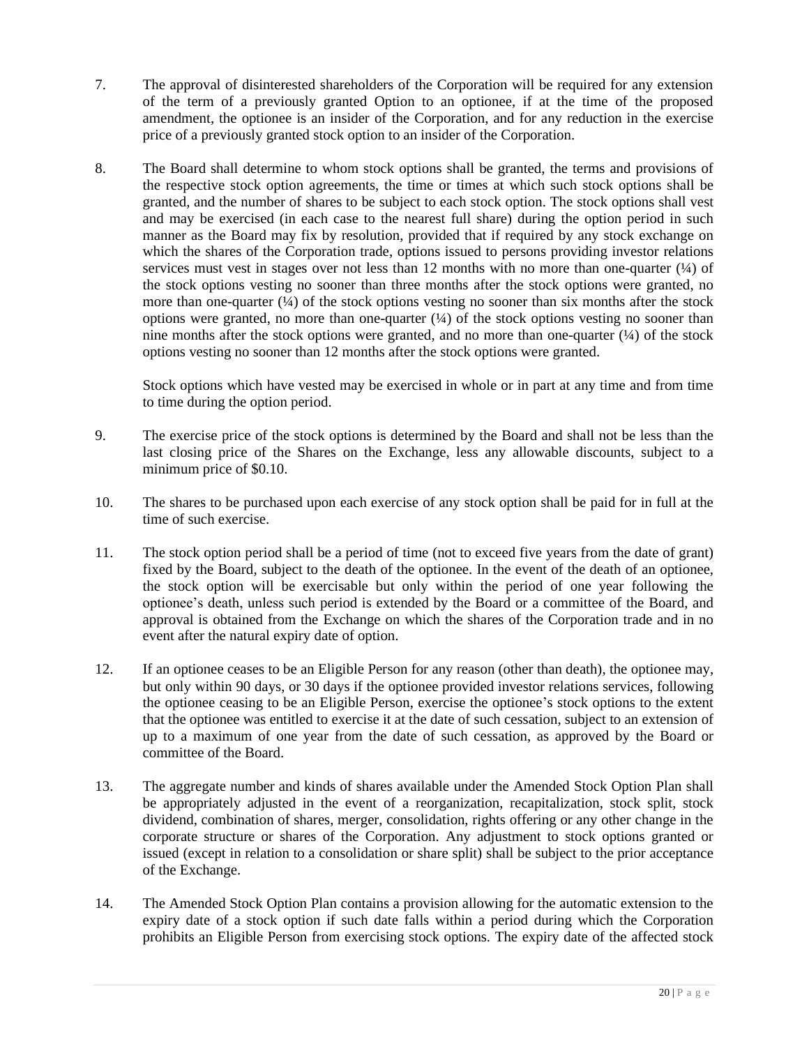7. The approval of disinterested shareholders of the Corporation will be required for any extension of the term of a previously granted Option to an optionee, if at the time of the proposed amendment, the optionee is an insider of the Corporation, and for any reduction in the exercise price of a previously granted stock option to an insider of the Corporation.

8. The Board shall determine to whom stock options shall be granted, the terms and provisions of the respective stock option agreements, the time or times at which such stock options shall be granted, and the number of shares to be subject to each stock option. The stock options shall vest and may be exercised (in each case to the nearest full share) during the option period in such manner as the Board may fix by resolution, provided that if required by any stock exchange on which the shares of the Corporation trade, options issued to persons providing investor relations services must vest in stages over not less than 12 months with no more than one-quarter (¼) of the stock options vesting no sooner than three months after the stock options were granted, no more than one-quarter (¼) of the stock options vesting no sooner than six months after the stock options were granted, no more than one-quarter (¼) of the stock options vesting no sooner than nine months after the stock options were granted, and no more than one-quarter (¼) of the stock options vesting no sooner than 12 months after the stock options were granted.

   Stock options which have vested may be exercised in whole or in part at any time and from time to time during the option period.

9. The exercise price of the stock options is determined by the Board and shall not be less than the last closing price of the Shares on the Exchange, less any allowable discounts, subject to a minimum price of $0.10.

10. The shares to be purchased upon each exercise of any stock option shall be paid for in full at the time of such exercise.

11. The stock option period shall be a period of time (not to exceed five years from the date of grant) fixed by the Board, subject to the death of the optionee. In the event of the death of an optionee, the stock option will be exercisable but only within the period of one year following the optionee's death, unless such period is extended by the Board or a committee of the Board, and approval is obtained from the Exchange on which the shares of the Corporation trade and in no event after the natural expiry date of option.

12. If an optionee ceases to be an Eligible Person for any reason (other than death), the optionee may, but only within 90 days, or 30 days if the optionee provided investor relations services, following the optionee ceasing to be an Eligible Person, exercise the optionee's stock options to the extent that the optionee was entitled to exercise it at the date of such cessation, subject to an extension of up to a maximum of one year from the date of such cessation, as approved by the Board or committee of the Board.

13. The aggregate number and kinds of shares available under the Amended Stock Option Plan shall be appropriately adjusted in the event of a reorganization, recapitalization, stock split, stock dividend, combination of shares, merger, consolidation, rights offering or any other change in the corporate structure or shares of the Corporation. Any adjustment to stock options granted or issued (except in relation to a consolidation or share split) shall be subject to the prior acceptance of the Exchange.

14. The Amended Stock Option Plan contains a provision allowing for the automatic extension to the expiry date of a stock option if such date falls within a period during which the Corporation prohibits an Eligible Person from exercising stock options. The expiry date of the affected stock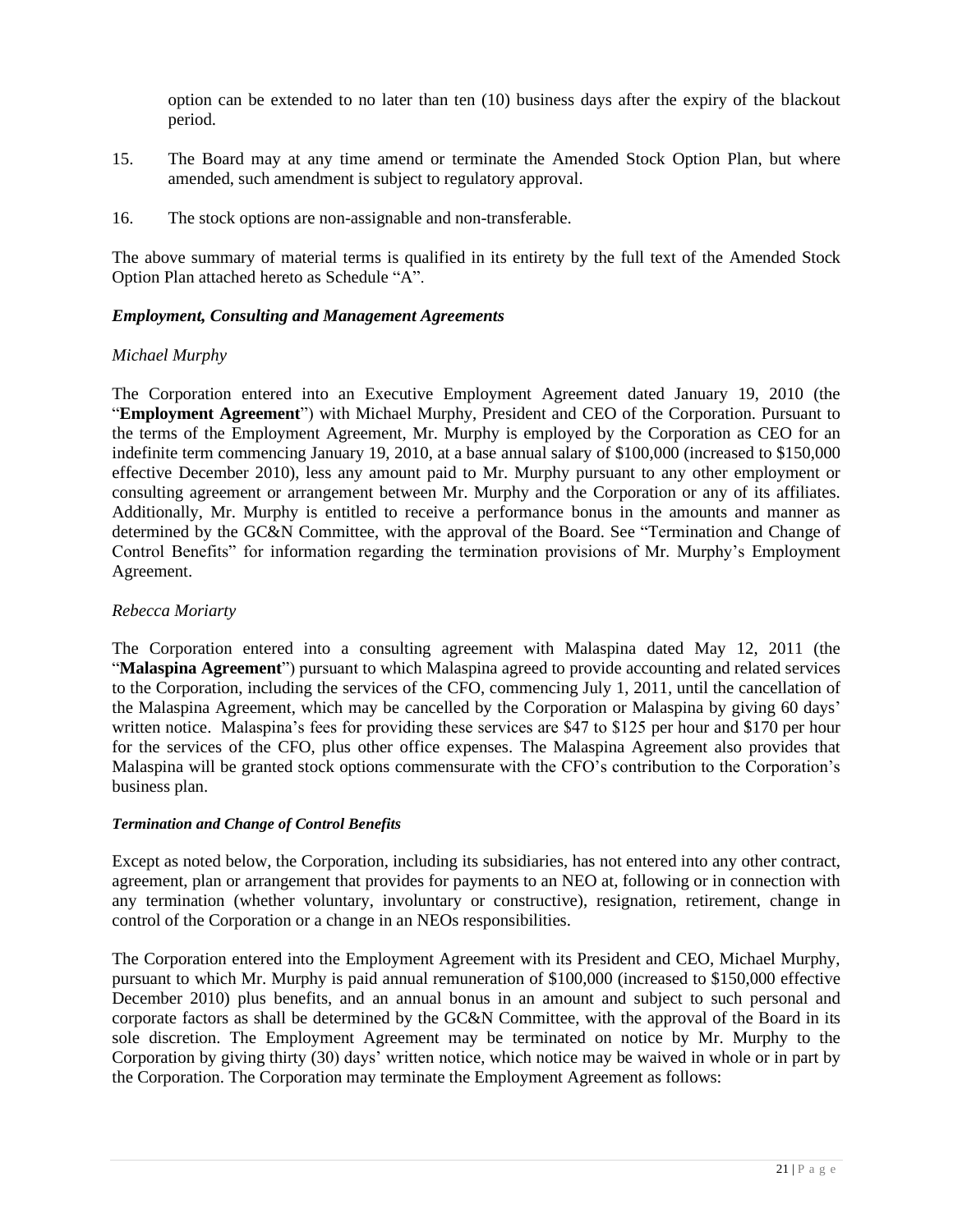option can be extended to no later than ten (10) business days after the expiry of the blackout period.

15. The Board may at any time amend or terminate the Amended Stock Option Plan, but where amended, such amendment is subject to regulatory approval.

16. The stock options are non-assignable and non-transferable.

The above summary of material terms is qualified in its entirety by the full text of the Amended Stock Option Plan attached hereto as Schedule "A".

***Employment, Consulting and Management Agreements***

*Michael Murphy*

The Corporation entered into an Executive Employment Agreement dated January 19, 2010 (the "**Employment Agreement**") with Michael Murphy, President and CEO of the Corporation. Pursuant to the terms of the Employment Agreement, Mr. Murphy is employed by the Corporation as CEO for an indefinite term commencing January 19, 2010, at a base annual salary of $100,000 (increased to $150,000 effective December 2010), less any amount paid to Mr. Murphy pursuant to any other employment or consulting agreement or arrangement between Mr. Murphy and the Corporation or any of its affiliates. Additionally, Mr. Murphy is entitled to receive a performance bonus in the amounts and manner as determined by the GC&N Committee, with the approval of the Board. See "Termination and Change of Control Benefits" for information regarding the termination provisions of Mr. Murphy's Employment Agreement.

*Rebecca Moriarty*

The Corporation entered into a consulting agreement with Malaspina dated May 12, 2011 (the "**Malaspina Agreement**") pursuant to which Malaspina agreed to provide accounting and related services to the Corporation, including the services of the CFO, commencing July 1, 2011, until the cancellation of the Malaspina Agreement, which may be cancelled by the Corporation or Malaspina by giving 60 days' written notice. Malaspina's fees for providing these services are $47 to $125 per hour and $170 per hour for the services of the CFO, plus other office expenses. The Malaspina Agreement also provides that Malaspina will be granted stock options commensurate with the CFO's contribution to the Corporation's business plan.

***Termination and Change of Control Benefits***

Except as noted below, the Corporation, including its subsidiaries, has not entered into any other contract, agreement, plan or arrangement that provides for payments to an NEO at, following or in connection with any termination (whether voluntary, involuntary or constructive), resignation, retirement, change in control of the Corporation or a change in an NEOs responsibilities.

The Corporation entered into the Employment Agreement with its President and CEO, Michael Murphy, pursuant to which Mr. Murphy is paid annual remuneration of $100,000 (increased to $150,000 effective December 2010) plus benefits, and an annual bonus in an amount and subject to such personal and corporate factors as shall be determined by the GC&N Committee, with the approval of the Board in its sole discretion. The Employment Agreement may be terminated on notice by Mr. Murphy to the Corporation by giving thirty (30) days' written notice, which notice may be waived in whole or in part by the Corporation. The Corporation may terminate the Employment Agreement as follows: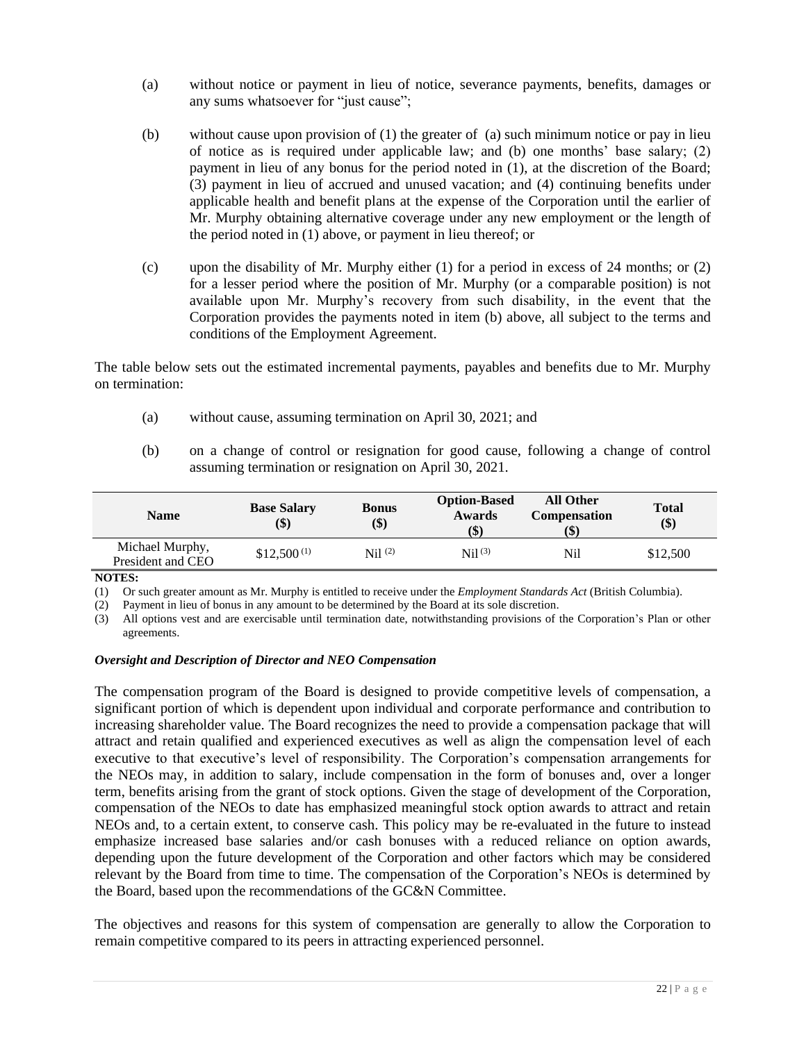(a) without notice or payment in lieu of notice, severance payments, benefits, damages or any sums whatsoever for "just cause";

(b) without cause upon provision of (1) the greater of (a) such minimum notice or pay in lieu of notice as is required under applicable law; and (b) one months' base salary; (2) payment in lieu of any bonus for the period noted in (1), at the discretion of the Board; (3) payment in lieu of accrued and unused vacation; and (4) continuing benefits under applicable health and benefit plans at the expense of the Corporation until the earlier of Mr. Murphy obtaining alternative coverage under any new employment or the length of the period noted in (1) above, or payment in lieu thereof; or

(c) upon the disability of Mr. Murphy either (1) for a period in excess of 24 months; or (2) for a lesser period where the position of Mr. Murphy (or a comparable position) is not available upon Mr. Murphy's recovery from such disability, in the event that the Corporation provides the payments noted in item (b) above, all subject to the terms and conditions of the Employment Agreement.

The table below sets out the estimated incremental payments, payables and benefits due to Mr. Murphy on termination:

(a) without cause, assuming termination on April 30, 2021; and

(b) on a change of control or resignation for good cause, following a change of control assuming termination or resignation on April 30, 2021.

| Name | Base Salary ($) | Bonus ($) | Option-Based Awards ($) | All Other Compensation ($) | Total ($) |
|---|---|---|---|---|---|
| Michael Murphy, President and CEO | $12,500 (1) | Nil (2) | Nil (3) | Nil | $12,500 |

**NOTES:**

(1) Or such greater amount as Mr. Murphy is entitled to receive under the *Employment Standards Act* (British Columbia).

(2) Payment in lieu of bonus in any amount to be determined by the Board at its sole discretion.

(3) All options vest and are exercisable until termination date, notwithstanding provisions of the Corporation's Plan or other agreements.

***Oversight and Description of Director and NEO Compensation***

The compensation program of the Board is designed to provide competitive levels of compensation, a significant portion of which is dependent upon individual and corporate performance and contribution to increasing shareholder value. The Board recognizes the need to provide a compensation package that will attract and retain qualified and experienced executives as well as align the compensation level of each executive to that executive's level of responsibility. The Corporation's compensation arrangements for the NEOs may, in addition to salary, include compensation in the form of bonuses and, over a longer term, benefits arising from the grant of stock options. Given the stage of development of the Corporation, compensation of the NEOs to date has emphasized meaningful stock option awards to attract and retain NEOs and, to a certain extent, to conserve cash. This policy may be re-evaluated in the future to instead emphasize increased base salaries and/or cash bonuses with a reduced reliance on option awards, depending upon the future development of the Corporation and other factors which may be considered relevant by the Board from time to time. The compensation of the Corporation's NEOs is determined by the Board, based upon the recommendations of the GC&N Committee.

The objectives and reasons for this system of compensation are generally to allow the Corporation to remain competitive compared to its peers in attracting experienced personnel.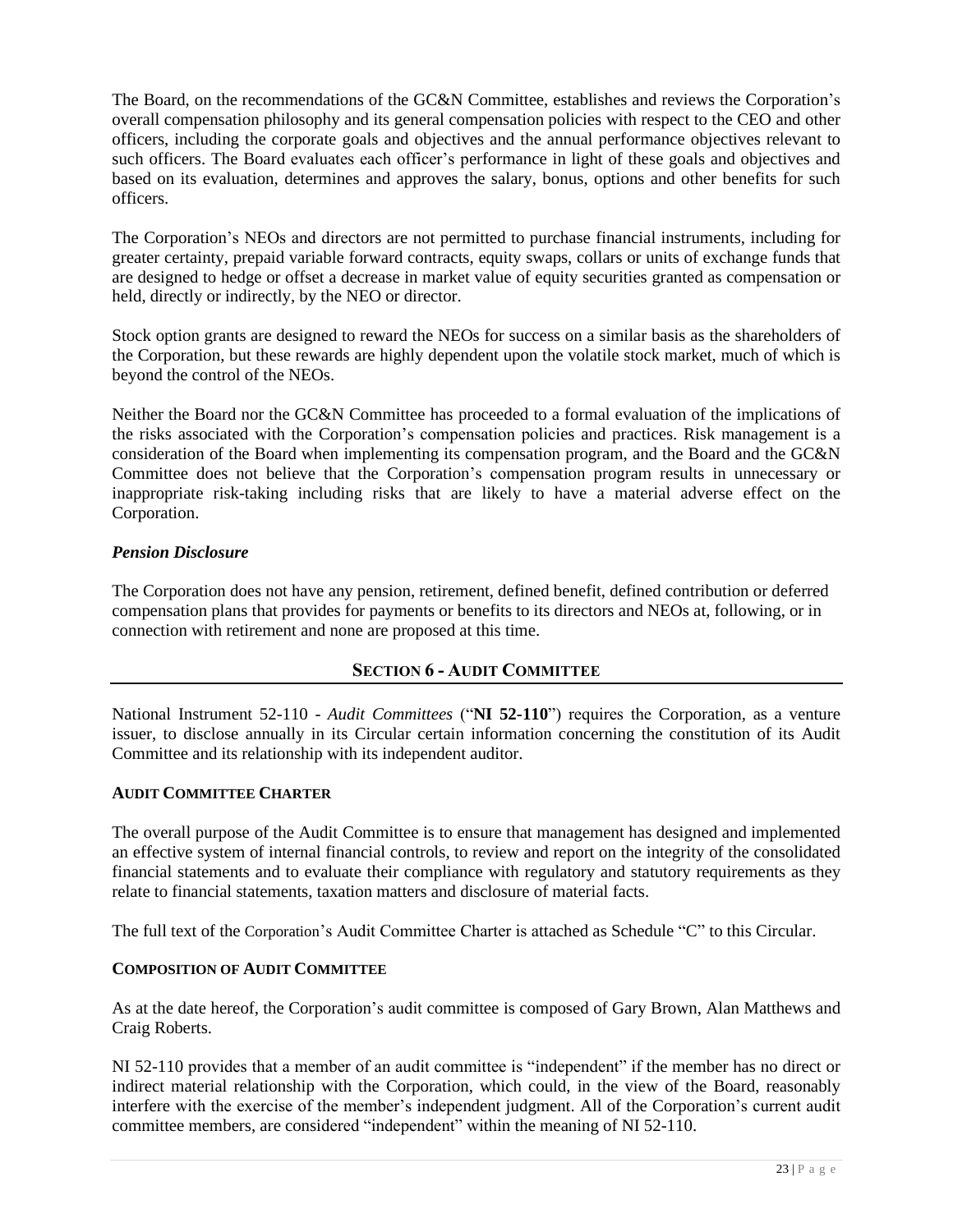The Board, on the recommendations of the GC&N Committee, establishes and reviews the Corporation's overall compensation philosophy and its general compensation policies with respect to the CEO and other officers, including the corporate goals and objectives and the annual performance objectives relevant to such officers. The Board evaluates each officer's performance in light of these goals and objectives and based on its evaluation, determines and approves the salary, bonus, options and other benefits for such officers.

The Corporation's NEOs and directors are not permitted to purchase financial instruments, including for greater certainty, prepaid variable forward contracts, equity swaps, collars or units of exchange funds that are designed to hedge or offset a decrease in market value of equity securities granted as compensation or held, directly or indirectly, by the NEO or director.

Stock option grants are designed to reward the NEOs for success on a similar basis as the shareholders of the Corporation, but these rewards are highly dependent upon the volatile stock market, much of which is beyond the control of the NEOs.

Neither the Board nor the GC&N Committee has proceeded to a formal evaluation of the implications of the risks associated with the Corporation's compensation policies and practices. Risk management is a consideration of the Board when implementing its compensation program, and the Board and the GC&N Committee does not believe that the Corporation's compensation program results in unnecessary or inappropriate risk-taking including risks that are likely to have a material adverse effect on the Corporation.

### *Pension Disclosure*

The Corporation does not have any pension, retirement, defined benefit, defined contribution or deferred compensation plans that provides for payments or benefits to its directors and NEOs at, following, or in connection with retirement and none are proposed at this time.

## SECTION 6 - AUDIT COMMITTEE

National Instrument 52-110 - *Audit Committees* ("**NI 52-110**") requires the Corporation, as a venture issuer, to disclose annually in its Circular certain information concerning the constitution of its Audit Committee and its relationship with its independent auditor.

### AUDIT COMMITTEE CHARTER

The overall purpose of the Audit Committee is to ensure that management has designed and implemented an effective system of internal financial controls, to review and report on the integrity of the consolidated financial statements and to evaluate their compliance with regulatory and statutory requirements as they relate to financial statements, taxation matters and disclosure of material facts.

The full text of the Corporation's Audit Committee Charter is attached as Schedule "C" to this Circular.

### COMPOSITION OF AUDIT COMMITTEE

As at the date hereof, the Corporation's audit committee is composed of Gary Brown, Alan Matthews and Craig Roberts.

NI 52-110 provides that a member of an audit committee is "independent" if the member has no direct or indirect material relationship with the Corporation, which could, in the view of the Board, reasonably interfere with the exercise of the member's independent judgment. All of the Corporation's current audit committee members, are considered "independent" within the meaning of NI 52-110.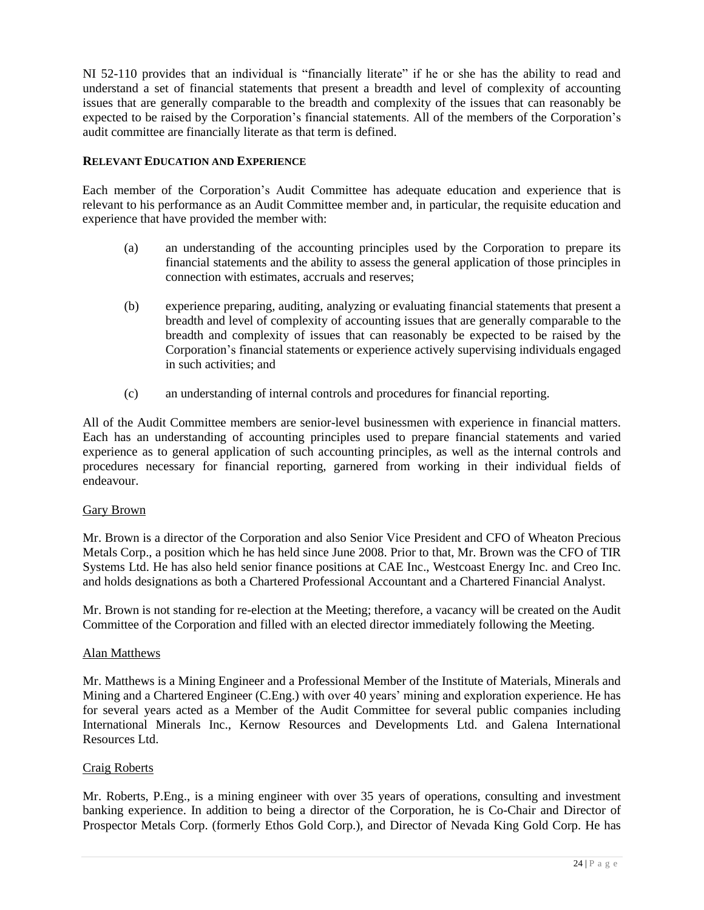NI 52-110 provides that an individual is "financially literate" if he or she has the ability to read and understand a set of financial statements that present a breadth and level of complexity of accounting issues that are generally comparable to the breadth and complexity of the issues that can reasonably be expected to be raised by the Corporation's financial statements. All of the members of the Corporation's audit committee are financially literate as that term is defined.

### RELEVANT EDUCATION AND EXPERIENCE

Each member of the Corporation's Audit Committee has adequate education and experience that is relevant to his performance as an Audit Committee member and, in particular, the requisite education and experience that have provided the member with:

(a) an understanding of the accounting principles used by the Corporation to prepare its financial statements and the ability to assess the general application of those principles in connection with estimates, accruals and reserves;

(b) experience preparing, auditing, analyzing or evaluating financial statements that present a breadth and level of complexity of accounting issues that are generally comparable to the breadth and complexity of issues that can reasonably be expected to be raised by the Corporation's financial statements or experience actively supervising individuals engaged in such activities; and

(c) an understanding of internal controls and procedures for financial reporting.

All of the Audit Committee members are senior-level businessmen with experience in financial matters. Each has an understanding of accounting principles used to prepare financial statements and varied experience as to general application of such accounting principles, as well as the internal controls and procedures necessary for financial reporting, garnered from working in their individual fields of endeavour.

Gary Brown

Mr. Brown is a director of the Corporation and also Senior Vice President and CFO of Wheaton Precious Metals Corp., a position which he has held since June 2008. Prior to that, Mr. Brown was the CFO of TIR Systems Ltd. He has also held senior finance positions at CAE Inc., Westcoast Energy Inc. and Creo Inc. and holds designations as both a Chartered Professional Accountant and a Chartered Financial Analyst.

Mr. Brown is not standing for re-election at the Meeting; therefore, a vacancy will be created on the Audit Committee of the Corporation and filled with an elected director immediately following the Meeting.

Alan Matthews

Mr. Matthews is a Mining Engineer and a Professional Member of the Institute of Materials, Minerals and Mining and a Chartered Engineer (C.Eng.) with over 40 years' mining and exploration experience. He has for several years acted as a Member of the Audit Committee for several public companies including International Minerals Inc., Kernow Resources and Developments Ltd. and Galena International Resources Ltd.

Craig Roberts

Mr. Roberts, P.Eng., is a mining engineer with over 35 years of operations, consulting and investment banking experience. In addition to being a director of the Corporation, he is Co-Chair and Director of Prospector Metals Corp. (formerly Ethos Gold Corp.), and Director of Nevada King Gold Corp. He has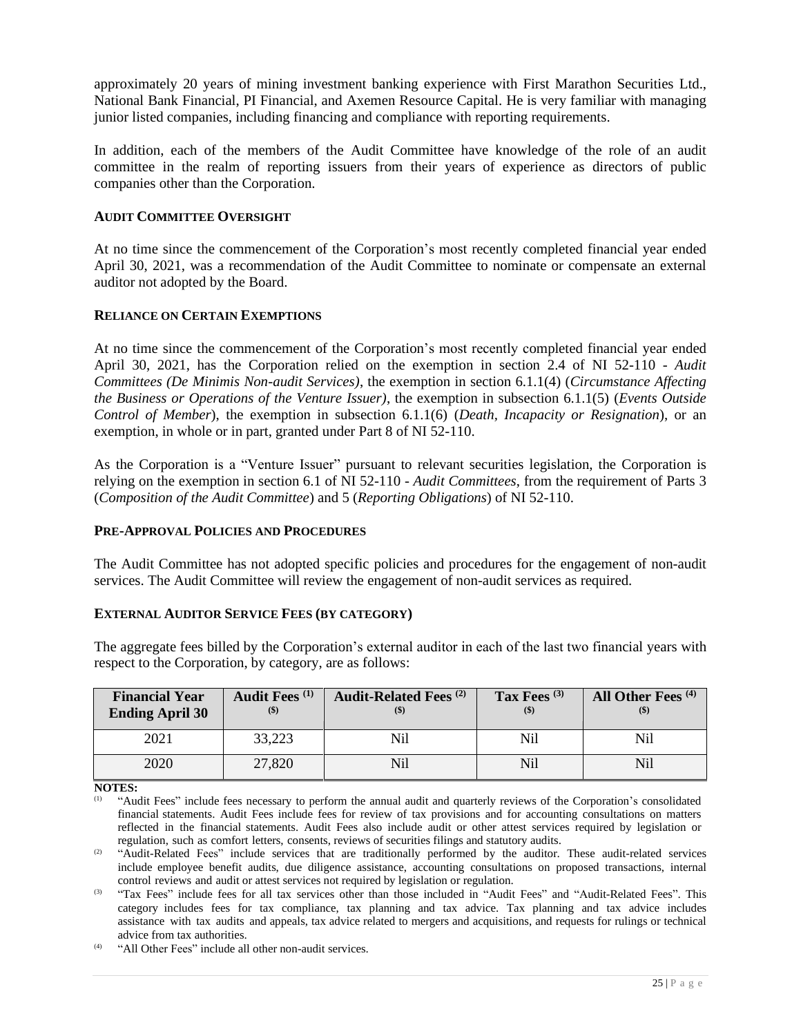approximately 20 years of mining investment banking experience with First Marathon Securities Ltd., National Bank Financial, PI Financial, and Axemen Resource Capital. He is very familiar with managing junior listed companies, including financing and compliance with reporting requirements.

In addition, each of the members of the Audit Committee have knowledge of the role of an audit committee in the realm of reporting issuers from their years of experience as directors of public companies other than the Corporation.

### AUDIT COMMITTEE OVERSIGHT

At no time since the commencement of the Corporation's most recently completed financial year ended April 30, 2021, was a recommendation of the Audit Committee to nominate or compensate an external auditor not adopted by the Board.

### RELIANCE ON CERTAIN EXEMPTIONS

At no time since the commencement of the Corporation's most recently completed financial year ended April 30, 2021, has the Corporation relied on the exemption in section 2.4 of NI 52-110 - *Audit Committees (De Minimis Non-audit Services)*, the exemption in section 6.1.1(4) (*Circumstance Affecting the Business or Operations of the Venture Issuer)*, the exemption in subsection 6.1.1(5) (*Events Outside Control of Member*), the exemption in subsection 6.1.1(6) (*Death, Incapacity or Resignation*), or an exemption, in whole or in part, granted under Part 8 of NI 52-110.

As the Corporation is a "Venture Issuer" pursuant to relevant securities legislation, the Corporation is relying on the exemption in section 6.1 of NI 52-110 - *Audit Committees*, from the requirement of Parts 3 (*Composition of the Audit Committee*) and 5 (*Reporting Obligations*) of NI 52-110.

### PRE-APPROVAL POLICIES AND PROCEDURES

The Audit Committee has not adopted specific policies and procedures for the engagement of non-audit services. The Audit Committee will review the engagement of non-audit services as required.

### EXTERNAL AUDITOR SERVICE FEES (BY CATEGORY)

The aggregate fees billed by the Corporation's external auditor in each of the last two financial years with respect to the Corporation, by category, are as follows:

| Financial Year Ending April 30 | Audit Fees [(1)] ($) | Audit-Related Fees [(2)] ($) | Tax Fees [(3)] ($) | All Other Fees [(4)] ($) |
|---|---|---|---|---|
| 2021 | 33,223 | Nil | Nil | Nil |
| 2020 | 27,820 | Nil | Nil | Nil |

**NOTES:**

(1) "Audit Fees" include fees necessary to perform the annual audit and quarterly reviews of the Corporation's consolidated financial statements. Audit Fees include fees for review of tax provisions and for accounting consultations on matters reflected in the financial statements. Audit Fees also include audit or other attest services required by legislation or regulation, such as comfort letters, consents, reviews of securities filings and statutory audits.

(2) "Audit-Related Fees" include services that are traditionally performed by the auditor. These audit-related services include employee benefit audits, due diligence assistance, accounting consultations on proposed transactions, internal control reviews and audit or attest services not required by legislation or regulation.

(3) "Tax Fees" include fees for all tax services other than those included in "Audit Fees" and "Audit-Related Fees". This category includes fees for tax compliance, tax planning and tax advice. Tax planning and tax advice includes assistance with tax audits and appeals, tax advice related to mergers and acquisitions, and requests for rulings or technical advice from tax authorities.

(4) "All Other Fees" include all other non-audit services.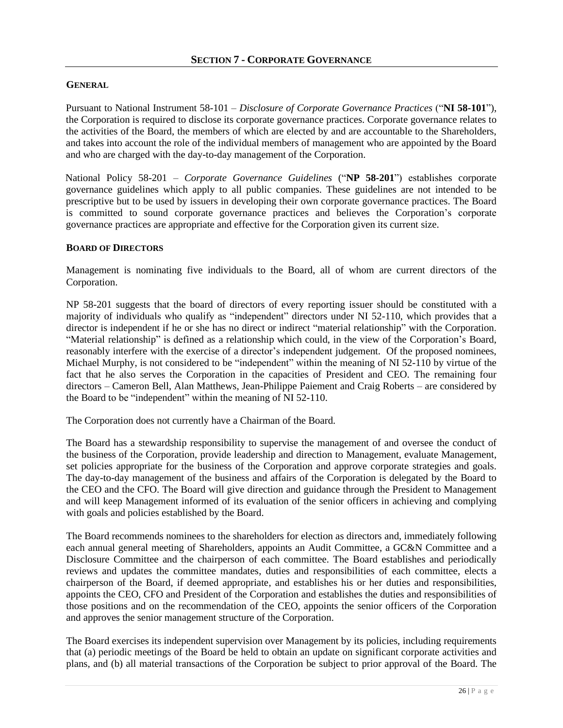## SECTION 7 - CORPORATE GOVERNANCE

### GENERAL

Pursuant to National Instrument 58-101 – *Disclosure of Corporate Governance Practices* ("**NI 58-101**"), the Corporation is required to disclose its corporate governance practices. Corporate governance relates to the activities of the Board, the members of which are elected by and are accountable to the Shareholders, and takes into account the role of the individual members of management who are appointed by the Board and who are charged with the day-to-day management of the Corporation.

National Policy 58-201 – *Corporate Governance Guidelines* ("**NP 58-201**") establishes corporate governance guidelines which apply to all public companies. These guidelines are not intended to be prescriptive but to be used by issuers in developing their own corporate governance practices. The Board is committed to sound corporate governance practices and believes the Corporation's corporate governance practices are appropriate and effective for the Corporation given its current size.

### BOARD OF DIRECTORS

Management is nominating five individuals to the Board, all of whom are current directors of the Corporation.

NP 58-201 suggests that the board of directors of every reporting issuer should be constituted with a majority of individuals who qualify as "independent" directors under NI 52-110, which provides that a director is independent if he or she has no direct or indirect "material relationship" with the Corporation. "Material relationship" is defined as a relationship which could, in the view of the Corporation's Board, reasonably interfere with the exercise of a director's independent judgement. Of the proposed nominees, Michael Murphy, is not considered to be "independent" within the meaning of NI 52-110 by virtue of the fact that he also serves the Corporation in the capacities of President and CEO. The remaining four directors – Cameron Bell, Alan Matthews, Jean-Philippe Paiement and Craig Roberts – are considered by the Board to be "independent" within the meaning of NI 52-110.

The Corporation does not currently have a Chairman of the Board.

The Board has a stewardship responsibility to supervise the management of and oversee the conduct of the business of the Corporation, provide leadership and direction to Management, evaluate Management, set policies appropriate for the business of the Corporation and approve corporate strategies and goals. The day-to-day management of the business and affairs of the Corporation is delegated by the Board to the CEO and the CFO. The Board will give direction and guidance through the President to Management and will keep Management informed of its evaluation of the senior officers in achieving and complying with goals and policies established by the Board.

The Board recommends nominees to the shareholders for election as directors and, immediately following each annual general meeting of Shareholders, appoints an Audit Committee, a GC&N Committee and a Disclosure Committee and the chairperson of each committee. The Board establishes and periodically reviews and updates the committee mandates, duties and responsibilities of each committee, elects a chairperson of the Board, if deemed appropriate, and establishes his or her duties and responsibilities, appoints the CEO, CFO and President of the Corporation and establishes the duties and responsibilities of those positions and on the recommendation of the CEO, appoints the senior officers of the Corporation and approves the senior management structure of the Corporation.

The Board exercises its independent supervision over Management by its policies, including requirements that (a) periodic meetings of the Board be held to obtain an update on significant corporate activities and plans, and (b) all material transactions of the Corporation be subject to prior approval of the Board. The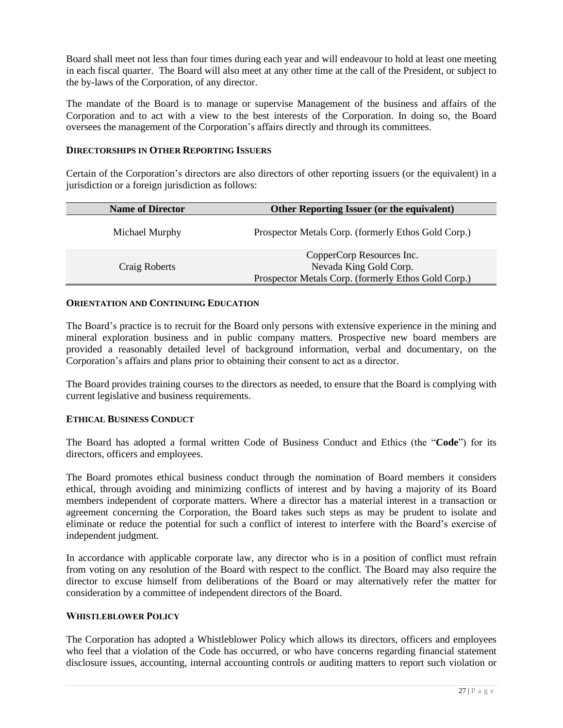Board shall meet not less than four times during each year and will endeavour to hold at least one meeting in each fiscal quarter. The Board will also meet at any other time at the call of the President, or subject to the by-laws of the Corporation, of any director.

The mandate of the Board is to manage or supervise Management of the business and affairs of the Corporation and to act with a view to the best interests of the Corporation. In doing so, the Board oversees the management of the Corporation's affairs directly and through its committees.

### DIRECTORSHIPS IN OTHER REPORTING ISSUERS

Certain of the Corporation's directors are also directors of other reporting issuers (or the equivalent) in a jurisdiction or a foreign jurisdiction as follows:

| Name of Director | Other Reporting Issuer (or the equivalent) |
| --- | --- |
| Michael Murphy | Prospector Metals Corp. (formerly Ethos Gold Corp.) |
| Craig Roberts | CopperCorp Resources Inc.<br>Nevada King Gold Corp.<br>Prospector Metals Corp. (formerly Ethos Gold Corp.) |

### ORIENTATION AND CONTINUING EDUCATION

The Board's practice is to recruit for the Board only persons with extensive experience in the mining and mineral exploration business and in public company matters. Prospective new board members are provided a reasonably detailed level of background information, verbal and documentary, on the Corporation's affairs and plans prior to obtaining their consent to act as a director.

The Board provides training courses to the directors as needed, to ensure that the Board is complying with current legislative and business requirements.

### ETHICAL BUSINESS CONDUCT

The Board has adopted a formal written Code of Business Conduct and Ethics (the "**Code**") for its directors, officers and employees.

The Board promotes ethical business conduct through the nomination of Board members it considers ethical, through avoiding and minimizing conflicts of interest and by having a majority of its Board members independent of corporate matters. Where a director has a material interest in a transaction or agreement concerning the Corporation, the Board takes such steps as may be prudent to isolate and eliminate or reduce the potential for such a conflict of interest to interfere with the Board's exercise of independent judgment.

In accordance with applicable corporate law, any director who is in a position of conflict must refrain from voting on any resolution of the Board with respect to the conflict. The Board may also require the director to excuse himself from deliberations of the Board or may alternatively refer the matter for consideration by a committee of independent directors of the Board.

### WHISTLEBLOWER POLICY

The Corporation has adopted a Whistleblower Policy which allows its directors, officers and employees who feel that a violation of the Code has occurred, or who have concerns regarding financial statement disclosure issues, accounting, internal accounting controls or auditing matters to report such violation or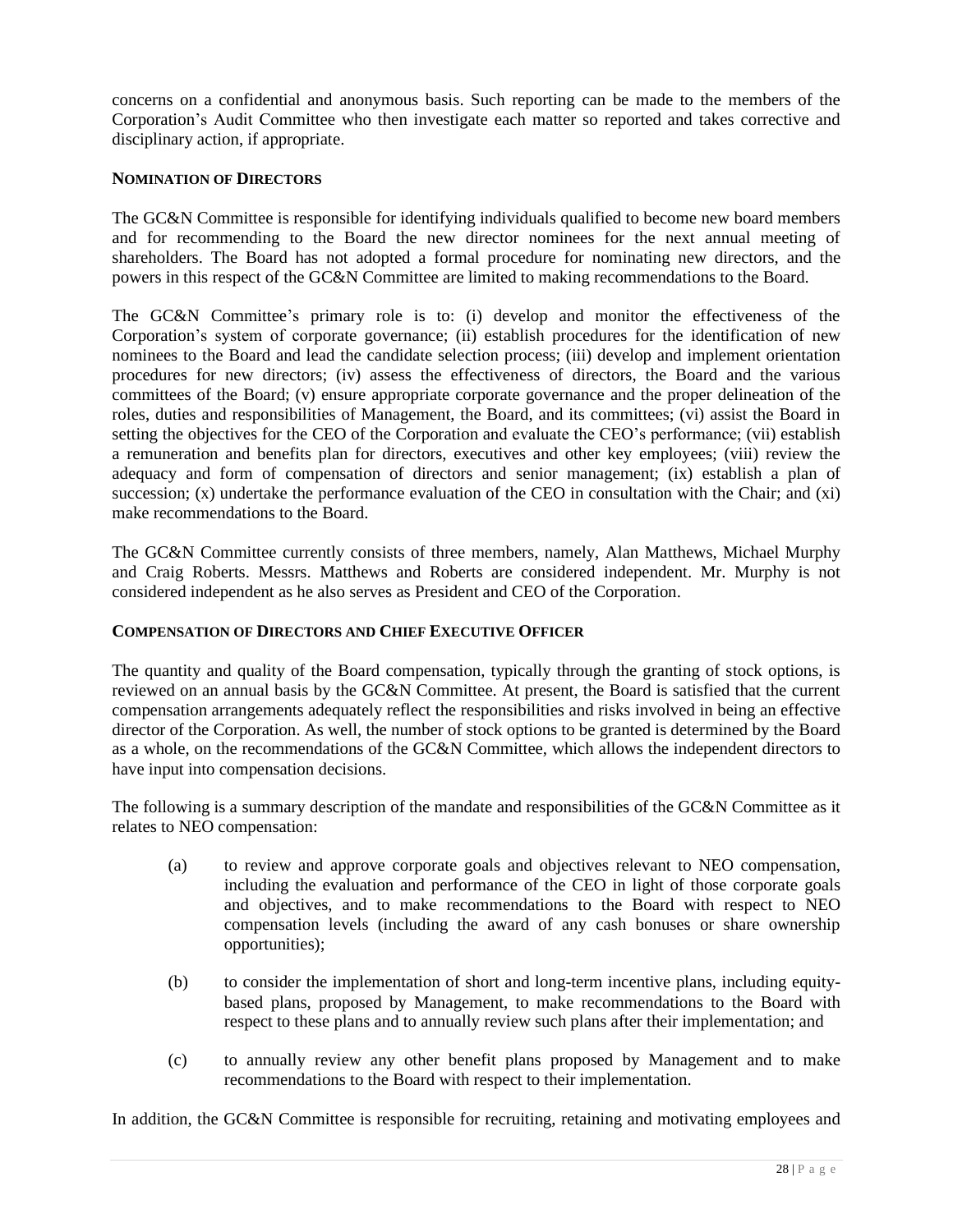concerns on a confidential and anonymous basis. Such reporting can be made to the members of the Corporation's Audit Committee who then investigate each matter so reported and takes corrective and disciplinary action, if appropriate.

### NOMINATION OF DIRECTORS

The GC&N Committee is responsible for identifying individuals qualified to become new board members and for recommending to the Board the new director nominees for the next annual meeting of shareholders. The Board has not adopted a formal procedure for nominating new directors, and the powers in this respect of the GC&N Committee are limited to making recommendations to the Board.

The GC&N Committee's primary role is to: (i) develop and monitor the effectiveness of the Corporation's system of corporate governance; (ii) establish procedures for the identification of new nominees to the Board and lead the candidate selection process; (iii) develop and implement orientation procedures for new directors; (iv) assess the effectiveness of directors, the Board and the various committees of the Board; (v) ensure appropriate corporate governance and the proper delineation of the roles, duties and responsibilities of Management, the Board, and its committees; (vi) assist the Board in setting the objectives for the CEO of the Corporation and evaluate the CEO's performance; (vii) establish a remuneration and benefits plan for directors, executives and other key employees; (viii) review the adequacy and form of compensation of directors and senior management; (ix) establish a plan of succession; (x) undertake the performance evaluation of the CEO in consultation with the Chair; and (xi) make recommendations to the Board.

The GC&N Committee currently consists of three members, namely, Alan Matthews, Michael Murphy and Craig Roberts. Messrs. Matthews and Roberts are considered independent. Mr. Murphy is not considered independent as he also serves as President and CEO of the Corporation.

### COMPENSATION OF DIRECTORS AND CHIEF EXECUTIVE OFFICER

The quantity and quality of the Board compensation, typically through the granting of stock options, is reviewed on an annual basis by the GC&N Committee. At present, the Board is satisfied that the current compensation arrangements adequately reflect the responsibilities and risks involved in being an effective director of the Corporation. As well, the number of stock options to be granted is determined by the Board as a whole, on the recommendations of the GC&N Committee, which allows the independent directors to have input into compensation decisions.

The following is a summary description of the mandate and responsibilities of the GC&N Committee as it relates to NEO compensation:

(a) to review and approve corporate goals and objectives relevant to NEO compensation, including the evaluation and performance of the CEO in light of those corporate goals and objectives, and to make recommendations to the Board with respect to NEO compensation levels (including the award of any cash bonuses or share ownership opportunities);

(b) to consider the implementation of short and long-term incentive plans, including equity-based plans, proposed by Management, to make recommendations to the Board with respect to these plans and to annually review such plans after their implementation; and

(c) to annually review any other benefit plans proposed by Management and to make recommendations to the Board with respect to their implementation.

In addition, the GC&N Committee is responsible for recruiting, retaining and motivating employees and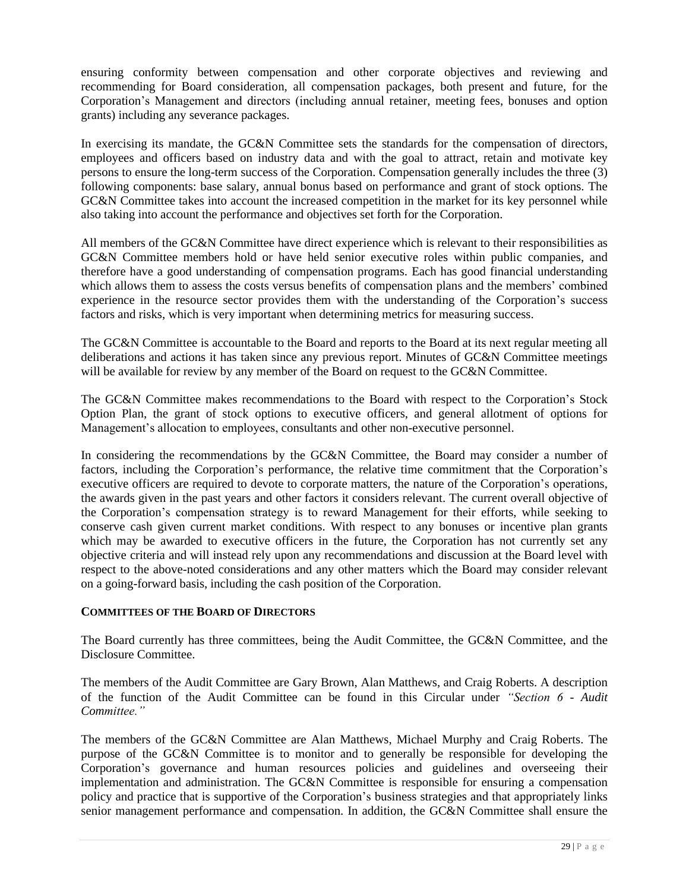ensuring conformity between compensation and other corporate objectives and reviewing and recommending for Board consideration, all compensation packages, both present and future, for the Corporation's Management and directors (including annual retainer, meeting fees, bonuses and option grants) including any severance packages.

In exercising its mandate, the GC&N Committee sets the standards for the compensation of directors, employees and officers based on industry data and with the goal to attract, retain and motivate key persons to ensure the long-term success of the Corporation. Compensation generally includes the three (3) following components: base salary, annual bonus based on performance and grant of stock options. The GC&N Committee takes into account the increased competition in the market for its key personnel while also taking into account the performance and objectives set forth for the Corporation.

All members of the GC&N Committee have direct experience which is relevant to their responsibilities as GC&N Committee members hold or have held senior executive roles within public companies, and therefore have a good understanding of compensation programs. Each has good financial understanding which allows them to assess the costs versus benefits of compensation plans and the members' combined experience in the resource sector provides them with the understanding of the Corporation's success factors and risks, which is very important when determining metrics for measuring success.

The GC&N Committee is accountable to the Board and reports to the Board at its next regular meeting all deliberations and actions it has taken since any previous report. Minutes of GC&N Committee meetings will be available for review by any member of the Board on request to the GC&N Committee.

The GC&N Committee makes recommendations to the Board with respect to the Corporation's Stock Option Plan, the grant of stock options to executive officers, and general allotment of options for Management's allocation to employees, consultants and other non-executive personnel.

In considering the recommendations by the GC&N Committee, the Board may consider a number of factors, including the Corporation's performance, the relative time commitment that the Corporation's executive officers are required to devote to corporate matters, the nature of the Corporation's operations, the awards given in the past years and other factors it considers relevant. The current overall objective of the Corporation's compensation strategy is to reward Management for their efforts, while seeking to conserve cash given current market conditions. With respect to any bonuses or incentive plan grants which may be awarded to executive officers in the future, the Corporation has not currently set any objective criteria and will instead rely upon any recommendations and discussion at the Board level with respect to the above-noted considerations and any other matters which the Board may consider relevant on a going-forward basis, including the cash position of the Corporation.

**COMMITTEES OF THE BOARD OF DIRECTORS**

The Board currently has three committees, being the Audit Committee, the GC&N Committee, and the Disclosure Committee.

The members of the Audit Committee are Gary Brown, Alan Matthews, and Craig Roberts. A description of the function of the Audit Committee can be found in this Circular under *"Section 6 - Audit Committee."*

The members of the GC&N Committee are Alan Matthews, Michael Murphy and Craig Roberts. The purpose of the GC&N Committee is to monitor and to generally be responsible for developing the Corporation's governance and human resources policies and guidelines and overseeing their implementation and administration. The GC&N Committee is responsible for ensuring a compensation policy and practice that is supportive of the Corporation's business strategies and that appropriately links senior management performance and compensation. In addition, the GC&N Committee shall ensure the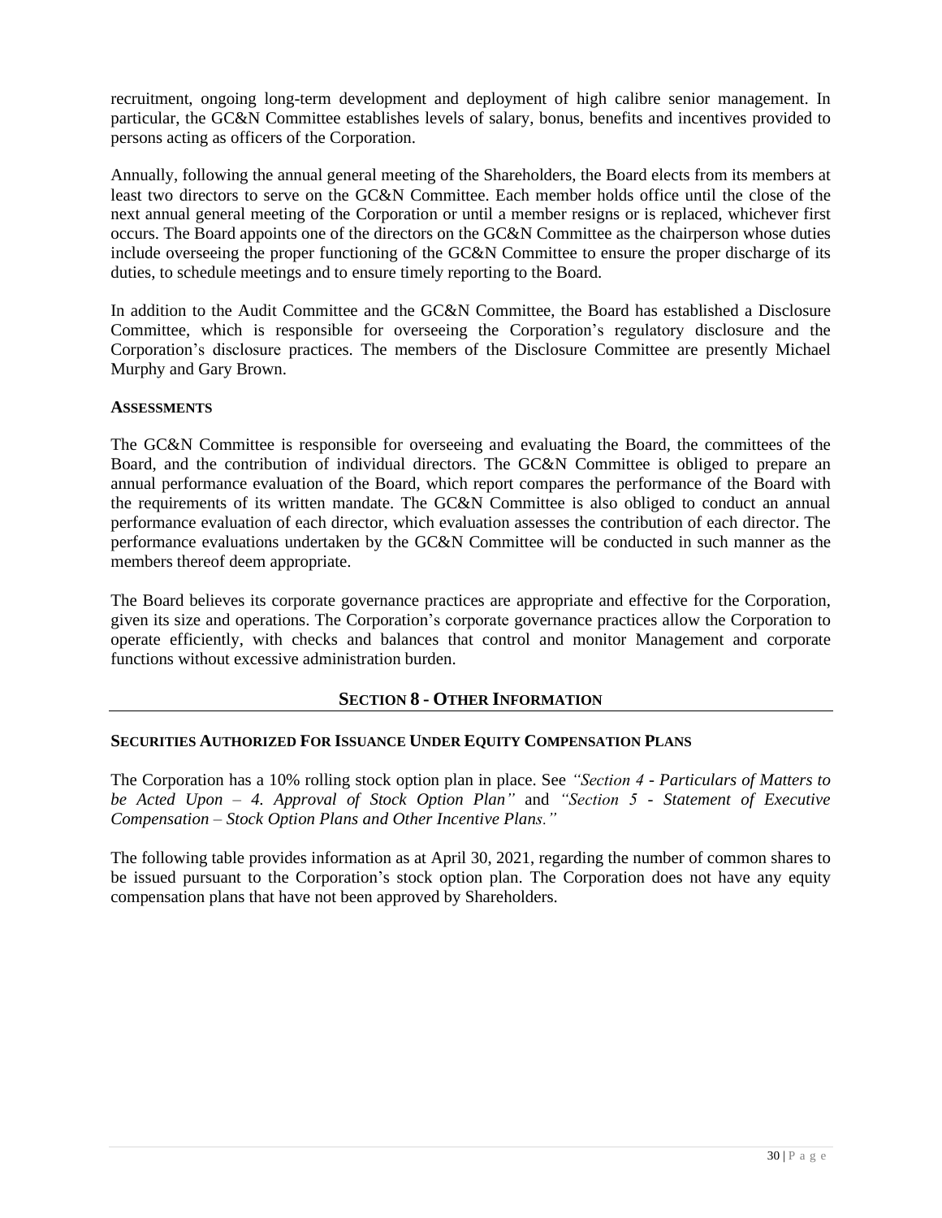recruitment, ongoing long-term development and deployment of high calibre senior management. In particular, the GC&N Committee establishes levels of salary, bonus, benefits and incentives provided to persons acting as officers of the Corporation.

Annually, following the annual general meeting of the Shareholders, the Board elects from its members at least two directors to serve on the GC&N Committee. Each member holds office until the close of the next annual general meeting of the Corporation or until a member resigns or is replaced, whichever first occurs. The Board appoints one of the directors on the GC&N Committee as the chairperson whose duties include overseeing the proper functioning of the GC&N Committee to ensure the proper discharge of its duties, to schedule meetings and to ensure timely reporting to the Board.

In addition to the Audit Committee and the GC&N Committee, the Board has established a Disclosure Committee, which is responsible for overseeing the Corporation's regulatory disclosure and the Corporation's disclosure practices. The members of the Disclosure Committee are presently Michael Murphy and Gary Brown.

**ASSESSMENTS**

The GC&N Committee is responsible for overseeing and evaluating the Board, the committees of the Board, and the contribution of individual directors. The GC&N Committee is obliged to prepare an annual performance evaluation of the Board, which report compares the performance of the Board with the requirements of its written mandate. The GC&N Committee is also obliged to conduct an annual performance evaluation of each director, which evaluation assesses the contribution of each director. The performance evaluations undertaken by the GC&N Committee will be conducted in such manner as the members thereof deem appropriate.

The Board believes its corporate governance practices are appropriate and effective for the Corporation, given its size and operations. The Corporation's corporate governance practices allow the Corporation to operate efficiently, with checks and balances that control and monitor Management and corporate functions without excessive administration burden.

## SECTION 8 - OTHER INFORMATION

**SECURITIES AUTHORIZED FOR ISSUANCE UNDER EQUITY COMPENSATION PLANS**

The Corporation has a 10% rolling stock option plan in place. See *"Section 4 - Particulars of Matters to be Acted Upon – 4. Approval of Stock Option Plan"* and *"Section 5 - Statement of Executive Compensation – Stock Option Plans and Other Incentive Plans."*

The following table provides information as at April 30, 2021, regarding the number of common shares to be issued pursuant to the Corporation's stock option plan. The Corporation does not have any equity compensation plans that have not been approved by Shareholders.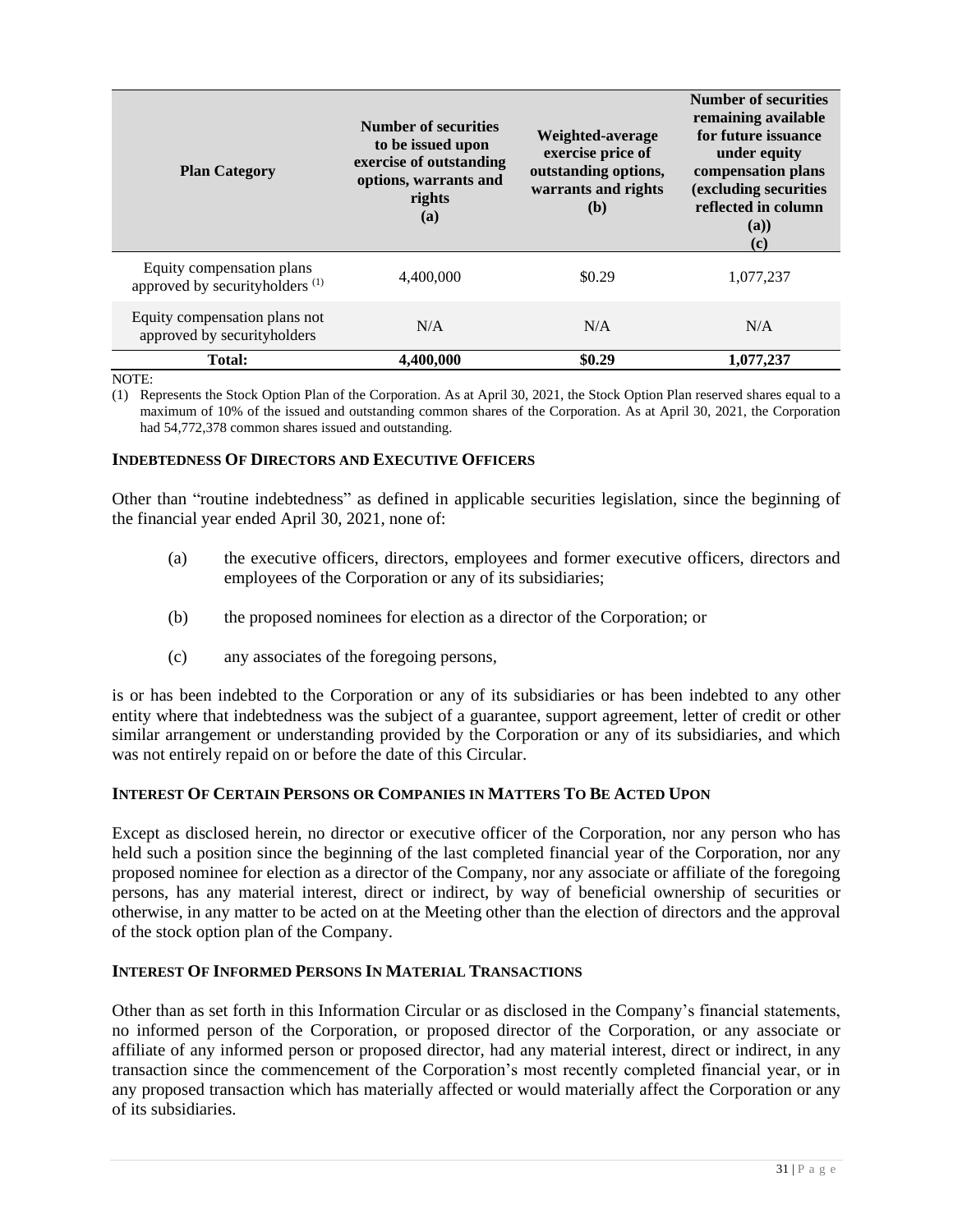| Plan Category | Number of securities to be issued upon exercise of outstanding options, warrants and rights (a) | Weighted-average exercise price of outstanding options, warrants and rights (b) | Number of securities remaining available for future issuance under equity compensation plans (excluding securities reflected in column (a)) (c) |
|---|---|---|---|
| Equity compensation plans approved by securityholders [(1)] | 4,400,000 | $0.29 | 1,077,237 |
| Equity compensation plans not approved by securityholders | N/A | N/A | N/A |
| **Total:** | **4,400,000** | **$0.29** | **1,077,237** |

NOTE:

(1) Represents the Stock Option Plan of the Corporation. As at April 30, 2021, the Stock Option Plan reserved shares equal to a maximum of 10% of the issued and outstanding common shares of the Corporation. As at April 30, 2021, the Corporation had 54,772,378 common shares issued and outstanding.

### INDEBTEDNESS OF DIRECTORS AND EXECUTIVE OFFICERS

Other than "routine indebtedness" as defined in applicable securities legislation, since the beginning of the financial year ended April 30, 2021, none of:

(a) the executive officers, directors, employees and former executive officers, directors and employees of the Corporation or any of its subsidiaries;

(b) the proposed nominees for election as a director of the Corporation; or

(c) any associates of the foregoing persons,

is or has been indebted to the Corporation or any of its subsidiaries or has been indebted to any other entity where that indebtedness was the subject of a guarantee, support agreement, letter of credit or other similar arrangement or understanding provided by the Corporation or any of its subsidiaries, and which was not entirely repaid on or before the date of this Circular.

### INTEREST OF CERTAIN PERSONS OR COMPANIES IN MATTERS TO BE ACTED UPON

Except as disclosed herein, no director or executive officer of the Corporation, nor any person who has held such a position since the beginning of the last completed financial year of the Corporation, nor any proposed nominee for election as a director of the Company, nor any associate or affiliate of the foregoing persons, has any material interest, direct or indirect, by way of beneficial ownership of securities or otherwise, in any matter to be acted on at the Meeting other than the election of directors and the approval of the stock option plan of the Company.

### INTEREST OF INFORMED PERSONS IN MATERIAL TRANSACTIONS

Other than as set forth in this Information Circular or as disclosed in the Company's financial statements, no informed person of the Corporation, or proposed director of the Corporation, or any associate or affiliate of any informed person or proposed director, had any material interest, direct or indirect, in any transaction since the commencement of the Corporation's most recently completed financial year, or in any proposed transaction which has materially affected or would materially affect the Corporation or any of its subsidiaries.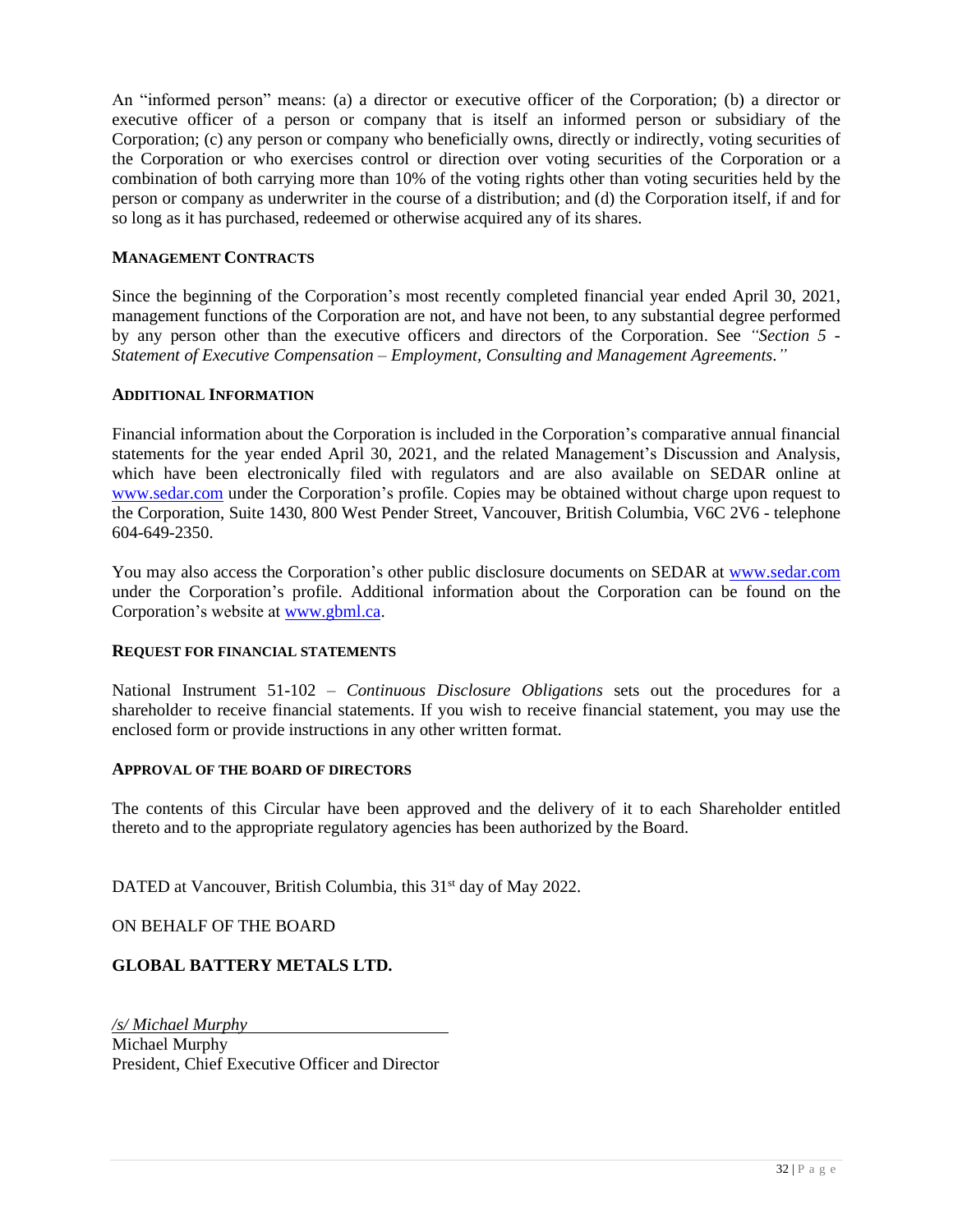An "informed person" means: (a) a director or executive officer of the Corporation; (b) a director or executive officer of a person or company that is itself an informed person or subsidiary of the Corporation; (c) any person or company who beneficially owns, directly or indirectly, voting securities of the Corporation or who exercises control or direction over voting securities of the Corporation or a combination of both carrying more than 10% of the voting rights other than voting securities held by the person or company as underwriter in the course of a distribution; and (d) the Corporation itself, if and for so long as it has purchased, redeemed or otherwise acquired any of its shares.

## MANAGEMENT CONTRACTS

Since the beginning of the Corporation's most recently completed financial year ended April 30, 2021, management functions of the Corporation are not, and have not been, to any substantial degree performed by any person other than the executive officers and directors of the Corporation. See *"Section 5 - Statement of Executive Compensation – Employment, Consulting and Management Agreements."*

## ADDITIONAL INFORMATION

Financial information about the Corporation is included in the Corporation's comparative annual financial statements for the year ended April 30, 2021, and the related Management's Discussion and Analysis, which have been electronically filed with regulators and are also available on SEDAR online at www.sedar.com under the Corporation's profile. Copies may be obtained without charge upon request to the Corporation, Suite 1430, 800 West Pender Street, Vancouver, British Columbia, V6C 2V6 - telephone 604-649-2350.

You may also access the Corporation's other public disclosure documents on SEDAR at www.sedar.com under the Corporation's profile. Additional information about the Corporation can be found on the Corporation's website at www.gbml.ca.

## REQUEST FOR FINANCIAL STATEMENTS

National Instrument 51-102 – *Continuous Disclosure Obligations* sets out the procedures for a shareholder to receive financial statements. If you wish to receive financial statement, you may use the enclosed form or provide instructions in any other written format.

## APPROVAL OF THE BOARD OF DIRECTORS

The contents of this Circular have been approved and the delivery of it to each Shareholder entitled thereto and to the appropriate regulatory agencies has been authorized by the Board.

DATED at Vancouver, British Columbia, this 31st day of May 2022.

ON BEHALF OF THE BOARD

**GLOBAL BATTERY METALS LTD.**

*/s/ Michael Murphy*
Michael Murphy
President, Chief Executive Officer and Director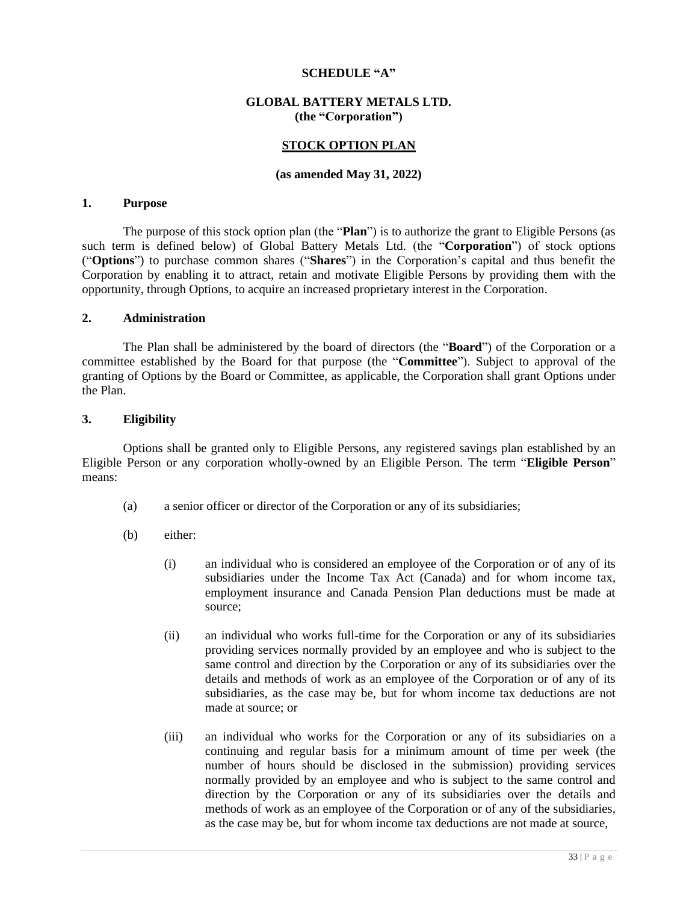**SCHEDULE "A"**

**GLOBAL BATTERY METALS LTD.**
**(the "Corporation")**

**STOCK OPTION PLAN**

**(as amended May 31, 2022)**

## 1. Purpose

The purpose of this stock option plan (the "**Plan**") is to authorize the grant to Eligible Persons (as such term is defined below) of Global Battery Metals Ltd. (the "**Corporation**") of stock options ("**Options**") to purchase common shares ("**Shares**") in the Corporation's capital and thus benefit the Corporation by enabling it to attract, retain and motivate Eligible Persons by providing them with the opportunity, through Options, to acquire an increased proprietary interest in the Corporation.

## 2. Administration

The Plan shall be administered by the board of directors (the "**Board**") of the Corporation or a committee established by the Board for that purpose (the "**Committee**"). Subject to approval of the granting of Options by the Board or Committee, as applicable, the Corporation shall grant Options under the Plan.

## 3. Eligibility

Options shall be granted only to Eligible Persons, any registered savings plan established by an Eligible Person or any corporation wholly-owned by an Eligible Person. The term "**Eligible Person**" means:

(a) a senior officer or director of the Corporation or any of its subsidiaries;

(b) either:

(i) an individual who is considered an employee of the Corporation or of any of its subsidiaries under the Income Tax Act (Canada) and for whom income tax, employment insurance and Canada Pension Plan deductions must be made at source;

(ii) an individual who works full-time for the Corporation or any of its subsidiaries providing services normally provided by an employee and who is subject to the same control and direction by the Corporation or any of its subsidiaries over the details and methods of work as an employee of the Corporation or of any of its subsidiaries, as the case may be, but for whom income tax deductions are not made at source; or

(iii) an individual who works for the Corporation or any of its subsidiaries on a continuing and regular basis for a minimum amount of time per week (the number of hours should be disclosed in the submission) providing services normally provided by an employee and who is subject to the same control and direction by the Corporation or any of its subsidiaries over the details and methods of work as an employee of the Corporation or of any of the subsidiaries, as the case may be, but for whom income tax deductions are not made at source,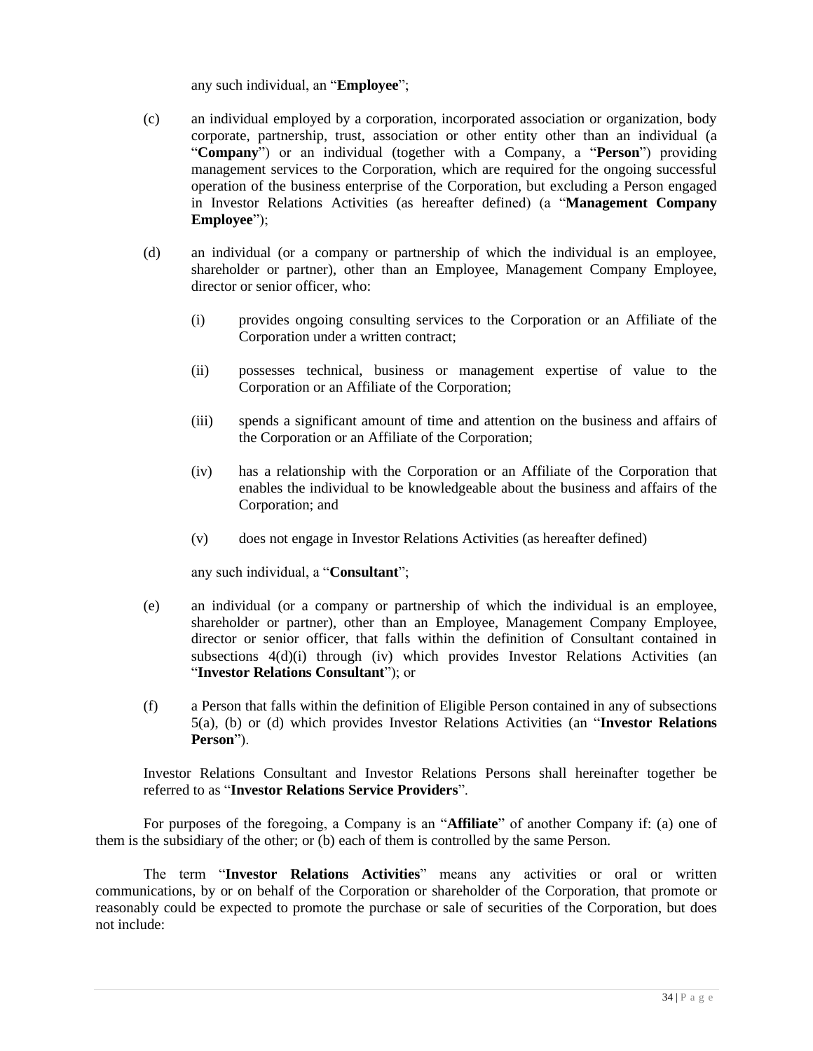any such individual, an "**Employee**";

(c) an individual employed by a corporation, incorporated association or organization, body corporate, partnership, trust, association or other entity other than an individual (a "**Company**") or an individual (together with a Company, a "**Person**") providing management services to the Corporation, which are required for the ongoing successful operation of the business enterprise of the Corporation, but excluding a Person engaged in Investor Relations Activities (as hereafter defined) (a "**Management Company Employee**");

(d) an individual (or a company or partnership of which the individual is an employee, shareholder or partner), other than an Employee, Management Company Employee, director or senior officer, who:

(i) provides ongoing consulting services to the Corporation or an Affiliate of the Corporation under a written contract;

(ii) possesses technical, business or management expertise of value to the Corporation or an Affiliate of the Corporation;

(iii) spends a significant amount of time and attention on the business and affairs of the Corporation or an Affiliate of the Corporation;

(iv) has a relationship with the Corporation or an Affiliate of the Corporation that enables the individual to be knowledgeable about the business and affairs of the Corporation; and

(v) does not engage in Investor Relations Activities (as hereafter defined)

any such individual, a "**Consultant**";

(e) an individual (or a company or partnership of which the individual is an employee, shareholder or partner), other than an Employee, Management Company Employee, director or senior officer, that falls within the definition of Consultant contained in subsections 4(d)(i) through (iv) which provides Investor Relations Activities (an "**Investor Relations Consultant**"); or

(f) a Person that falls within the definition of Eligible Person contained in any of subsections 5(a), (b) or (d) which provides Investor Relations Activities (an "**Investor Relations Person**").

Investor Relations Consultant and Investor Relations Persons shall hereinafter together be referred to as "**Investor Relations Service Providers**".

For purposes of the foregoing, a Company is an "**Affiliate**" of another Company if: (a) one of them is the subsidiary of the other; or (b) each of them is controlled by the same Person.

The term "**Investor Relations Activities**" means any activities or oral or written communications, by or on behalf of the Corporation or shareholder of the Corporation, that promote or reasonably could be expected to promote the purchase or sale of securities of the Corporation, but does not include: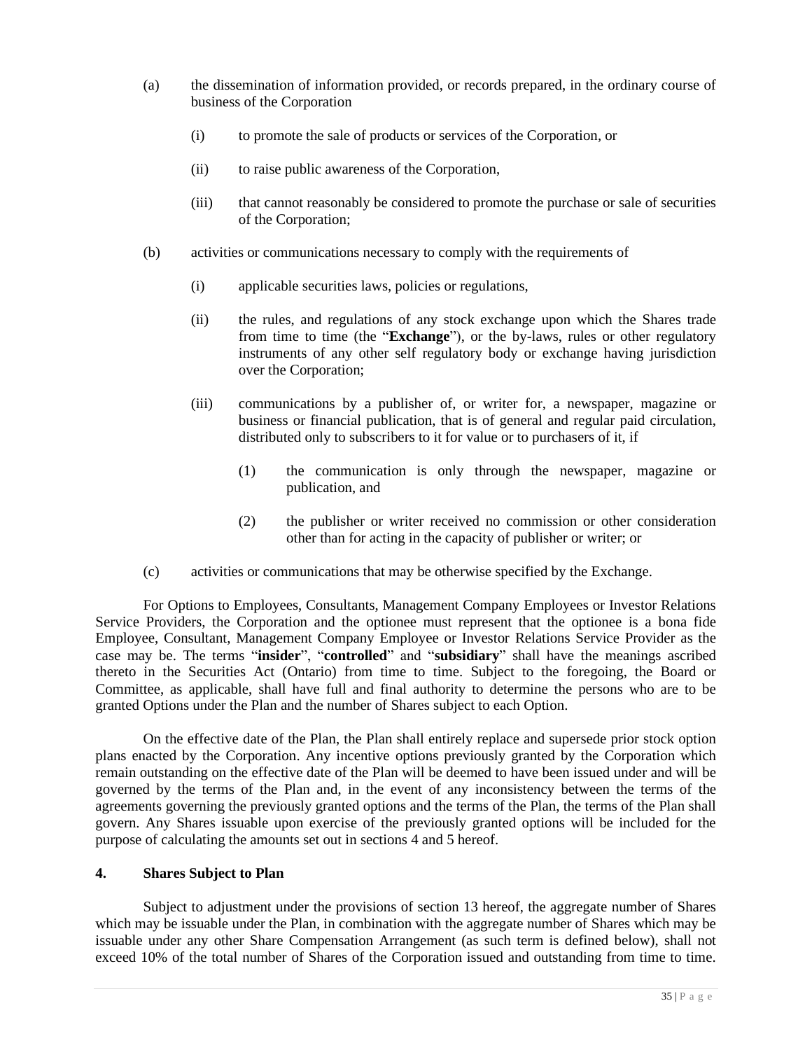(a) the dissemination of information provided, or records prepared, in the ordinary course of business of the Corporation

   (i) to promote the sale of products or services of the Corporation, or

   (ii) to raise public awareness of the Corporation,

   (iii) that cannot reasonably be considered to promote the purchase or sale of securities of the Corporation;

(b) activities or communications necessary to comply with the requirements of

   (i) applicable securities laws, policies or regulations,

   (ii) the rules, and regulations of any stock exchange upon which the Shares trade from time to time (the "**Exchange**"), or the by-laws, rules or other regulatory instruments of any other self regulatory body or exchange having jurisdiction over the Corporation;

   (iii) communications by a publisher of, or writer for, a newspaper, magazine or business or financial publication, that is of general and regular paid circulation, distributed only to subscribers to it for value or to purchasers of it, if

      (1) the communication is only through the newspaper, magazine or publication, and

      (2) the publisher or writer received no commission or other consideration other than for acting in the capacity of publisher or writer; or

(c) activities or communications that may be otherwise specified by the Exchange.

For Options to Employees, Consultants, Management Company Employees or Investor Relations Service Providers, the Corporation and the optionee must represent that the optionee is a bona fide Employee, Consultant, Management Company Employee or Investor Relations Service Provider as the case may be. The terms "**insider**", "**controlled**" and "**subsidiary**" shall have the meanings ascribed thereto in the Securities Act (Ontario) from time to time. Subject to the foregoing, the Board or Committee, as applicable, shall have full and final authority to determine the persons who are to be granted Options under the Plan and the number of Shares subject to each Option.

On the effective date of the Plan, the Plan shall entirely replace and supersede prior stock option plans enacted by the Corporation. Any incentive options previously granted by the Corporation which remain outstanding on the effective date of the Plan will be deemed to have been issued under and will be governed by the terms of the Plan and, in the event of any inconsistency between the terms of the agreements governing the previously granted options and the terms of the Plan, the terms of the Plan shall govern. Any Shares issuable upon exercise of the previously granted options will be included for the purpose of calculating the amounts set out in sections 4 and 5 hereof.

## 4. Shares Subject to Plan

Subject to adjustment under the provisions of section 13 hereof, the aggregate number of Shares which may be issuable under the Plan, in combination with the aggregate number of Shares which may be issuable under any other Share Compensation Arrangement (as such term is defined below), shall not exceed 10% of the total number of Shares of the Corporation issued and outstanding from time to time.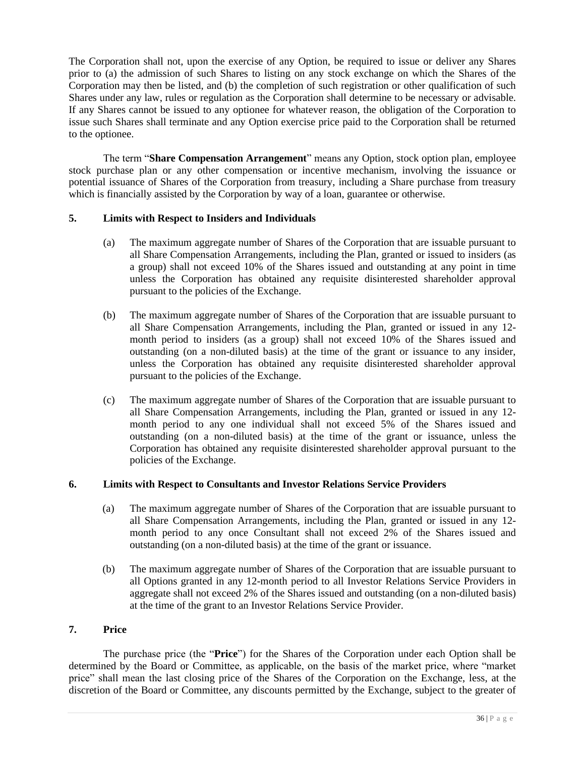The Corporation shall not, upon the exercise of any Option, be required to issue or deliver any Shares prior to (a) the admission of such Shares to listing on any stock exchange on which the Shares of the Corporation may then be listed, and (b) the completion of such registration or other qualification of such Shares under any law, rules or regulation as the Corporation shall determine to be necessary or advisable. If any Shares cannot be issued to any optionee for whatever reason, the obligation of the Corporation to issue such Shares shall terminate and any Option exercise price paid to the Corporation shall be returned to the optionee.

The term "**Share Compensation Arrangement**" means any Option, stock option plan, employee stock purchase plan or any other compensation or incentive mechanism, involving the issuance or potential issuance of Shares of the Corporation from treasury, including a Share purchase from treasury which is financially assisted by the Corporation by way of a loan, guarantee or otherwise.

## 5. Limits with Respect to Insiders and Individuals

(a) The maximum aggregate number of Shares of the Corporation that are issuable pursuant to all Share Compensation Arrangements, including the Plan, granted or issued to insiders (as a group) shall not exceed 10% of the Shares issued and outstanding at any point in time unless the Corporation has obtained any requisite disinterested shareholder approval pursuant to the policies of the Exchange.

(b) The maximum aggregate number of Shares of the Corporation that are issuable pursuant to all Share Compensation Arrangements, including the Plan, granted or issued in any 12-month period to insiders (as a group) shall not exceed 10% of the Shares issued and outstanding (on a non-diluted basis) at the time of the grant or issuance to any insider, unless the Corporation has obtained any requisite disinterested shareholder approval pursuant to the policies of the Exchange.

(c) The maximum aggregate number of Shares of the Corporation that are issuable pursuant to all Share Compensation Arrangements, including the Plan, granted or issued in any 12-month period to any one individual shall not exceed 5% of the Shares issued and outstanding (on a non-diluted basis) at the time of the grant or issuance, unless the Corporation has obtained any requisite disinterested shareholder approval pursuant to the policies of the Exchange.

## 6. Limits with Respect to Consultants and Investor Relations Service Providers

(a) The maximum aggregate number of Shares of the Corporation that are issuable pursuant to all Share Compensation Arrangements, including the Plan, granted or issued in any 12-month period to any once Consultant shall not exceed 2% of the Shares issued and outstanding (on a non-diluted basis) at the time of the grant or issuance.

(b) The maximum aggregate number of Shares of the Corporation that are issuable pursuant to all Options granted in any 12-month period to all Investor Relations Service Providers in aggregate shall not exceed 2% of the Shares issued and outstanding (on a non-diluted basis) at the time of the grant to an Investor Relations Service Provider.

## 7. Price

The purchase price (the "**Price**") for the Shares of the Corporation under each Option shall be determined by the Board or Committee, as applicable, on the basis of the market price, where "market price" shall mean the last closing price of the Shares of the Corporation on the Exchange, less, at the discretion of the Board or Committee, any discounts permitted by the Exchange, subject to the greater of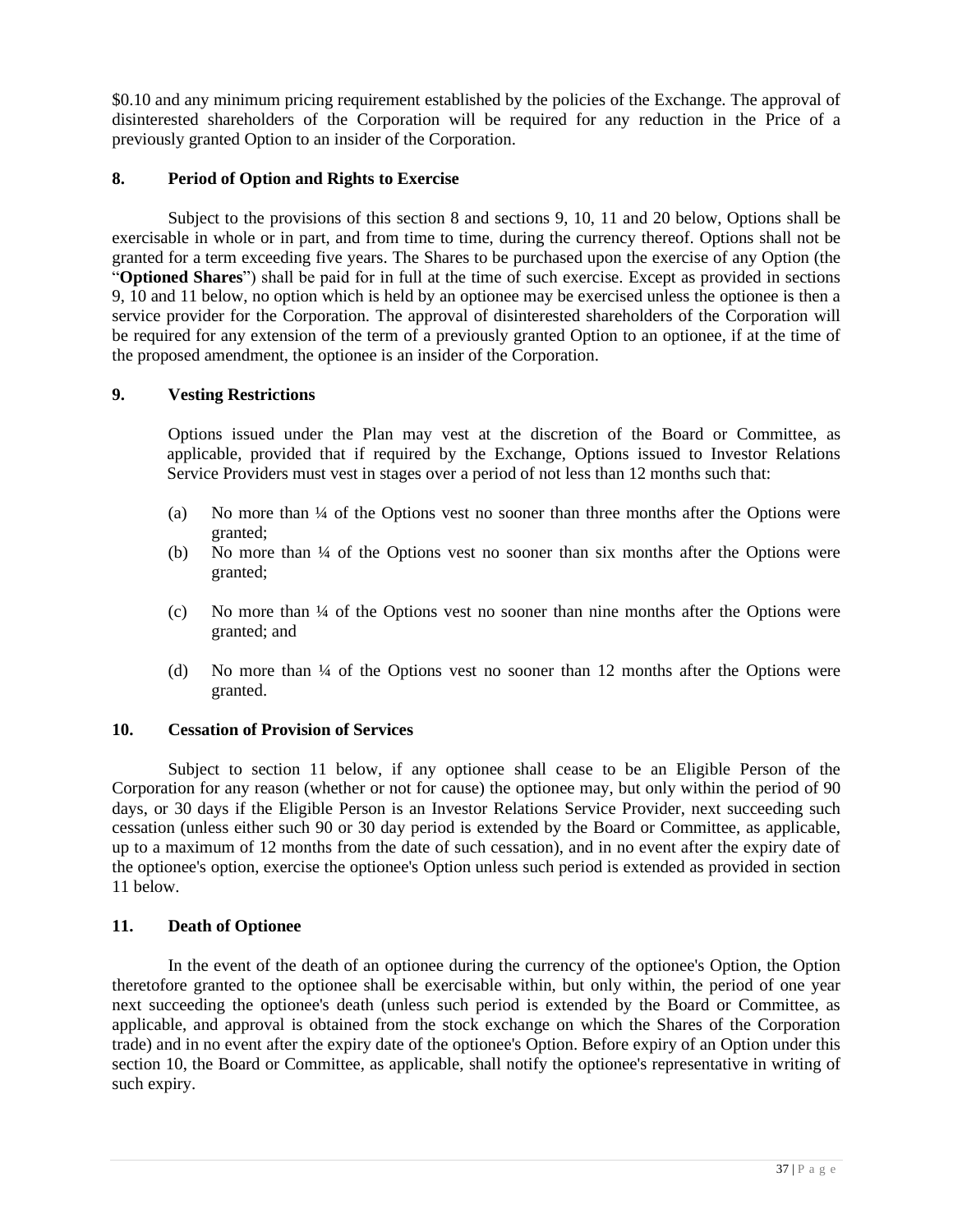$0.10 and any minimum pricing requirement established by the policies of the Exchange. The approval of disinterested shareholders of the Corporation will be required for any reduction in the Price of a previously granted Option to an insider of the Corporation.

**8. Period of Option and Rights to Exercise**

Subject to the provisions of this section 8 and sections 9, 10, 11 and 20 below, Options shall be exercisable in whole or in part, and from time to time, during the currency thereof. Options shall not be granted for a term exceeding five years. The Shares to be purchased upon the exercise of any Option (the "**Optioned Shares**") shall be paid for in full at the time of such exercise. Except as provided in sections 9, 10 and 11 below, no option which is held by an optionee may be exercised unless the optionee is then a service provider for the Corporation. The approval of disinterested shareholders of the Corporation will be required for any extension of the term of a previously granted Option to an optionee, if at the time of the proposed amendment, the optionee is an insider of the Corporation.

**9. Vesting Restrictions**

Options issued under the Plan may vest at the discretion of the Board or Committee, as applicable, provided that if required by the Exchange, Options issued to Investor Relations Service Providers must vest in stages over a period of not less than 12 months such that:

(a) No more than ¼ of the Options vest no sooner than three months after the Options were granted;

(b) No more than ¼ of the Options vest no sooner than six months after the Options were granted;

(c) No more than ¼ of the Options vest no sooner than nine months after the Options were granted; and

(d) No more than ¼ of the Options vest no sooner than 12 months after the Options were granted.

**10. Cessation of Provision of Services**

Subject to section 11 below, if any optionee shall cease to be an Eligible Person of the Corporation for any reason (whether or not for cause) the optionee may, but only within the period of 90 days, or 30 days if the Eligible Person is an Investor Relations Service Provider, next succeeding such cessation (unless either such 90 or 30 day period is extended by the Board or Committee, as applicable, up to a maximum of 12 months from the date of such cessation), and in no event after the expiry date of the optionee's option, exercise the optionee's Option unless such period is extended as provided in section 11 below.

**11. Death of Optionee**

In the event of the death of an optionee during the currency of the optionee's Option, the Option theretofore granted to the optionee shall be exercisable within, but only within, the period of one year next succeeding the optionee's death (unless such period is extended by the Board or Committee, as applicable, and approval is obtained from the stock exchange on which the Shares of the Corporation trade) and in no event after the expiry date of the optionee's Option. Before expiry of an Option under this section 10, the Board or Committee, as applicable, shall notify the optionee's representative in writing of such expiry.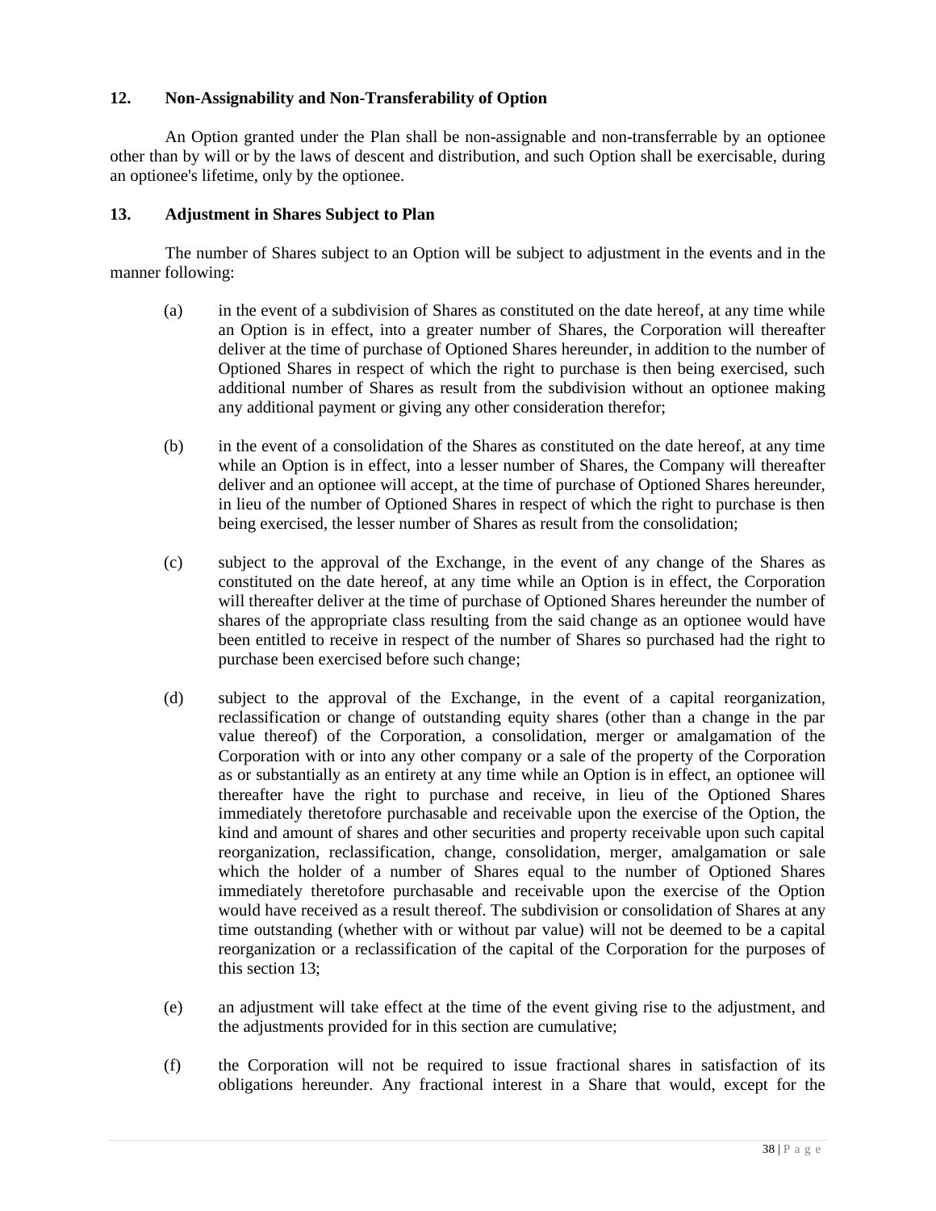**12. Non-Assignability and Non-Transferability of Option**

An Option granted under the Plan shall be non-assignable and non-transferrable by an optionee other than by will or by the laws of descent and distribution, and such Option shall be exercisable, during an optionee's lifetime, only by the optionee.

**13. Adjustment in Shares Subject to Plan**

The number of Shares subject to an Option will be subject to adjustment in the events and in the manner following:

(a) in the event of a subdivision of Shares as constituted on the date hereof, at any time while an Option is in effect, into a greater number of Shares, the Corporation will thereafter deliver at the time of purchase of Optioned Shares hereunder, in addition to the number of Optioned Shares in respect of which the right to purchase is then being exercised, such additional number of Shares as result from the subdivision without an optionee making any additional payment or giving any other consideration therefor;

(b) in the event of a consolidation of the Shares as constituted on the date hereof, at any time while an Option is in effect, into a lesser number of Shares, the Company will thereafter deliver and an optionee will accept, at the time of purchase of Optioned Shares hereunder, in lieu of the number of Optioned Shares in respect of which the right to purchase is then being exercised, the lesser number of Shares as result from the consolidation;

(c) subject to the approval of the Exchange, in the event of any change of the Shares as constituted on the date hereof, at any time while an Option is in effect, the Corporation will thereafter deliver at the time of purchase of Optioned Shares hereunder the number of shares of the appropriate class resulting from the said change as an optionee would have been entitled to receive in respect of the number of Shares so purchased had the right to purchase been exercised before such change;

(d) subject to the approval of the Exchange, in the event of a capital reorganization, reclassification or change of outstanding equity shares (other than a change in the par value thereof) of the Corporation, a consolidation, merger or amalgamation of the Corporation with or into any other company or a sale of the property of the Corporation as or substantially as an entirety at any time while an Option is in effect, an optionee will thereafter have the right to purchase and receive, in lieu of the Optioned Shares immediately theretofore purchasable and receivable upon the exercise of the Option, the kind and amount of shares and other securities and property receivable upon such capital reorganization, reclassification, change, consolidation, merger, amalgamation or sale which the holder of a number of Shares equal to the number of Optioned Shares immediately theretofore purchasable and receivable upon the exercise of the Option would have received as a result thereof. The subdivision or consolidation of Shares at any time outstanding (whether with or without par value) will not be deemed to be a capital reorganization or a reclassification of the capital of the Corporation for the purposes of this section 13;

(e) an adjustment will take effect at the time of the event giving rise to the adjustment, and the adjustments provided for in this section are cumulative;

(f) the Corporation will not be required to issue fractional shares in satisfaction of its obligations hereunder. Any fractional interest in a Share that would, except for the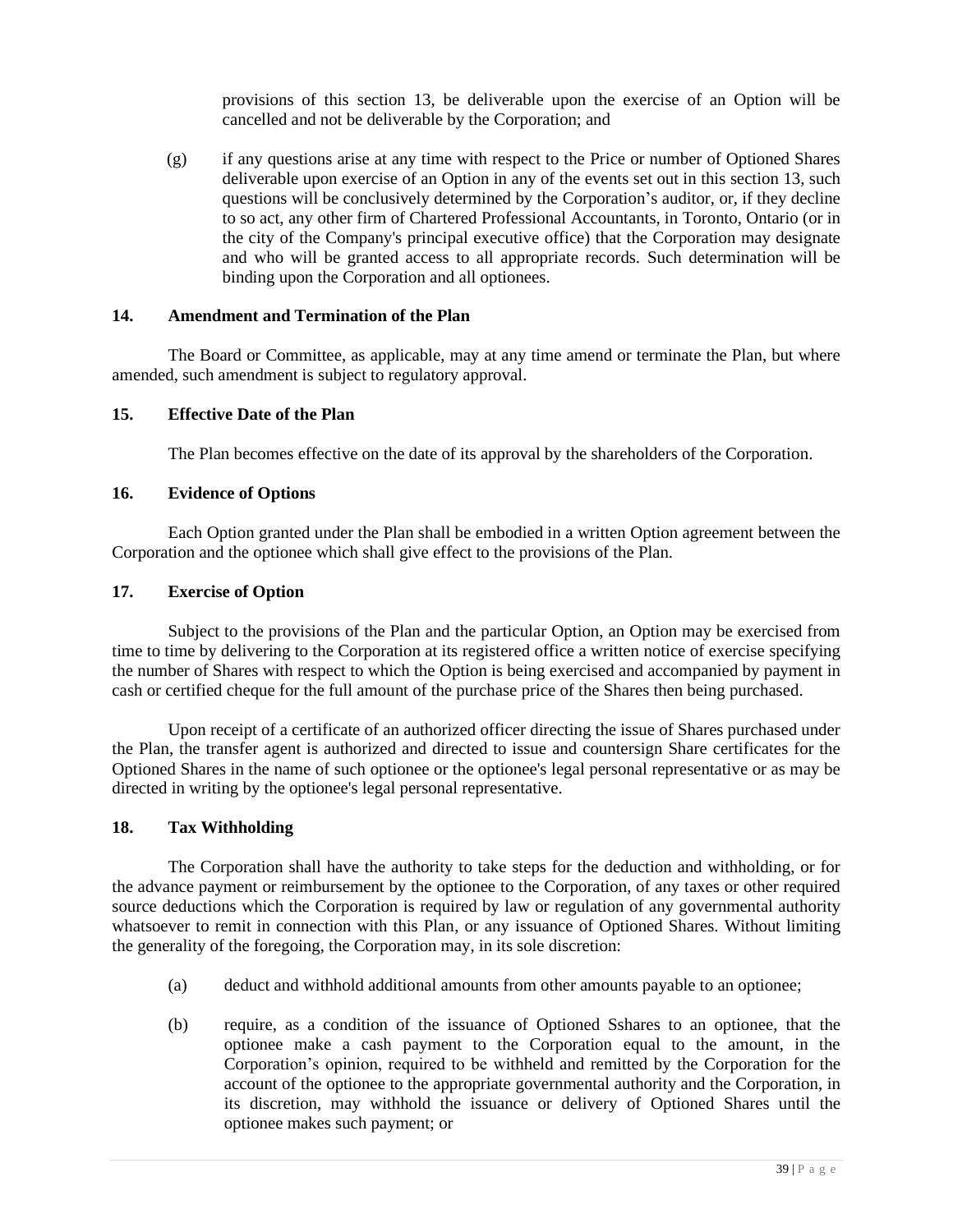provisions of this section 13, be deliverable upon the exercise of an Option will be cancelled and not be deliverable by the Corporation; and

(g) if any questions arise at any time with respect to the Price or number of Optioned Shares deliverable upon exercise of an Option in any of the events set out in this section 13, such questions will be conclusively determined by the Corporation's auditor, or, if they decline to so act, any other firm of Chartered Professional Accountants, in Toronto, Ontario (or in the city of the Company's principal executive office) that the Corporation may designate and who will be granted access to all appropriate records. Such determination will be binding upon the Corporation and all optionees.

**14. Amendment and Termination of the Plan**

The Board or Committee, as applicable, may at any time amend or terminate the Plan, but where amended, such amendment is subject to regulatory approval.

**15. Effective Date of the Plan**

The Plan becomes effective on the date of its approval by the shareholders of the Corporation.

**16. Evidence of Options**

Each Option granted under the Plan shall be embodied in a written Option agreement between the Corporation and the optionee which shall give effect to the provisions of the Plan.

**17. Exercise of Option**

Subject to the provisions of the Plan and the particular Option, an Option may be exercised from time to time by delivering to the Corporation at its registered office a written notice of exercise specifying the number of Shares with respect to which the Option is being exercised and accompanied by payment in cash or certified cheque for the full amount of the purchase price of the Shares then being purchased.

Upon receipt of a certificate of an authorized officer directing the issue of Shares purchased under the Plan, the transfer agent is authorized and directed to issue and countersign Share certificates for the Optioned Shares in the name of such optionee or the optionee's legal personal representative or as may be directed in writing by the optionee's legal personal representative.

**18. Tax Withholding**

The Corporation shall have the authority to take steps for the deduction and withholding, or for the advance payment or reimbursement by the optionee to the Corporation, of any taxes or other required source deductions which the Corporation is required by law or regulation of any governmental authority whatsoever to remit in connection with this Plan, or any issuance of Optioned Shares. Without limiting the generality of the foregoing, the Corporation may, in its sole discretion:

(a) deduct and withhold additional amounts from other amounts payable to an optionee;

(b) require, as a condition of the issuance of Optioned Sshares to an optionee, that the optionee make a cash payment to the Corporation equal to the amount, in the Corporation's opinion, required to be withheld and remitted by the Corporation for the account of the optionee to the appropriate governmental authority and the Corporation, in its discretion, may withhold the issuance or delivery of Optioned Shares until the optionee makes such payment; or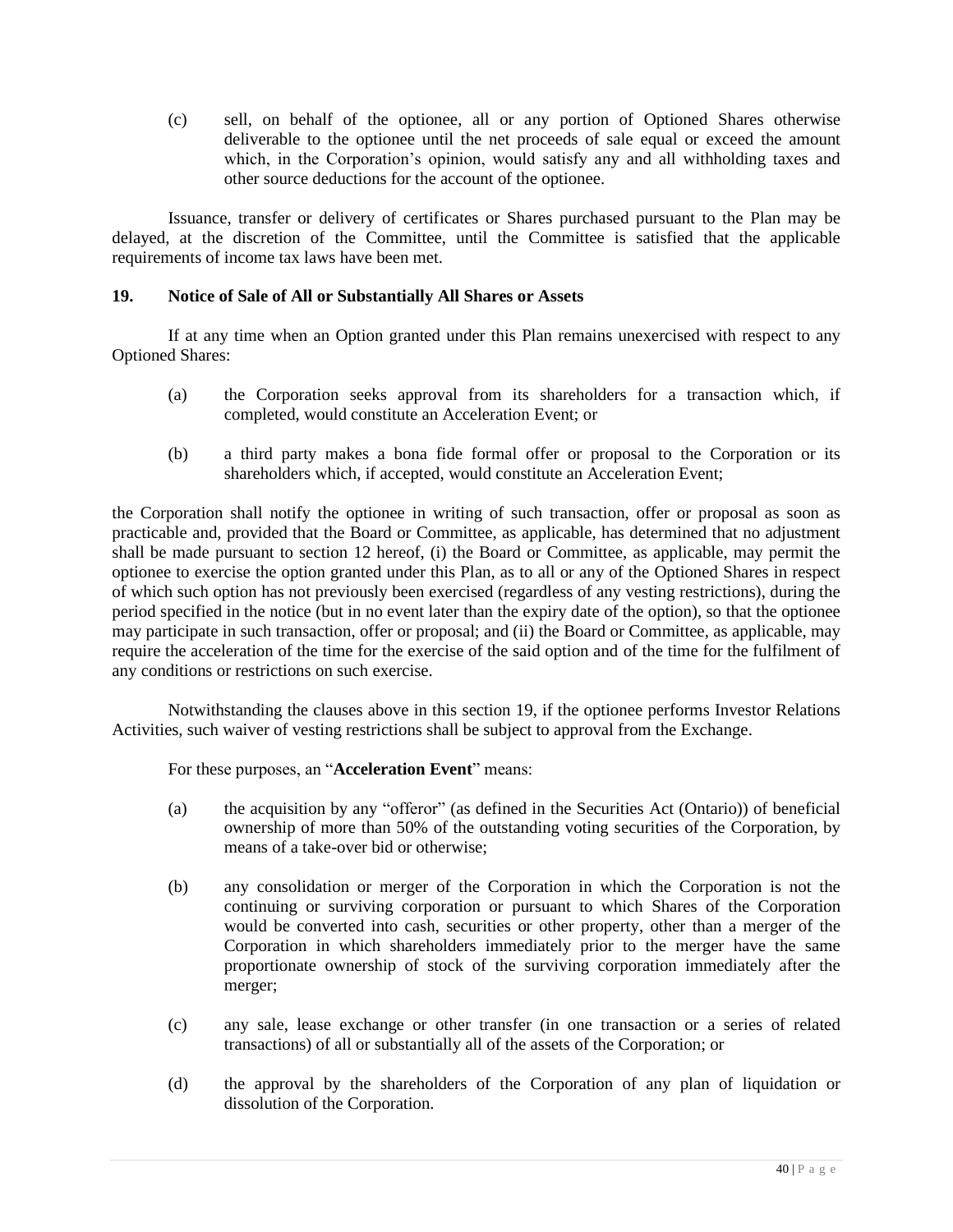(c) sell, on behalf of the optionee, all or any portion of Optioned Shares otherwise deliverable to the optionee until the net proceeds of sale equal or exceed the amount which, in the Corporation's opinion, would satisfy any and all withholding taxes and other source deductions for the account of the optionee.

Issuance, transfer or delivery of certificates or Shares purchased pursuant to the Plan may be delayed, at the discretion of the Committee, until the Committee is satisfied that the applicable requirements of income tax laws have been met.

**19. Notice of Sale of All or Substantially All Shares or Assets**

If at any time when an Option granted under this Plan remains unexercised with respect to any Optioned Shares:

(a) the Corporation seeks approval from its shareholders for a transaction which, if completed, would constitute an Acceleration Event; or

(b) a third party makes a bona fide formal offer or proposal to the Corporation or its shareholders which, if accepted, would constitute an Acceleration Event;

the Corporation shall notify the optionee in writing of such transaction, offer or proposal as soon as practicable and, provided that the Board or Committee, as applicable, has determined that no adjustment shall be made pursuant to section 12 hereof, (i) the Board or Committee, as applicable, may permit the optionee to exercise the option granted under this Plan, as to all or any of the Optioned Shares in respect of which such option has not previously been exercised (regardless of any vesting restrictions), during the period specified in the notice (but in no event later than the expiry date of the option), so that the optionee may participate in such transaction, offer or proposal; and (ii) the Board or Committee, as applicable, may require the acceleration of the time for the exercise of the said option and of the time for the fulfilment of any conditions or restrictions on such exercise.

Notwithstanding the clauses above in this section 19, if the optionee performs Investor Relations Activities, such waiver of vesting restrictions shall be subject to approval from the Exchange.

For these purposes, an "**Acceleration Event**" means:

(a) the acquisition by any "offeror" (as defined in the Securities Act (Ontario)) of beneficial ownership of more than 50% of the outstanding voting securities of the Corporation, by means of a take-over bid or otherwise;

(b) any consolidation or merger of the Corporation in which the Corporation is not the continuing or surviving corporation or pursuant to which Shares of the Corporation would be converted into cash, securities or other property, other than a merger of the Corporation in which shareholders immediately prior to the merger have the same proportionate ownership of stock of the surviving corporation immediately after the merger;

(c) any sale, lease exchange or other transfer (in one transaction or a series of related transactions) of all or substantially all of the assets of the Corporation; or

(d) the approval by the shareholders of the Corporation of any plan of liquidation or dissolution of the Corporation.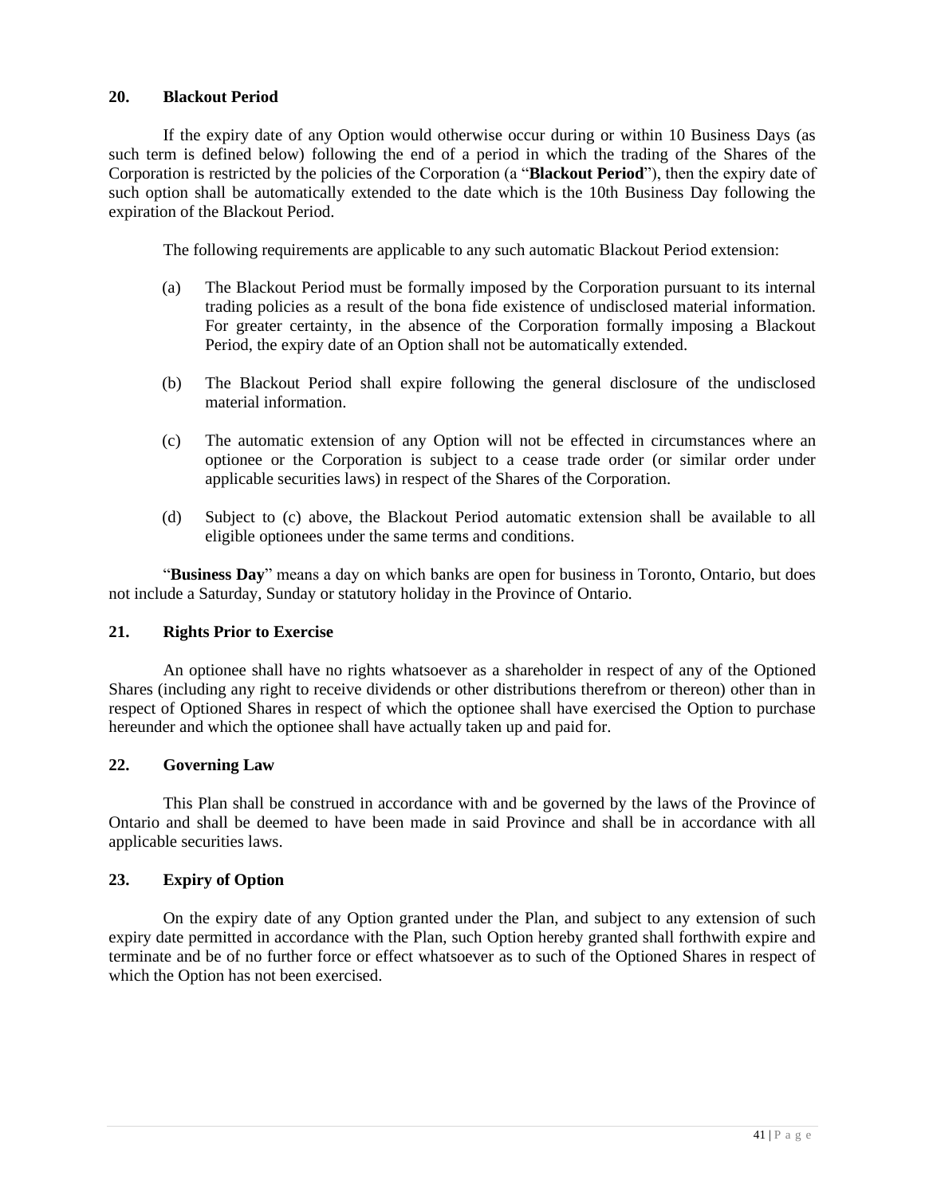## 20. Blackout Period

If the expiry date of any Option would otherwise occur during or within 10 Business Days (as such term is defined below) following the end of a period in which the trading of the Shares of the Corporation is restricted by the policies of the Corporation (a "**Blackout Period**"), then the expiry date of such option shall be automatically extended to the date which is the 10th Business Day following the expiration of the Blackout Period.

The following requirements are applicable to any such automatic Blackout Period extension:

(a) The Blackout Period must be formally imposed by the Corporation pursuant to its internal trading policies as a result of the bona fide existence of undisclosed material information. For greater certainty, in the absence of the Corporation formally imposing a Blackout Period, the expiry date of an Option shall not be automatically extended.

(b) The Blackout Period shall expire following the general disclosure of the undisclosed material information.

(c) The automatic extension of any Option will not be effected in circumstances where an optionee or the Corporation is subject to a cease trade order (or similar order under applicable securities laws) in respect of the Shares of the Corporation.

(d) Subject to (c) above, the Blackout Period automatic extension shall be available to all eligible optionees under the same terms and conditions.

"**Business Day**" means a day on which banks are open for business in Toronto, Ontario, but does not include a Saturday, Sunday or statutory holiday in the Province of Ontario.

## 21. Rights Prior to Exercise

An optionee shall have no rights whatsoever as a shareholder in respect of any of the Optioned Shares (including any right to receive dividends or other distributions therefrom or thereon) other than in respect of Optioned Shares in respect of which the optionee shall have exercised the Option to purchase hereunder and which the optionee shall have actually taken up and paid for.

## 22. Governing Law

This Plan shall be construed in accordance with and be governed by the laws of the Province of Ontario and shall be deemed to have been made in said Province and shall be in accordance with all applicable securities laws.

## 23. Expiry of Option

On the expiry date of any Option granted under the Plan, and subject to any extension of such expiry date permitted in accordance with the Plan, such Option hereby granted shall forthwith expire and terminate and be of no further force or effect whatsoever as to such of the Optioned Shares in respect of which the Option has not been exercised.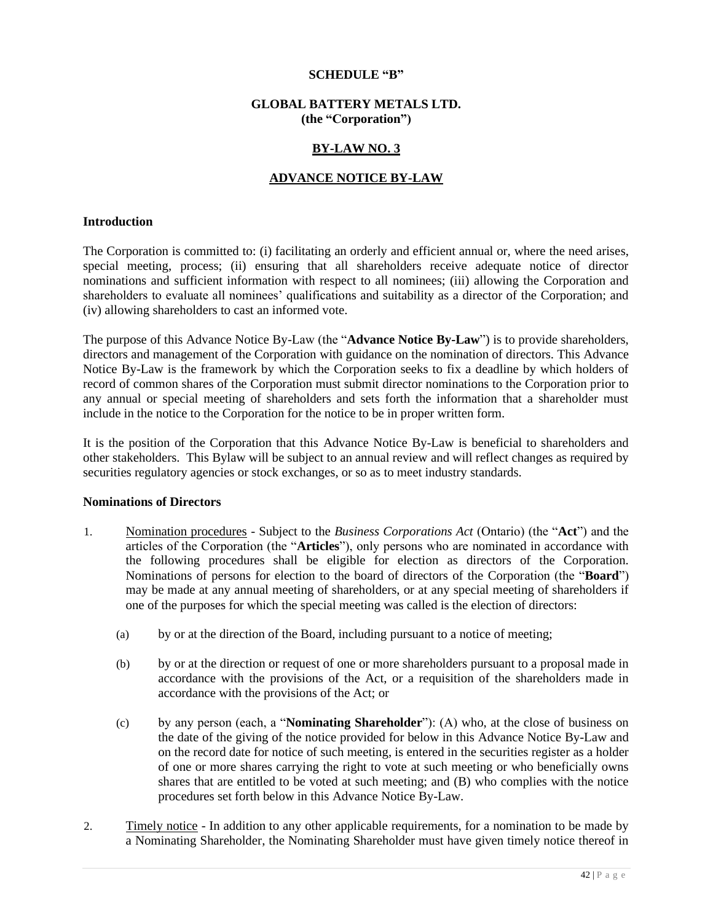**SCHEDULE "B"**

**GLOBAL BATTERY METALS LTD.**
**(the "Corporation")**

**BY-LAW NO. 3**

**ADVANCE NOTICE BY-LAW**

**Introduction**

The Corporation is committed to: (i) facilitating an orderly and efficient annual or, where the need arises, special meeting, process; (ii) ensuring that all shareholders receive adequate notice of director nominations and sufficient information with respect to all nominees; (iii) allowing the Corporation and shareholders to evaluate all nominees' qualifications and suitability as a director of the Corporation; and (iv) allowing shareholders to cast an informed vote.

The purpose of this Advance Notice By-Law (the "**Advance Notice By-Law**") is to provide shareholders, directors and management of the Corporation with guidance on the nomination of directors. This Advance Notice By-Law is the framework by which the Corporation seeks to fix a deadline by which holders of record of common shares of the Corporation must submit director nominations to the Corporation prior to any annual or special meeting of shareholders and sets forth the information that a shareholder must include in the notice to the Corporation for the notice to be in proper written form.

It is the position of the Corporation that this Advance Notice By-Law is beneficial to shareholders and other stakeholders. This Bylaw will be subject to an annual review and will reflect changes as required by securities regulatory agencies or stock exchanges, or so as to meet industry standards.

**Nominations of Directors**

1. Nomination procedures - Subject to the *Business Corporations Act* (Ontario) (the "**Act**") and the articles of the Corporation (the "**Articles**"), only persons who are nominated in accordance with the following procedures shall be eligible for election as directors of the Corporation. Nominations of persons for election to the board of directors of the Corporation (the "**Board**") may be made at any annual meeting of shareholders, or at any special meeting of shareholders if one of the purposes for which the special meeting was called is the election of directors:

   (a) by or at the direction of the Board, including pursuant to a notice of meeting;

   (b) by or at the direction or request of one or more shareholders pursuant to a proposal made in accordance with the provisions of the Act, or a requisition of the shareholders made in accordance with the provisions of the Act; or

   (c) by any person (each, a "**Nominating Shareholder**"): (A) who, at the close of business on the date of the giving of the notice provided for below in this Advance Notice By-Law and on the record date for notice of such meeting, is entered in the securities register as a holder of one or more shares carrying the right to vote at such meeting or who beneficially owns shares that are entitled to be voted at such meeting; and (B) who complies with the notice procedures set forth below in this Advance Notice By-Law.

2. Timely notice - In addition to any other applicable requirements, for a nomination to be made by a Nominating Shareholder, the Nominating Shareholder must have given timely notice thereof in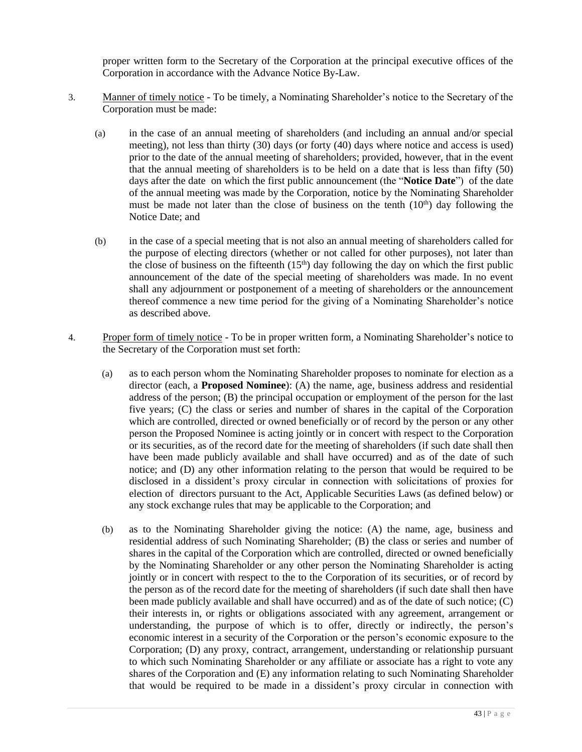proper written form to the Secretary of the Corporation at the principal executive offices of the Corporation in accordance with the Advance Notice By-Law.

3. Manner of timely notice - To be timely, a Nominating Shareholder's notice to the Secretary of the Corporation must be made:

   (a) in the case of an annual meeting of shareholders (and including an annual and/or special meeting), not less than thirty (30) days (or forty (40) days where notice and access is used) prior to the date of the annual meeting of shareholders; provided, however, that in the event that the annual meeting of shareholders is to be held on a date that is less than fifty (50) days after the date on which the first public announcement (the "**Notice Date**") of the date of the annual meeting was made by the Corporation, notice by the Nominating Shareholder must be made not later than the close of business on the tenth (10th) day following the Notice Date; and

   (b) in the case of a special meeting that is not also an annual meeting of shareholders called for the purpose of electing directors (whether or not called for other purposes), not later than the close of business on the fifteenth (15th) day following the day on which the first public announcement of the date of the special meeting of shareholders was made. In no event shall any adjournment or postponement of a meeting of shareholders or the announcement thereof commence a new time period for the giving of a Nominating Shareholder's notice as described above.

4. Proper form of timely notice - To be in proper written form, a Nominating Shareholder's notice to the Secretary of the Corporation must set forth:

   (a) as to each person whom the Nominating Shareholder proposes to nominate for election as a director (each, a **Proposed Nominee**): (A) the name, age, business address and residential address of the person; (B) the principal occupation or employment of the person for the last five years; (C) the class or series and number of shares in the capital of the Corporation which are controlled, directed or owned beneficially or of record by the person or any other person the Proposed Nominee is acting jointly or in concert with respect to the Corporation or its securities, as of the record date for the meeting of shareholders (if such date shall then have been made publicly available and shall have occurred) and as of the date of such notice; and (D) any other information relating to the person that would be required to be disclosed in a dissident's proxy circular in connection with solicitations of proxies for election of directors pursuant to the Act, Applicable Securities Laws (as defined below) or any stock exchange rules that may be applicable to the Corporation; and

   (b) as to the Nominating Shareholder giving the notice: (A) the name, age, business and residential address of such Nominating Shareholder; (B) the class or series and number of shares in the capital of the Corporation which are controlled, directed or owned beneficially by the Nominating Shareholder or any other person the Nominating Shareholder is acting jointly or in concert with respect to the to the Corporation of its securities, or of record by the person as of the record date for the meeting of shareholders (if such date shall then have been made publicly available and shall have occurred) and as of the date of such notice; (C) their interests in, or rights or obligations associated with any agreement, arrangement or understanding, the purpose of which is to offer, directly or indirectly, the person's economic interest in a security of the Corporation or the person's economic exposure to the Corporation; (D) any proxy, contract, arrangement, understanding or relationship pursuant to which such Nominating Shareholder or any affiliate or associate has a right to vote any shares of the Corporation and (E) any information relating to such Nominating Shareholder that would be required to be made in a dissident's proxy circular in connection with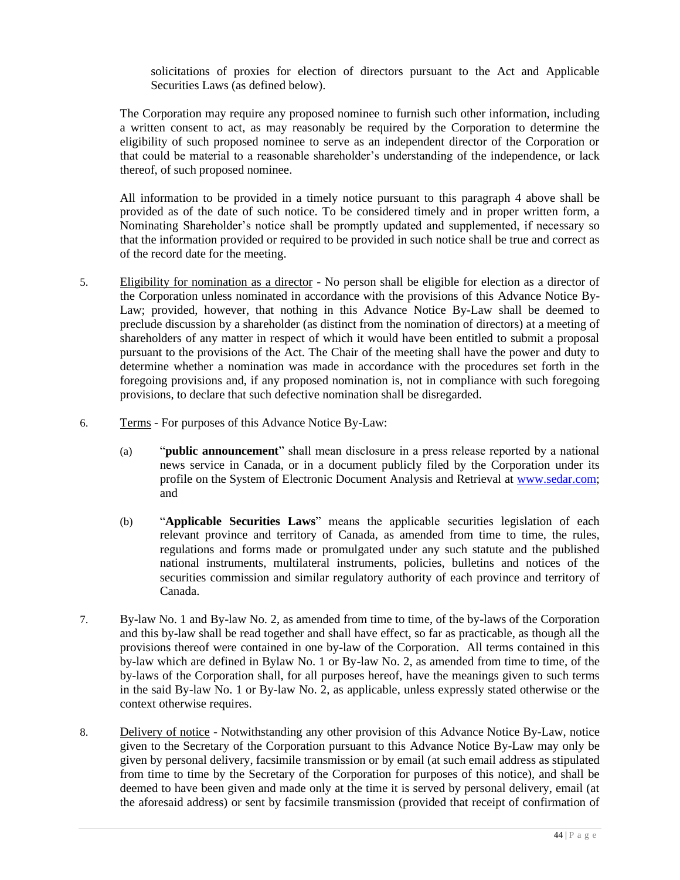solicitations of proxies for election of directors pursuant to the Act and Applicable Securities Laws (as defined below).

The Corporation may require any proposed nominee to furnish such other information, including a written consent to act, as may reasonably be required by the Corporation to determine the eligibility of such proposed nominee to serve as an independent director of the Corporation or that could be material to a reasonable shareholder's understanding of the independence, or lack thereof, of such proposed nominee.

All information to be provided in a timely notice pursuant to this paragraph 4 above shall be provided as of the date of such notice. To be considered timely and in proper written form, a Nominating Shareholder's notice shall be promptly updated and supplemented, if necessary so that the information provided or required to be provided in such notice shall be true and correct as of the record date for the meeting.

5. Eligibility for nomination as a director - No person shall be eligible for election as a director of the Corporation unless nominated in accordance with the provisions of this Advance Notice By-Law; provided, however, that nothing in this Advance Notice By-Law shall be deemed to preclude discussion by a shareholder (as distinct from the nomination of directors) at a meeting of shareholders of any matter in respect of which it would have been entitled to submit a proposal pursuant to the provisions of the Act. The Chair of the meeting shall have the power and duty to determine whether a nomination was made in accordance with the procedures set forth in the foregoing provisions and, if any proposed nomination is, not in compliance with such foregoing provisions, to declare that such defective nomination shall be disregarded.

6. Terms - For purposes of this Advance Notice By-Law:

   (a) "**public announcement**" shall mean disclosure in a press release reported by a national news service in Canada, or in a document publicly filed by the Corporation under its profile on the System of Electronic Document Analysis and Retrieval at www.sedar.com; and

   (b) "**Applicable Securities Laws**" means the applicable securities legislation of each relevant province and territory of Canada, as amended from time to time, the rules, regulations and forms made or promulgated under any such statute and the published national instruments, multilateral instruments, policies, bulletins and notices of the securities commission and similar regulatory authority of each province and territory of Canada.

7. By-law No. 1 and By-law No. 2, as amended from time to time, of the by-laws of the Corporation and this by-law shall be read together and shall have effect, so far as practicable, as though all the provisions thereof were contained in one by-law of the Corporation. All terms contained in this by-law which are defined in Bylaw No. 1 or By-law No. 2, as amended from time to time, of the by-laws of the Corporation shall, for all purposes hereof, have the meanings given to such terms in the said By-law No. 1 or By-law No. 2, as applicable, unless expressly stated otherwise or the context otherwise requires.

8. Delivery of notice - Notwithstanding any other provision of this Advance Notice By-Law, notice given to the Secretary of the Corporation pursuant to this Advance Notice By-Law may only be given by personal delivery, facsimile transmission or by email (at such email address as stipulated from time to time by the Secretary of the Corporation for purposes of this notice), and shall be deemed to have been given and made only at the time it is served by personal delivery, email (at the aforesaid address) or sent by facsimile transmission (provided that receipt of confirmation of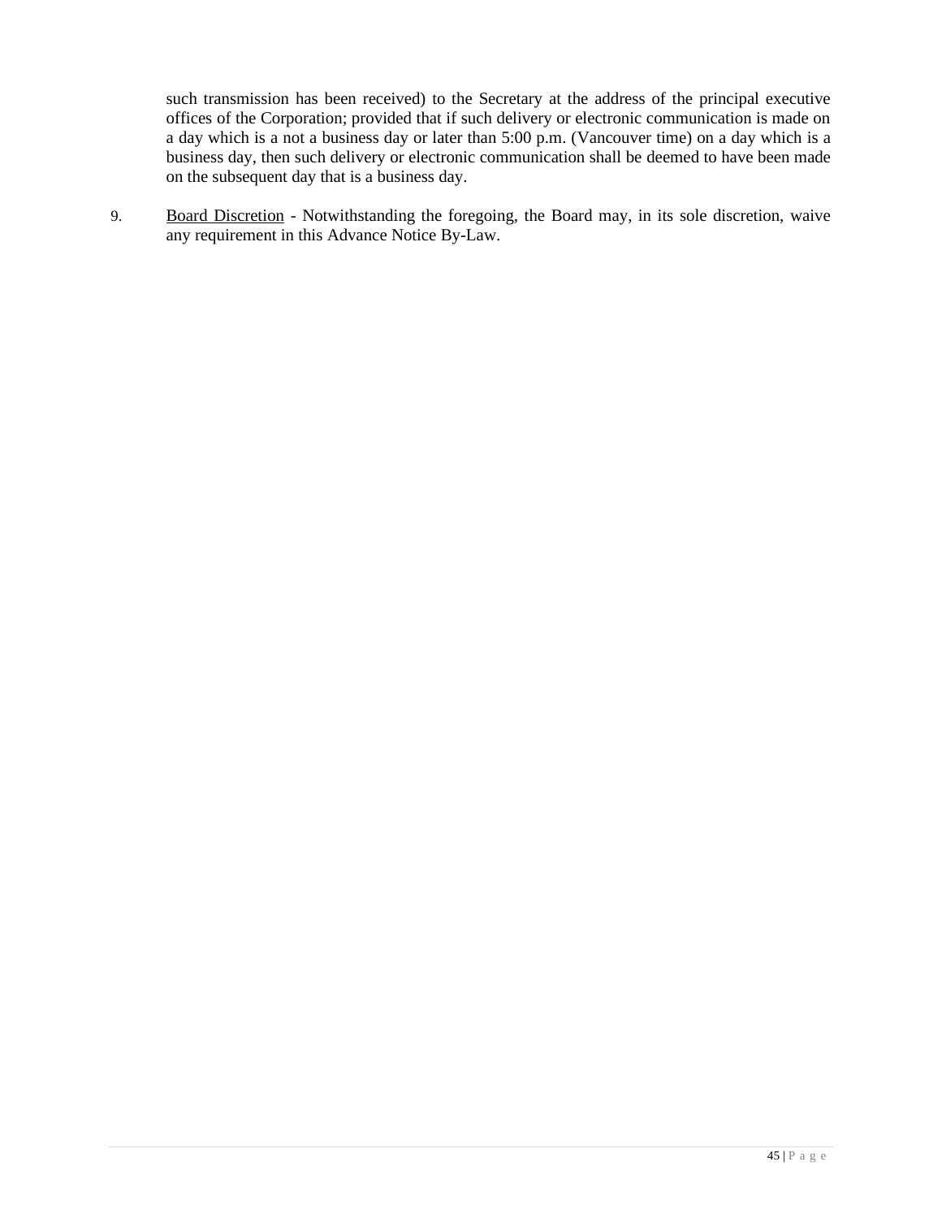such transmission has been received) to the Secretary at the address of the principal executive offices of the Corporation; provided that if such delivery or electronic communication is made on a day which is a not a business day or later than 5:00 p.m. (Vancouver time) on a day which is a business day, then such delivery or electronic communication shall be deemed to have been made on the subsequent day that is a business day.

9. Board Discretion - Notwithstanding the foregoing, the Board may, in its sole discretion, waive any requirement in this Advance Notice By-Law.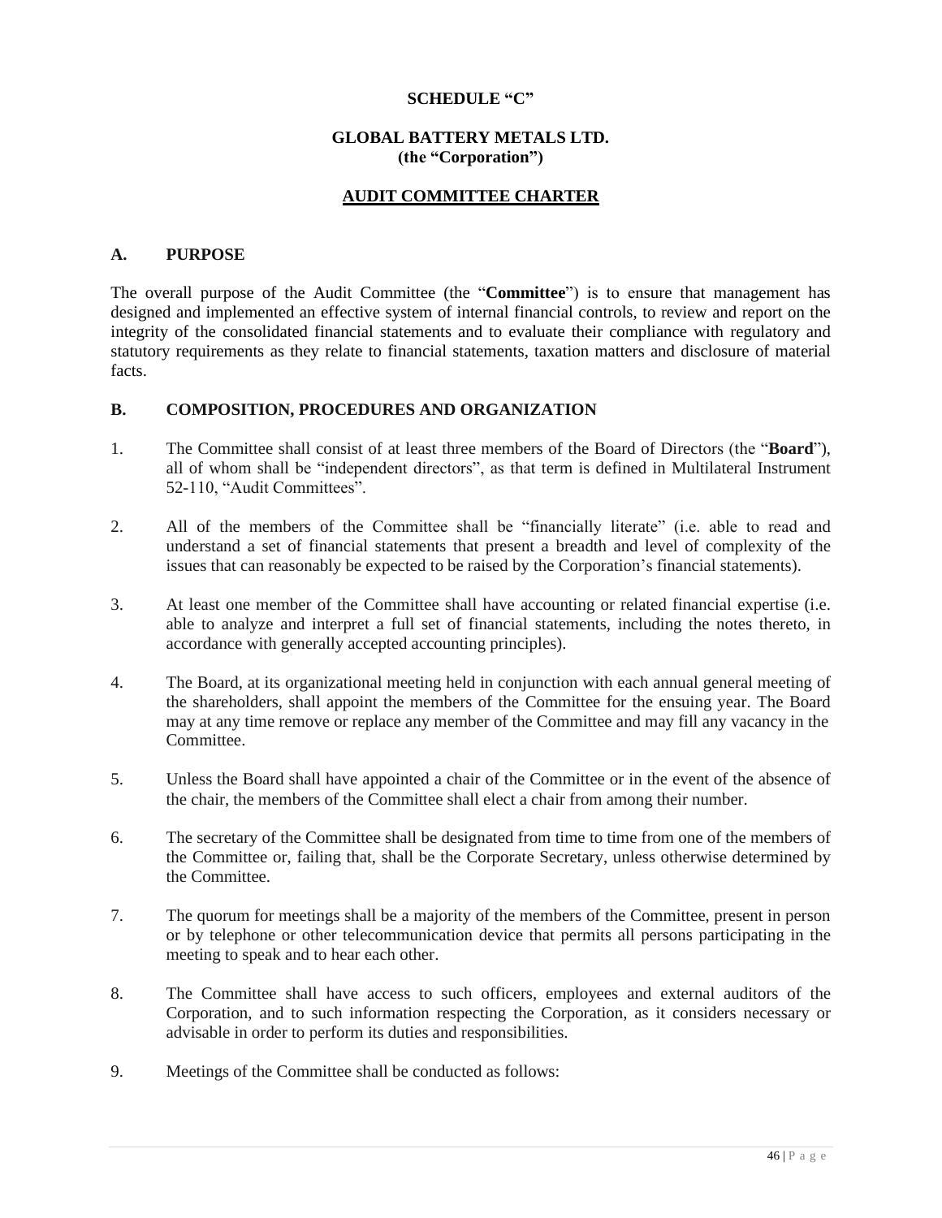**SCHEDULE "C"**

**GLOBAL BATTERY METALS LTD.**
**(the "Corporation")**

**AUDIT COMMITTEE CHARTER**

## A. PURPOSE

The overall purpose of the Audit Committee (the "**Committee**") is to ensure that management has designed and implemented an effective system of internal financial controls, to review and report on the integrity of the consolidated financial statements and to evaluate their compliance with regulatory and statutory requirements as they relate to financial statements, taxation matters and disclosure of material facts.

## B. COMPOSITION, PROCEDURES AND ORGANIZATION

1. The Committee shall consist of at least three members of the Board of Directors (the "**Board**"), all of whom shall be "independent directors", as that term is defined in Multilateral Instrument 52-110, "Audit Committees".

2. All of the members of the Committee shall be "financially literate" (i.e. able to read and understand a set of financial statements that present a breadth and level of complexity of the issues that can reasonably be expected to be raised by the Corporation's financial statements).

3. At least one member of the Committee shall have accounting or related financial expertise (i.e. able to analyze and interpret a full set of financial statements, including the notes thereto, in accordance with generally accepted accounting principles).

4. The Board, at its organizational meeting held in conjunction with each annual general meeting of the shareholders, shall appoint the members of the Committee for the ensuing year. The Board may at any time remove or replace any member of the Committee and may fill any vacancy in the Committee.

5. Unless the Board shall have appointed a chair of the Committee or in the event of the absence of the chair, the members of the Committee shall elect a chair from among their number.

6. The secretary of the Committee shall be designated from time to time from one of the members of the Committee or, failing that, shall be the Corporate Secretary, unless otherwise determined by the Committee.

7. The quorum for meetings shall be a majority of the members of the Committee, present in person or by telephone or other telecommunication device that permits all persons participating in the meeting to speak and to hear each other.

8. The Committee shall have access to such officers, employees and external auditors of the Corporation, and to such information respecting the Corporation, as it considers necessary or advisable in order to perform its duties and responsibilities.

9. Meetings of the Committee shall be conducted as follows: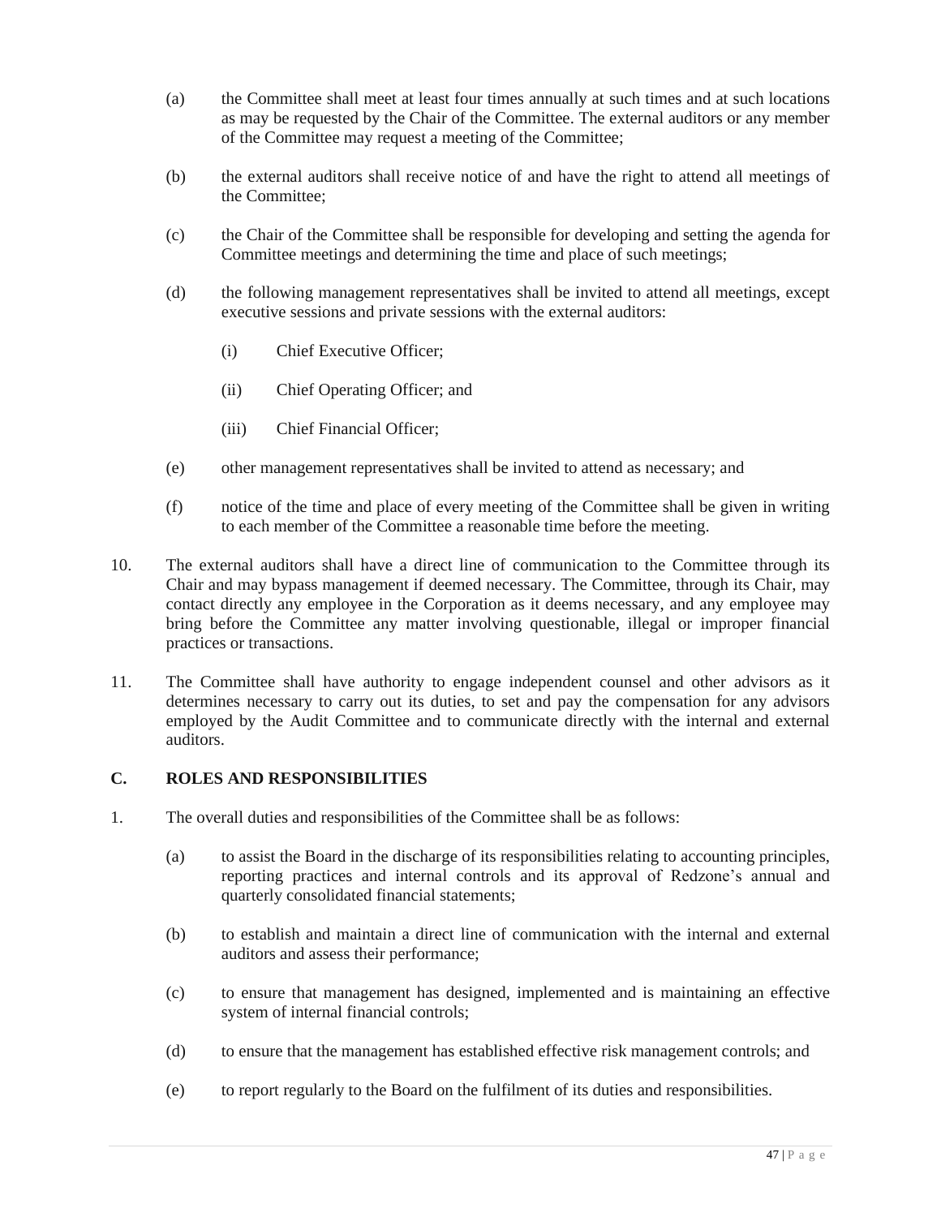(a) the Committee shall meet at least four times annually at such times and at such locations as may be requested by the Chair of the Committee. The external auditors or any member of the Committee may request a meeting of the Committee;

(b) the external auditors shall receive notice of and have the right to attend all meetings of the Committee;

(c) the Chair of the Committee shall be responsible for developing and setting the agenda for Committee meetings and determining the time and place of such meetings;

(d) the following management representatives shall be invited to attend all meetings, except executive sessions and private sessions with the external auditors:

(i) Chief Executive Officer;

(ii) Chief Operating Officer; and

(iii) Chief Financial Officer;

(e) other management representatives shall be invited to attend as necessary; and

(f) notice of the time and place of every meeting of the Committee shall be given in writing to each member of the Committee a reasonable time before the meeting.

10. The external auditors shall have a direct line of communication to the Committee through its Chair and may bypass management if deemed necessary. The Committee, through its Chair, may contact directly any employee in the Corporation as it deems necessary, and any employee may bring before the Committee any matter involving questionable, illegal or improper financial practices or transactions.

11. The Committee shall have authority to engage independent counsel and other advisors as it determines necessary to carry out its duties, to set and pay the compensation for any advisors employed by the Audit Committee and to communicate directly with the internal and external auditors.

## C. ROLES AND RESPONSIBILITIES

1. The overall duties and responsibilities of the Committee shall be as follows:

(a) to assist the Board in the discharge of its responsibilities relating to accounting principles, reporting practices and internal controls and its approval of Redzone's annual and quarterly consolidated financial statements;

(b) to establish and maintain a direct line of communication with the internal and external auditors and assess their performance;

(c) to ensure that management has designed, implemented and is maintaining an effective system of internal financial controls;

(d) to ensure that the management has established effective risk management controls; and

(e) to report regularly to the Board on the fulfilment of its duties and responsibilities.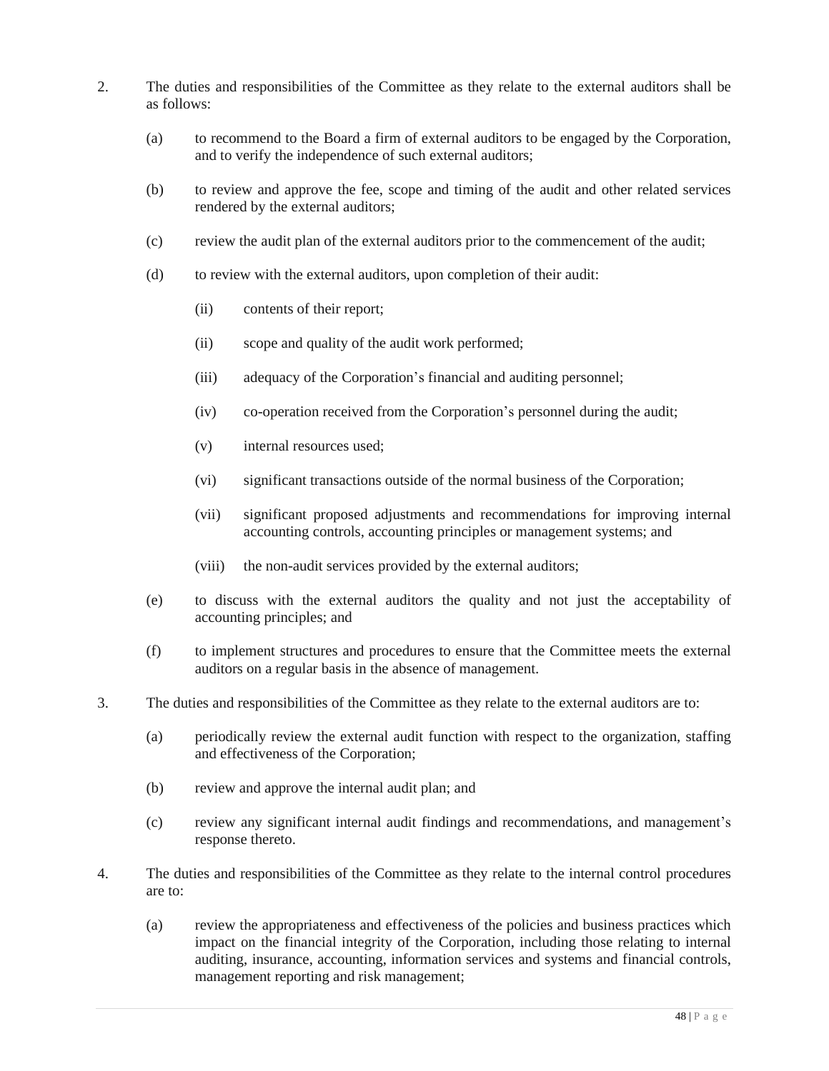2. The duties and responsibilities of the Committee as they relate to the external auditors shall be as follows:

   (a) to recommend to the Board a firm of external auditors to be engaged by the Corporation, and to verify the independence of such external auditors;

   (b) to review and approve the fee, scope and timing of the audit and other related services rendered by the external auditors;

   (c) review the audit plan of the external auditors prior to the commencement of the audit;

   (d) to review with the external auditors, upon completion of their audit:

      (ii) contents of their report;

      (ii) scope and quality of the audit work performed;

      (iii) adequacy of the Corporation's financial and auditing personnel;

      (iv) co-operation received from the Corporation's personnel during the audit;

      (v) internal resources used;

      (vi) significant transactions outside of the normal business of the Corporation;

      (vii) significant proposed adjustments and recommendations for improving internal accounting controls, accounting principles or management systems; and

      (viii) the non-audit services provided by the external auditors;

   (e) to discuss with the external auditors the quality and not just the acceptability of accounting principles; and

   (f) to implement structures and procedures to ensure that the Committee meets the external auditors on a regular basis in the absence of management.

3. The duties and responsibilities of the Committee as they relate to the external auditors are to:

   (a) periodically review the external audit function with respect to the organization, staffing and effectiveness of the Corporation;

   (b) review and approve the internal audit plan; and

   (c) review any significant internal audit findings and recommendations, and management's response thereto.

4. The duties and responsibilities of the Committee as they relate to the internal control procedures are to:

   (a) review the appropriateness and effectiveness of the policies and business practices which impact on the financial integrity of the Corporation, including those relating to internal auditing, insurance, accounting, information services and systems and financial controls, management reporting and risk management;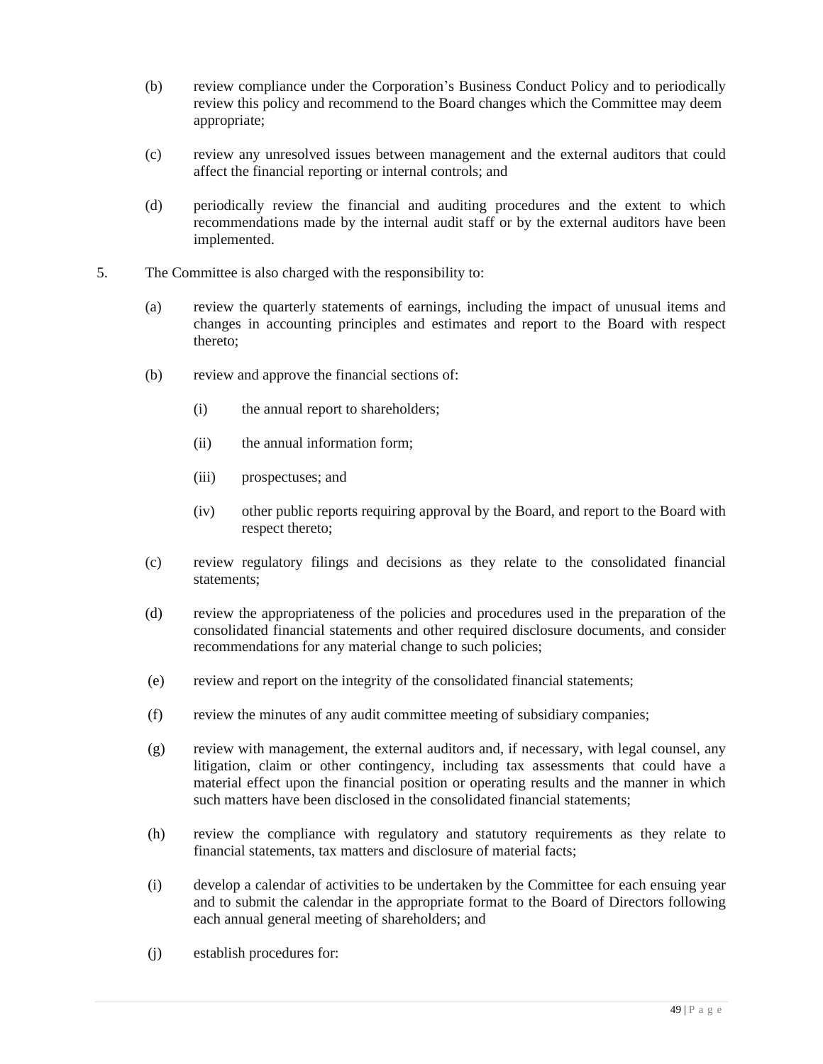(b) review compliance under the Corporation's Business Conduct Policy and to periodically review this policy and recommend to the Board changes which the Committee may deem appropriate;

(c) review any unresolved issues between management and the external auditors that could affect the financial reporting or internal controls; and

(d) periodically review the financial and auditing procedures and the extent to which recommendations made by the internal audit staff or by the external auditors have been implemented.

5. The Committee is also charged with the responsibility to:

   (a) review the quarterly statements of earnings, including the impact of unusual items and changes in accounting principles and estimates and report to the Board with respect thereto;

   (b) review and approve the financial sections of:

      (i) the annual report to shareholders;

      (ii) the annual information form;

      (iii) prospectuses; and

      (iv) other public reports requiring approval by the Board, and report to the Board with respect thereto;

   (c) review regulatory filings and decisions as they relate to the consolidated financial statements;

   (d) review the appropriateness of the policies and procedures used in the preparation of the consolidated financial statements and other required disclosure documents, and consider recommendations for any material change to such policies;

   (e) review and report on the integrity of the consolidated financial statements;

   (f) review the minutes of any audit committee meeting of subsidiary companies;

   (g) review with management, the external auditors and, if necessary, with legal counsel, any litigation, claim or other contingency, including tax assessments that could have a material effect upon the financial position or operating results and the manner in which such matters have been disclosed in the consolidated financial statements;

   (h) review the compliance with regulatory and statutory requirements as they relate to financial statements, tax matters and disclosure of material facts;

   (i) develop a calendar of activities to be undertaken by the Committee for each ensuing year and to submit the calendar in the appropriate format to the Board of Directors following each annual general meeting of shareholders; and

   (j) establish procedures for: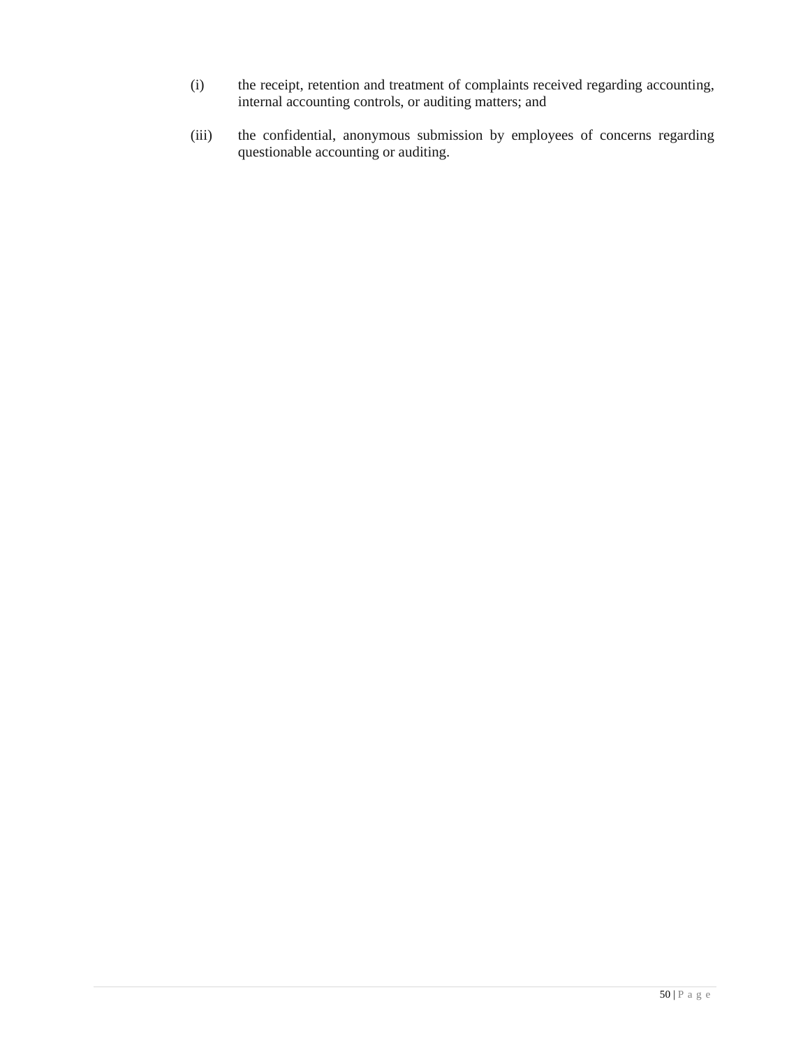(i) the receipt, retention and treatment of complaints received regarding accounting, internal accounting controls, or auditing matters; and

(iii) the confidential, anonymous submission by employees of concerns regarding questionable accounting or auditing.